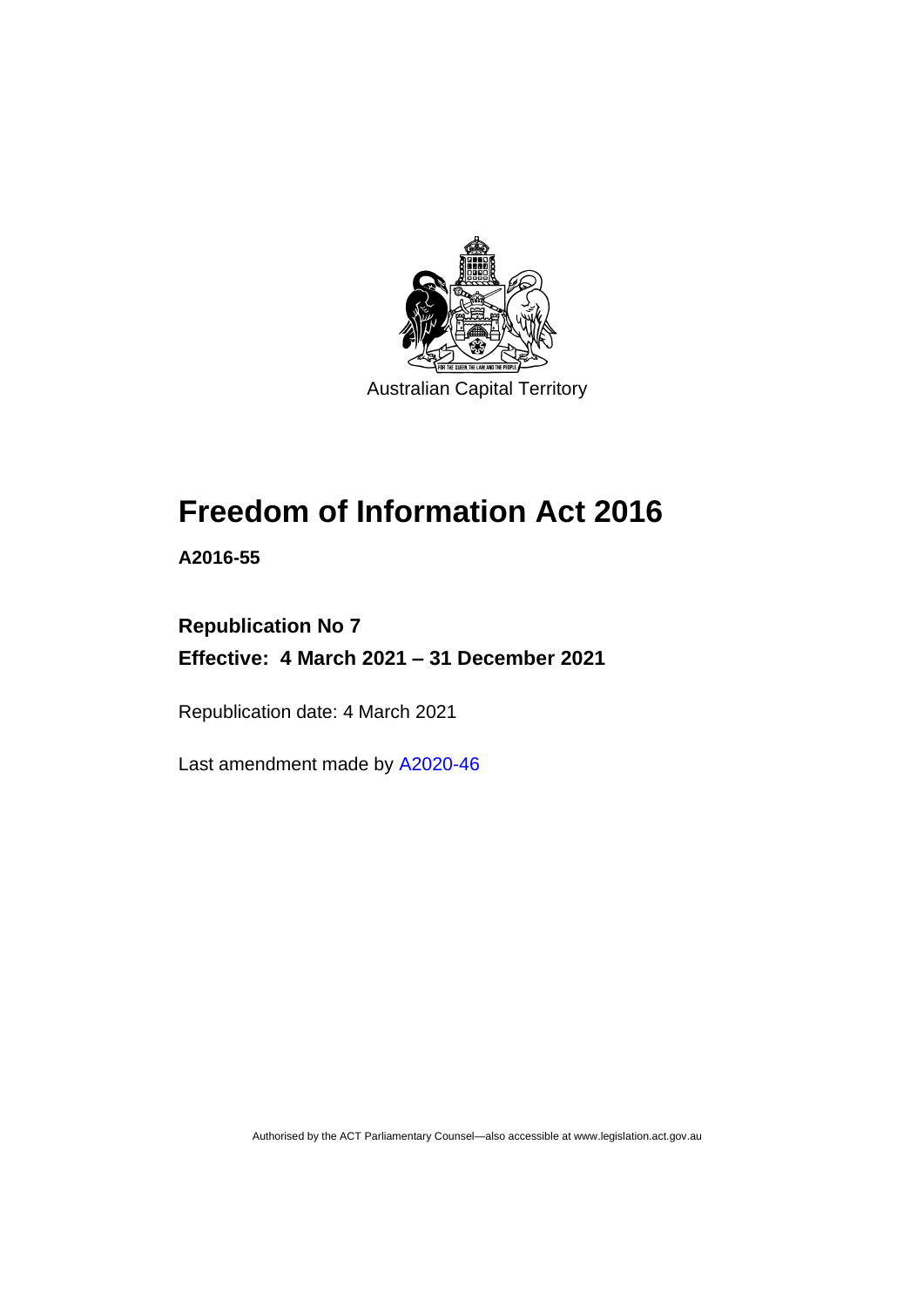Australian Capital Territory

# Freedom of Information Act 2016

**A2016-55**

## Republication No 7

## Effective: 4 March 2021 – 31 December 2021

Republication date: 4 March 2021

Last amendment made by A2020-46

Authorised by the ACT Parliamentary Counsel—also accessible at www.legislation.act.gov.au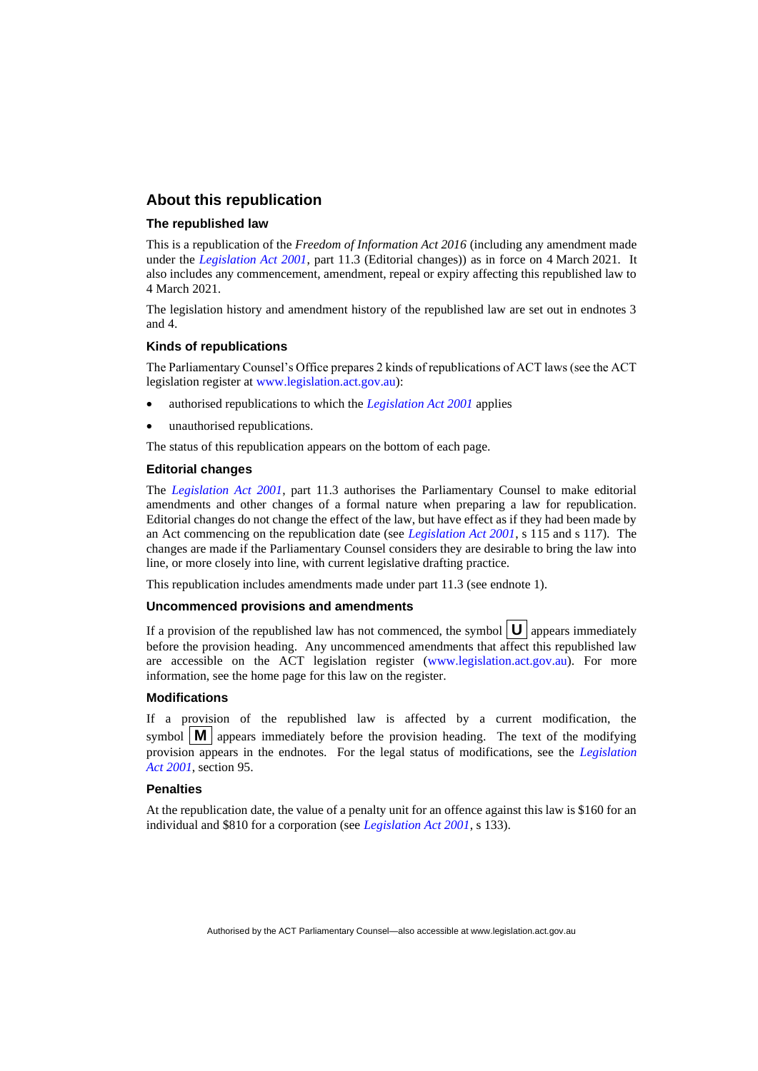## About this republication

### The republished law

This is a republication of the *Freedom of Information Act 2016* (including any amendment made under the *Legislation Act 2001*, part 11.3 (Editorial changes)) as in force on 4 March 2021. It also includes any commencement, amendment, repeal or expiry affecting this republished law to 4 March 2021.

The legislation history and amendment history of the republished law are set out in endnotes 3 and 4.

### Kinds of republications

The Parliamentary Counsel's Office prepares 2 kinds of republications of ACT laws (see the ACT legislation register at www.legislation.act.gov.au):

- authorised republications to which the *Legislation Act 2001* applies
- unauthorised republications.

The status of this republication appears on the bottom of each page.

### Editorial changes

The *Legislation Act 2001*, part 11.3 authorises the Parliamentary Counsel to make editorial amendments and other changes of a formal nature when preparing a law for republication. Editorial changes do not change the effect of the law, but have effect as if they had been made by an Act commencing on the republication date (see *Legislation Act 2001*, s 115 and s 117). The changes are made if the Parliamentary Counsel considers they are desirable to bring the law into line, or more closely into line, with current legislative drafting practice.

This republication includes amendments made under part 11.3 (see endnote 1).

### Uncommenced provisions and amendments

If a provision of the republished law has not commenced, the symbol **U** appears immediately before the provision heading. Any uncommenced amendments that affect this republished law are accessible on the ACT legislation register (www.legislation.act.gov.au). For more information, see the home page for this law on the register.

### Modifications

If a provision of the republished law is affected by a current modification, the symbol **M** appears immediately before the provision heading. The text of the modifying provision appears in the endnotes. For the legal status of modifications, see the *Legislation Act 2001*, section 95.

### Penalties

At the republication date, the value of a penalty unit for an offence against this law is $160 for an individual and $810 for a corporation (see *Legislation Act 2001*, s 133).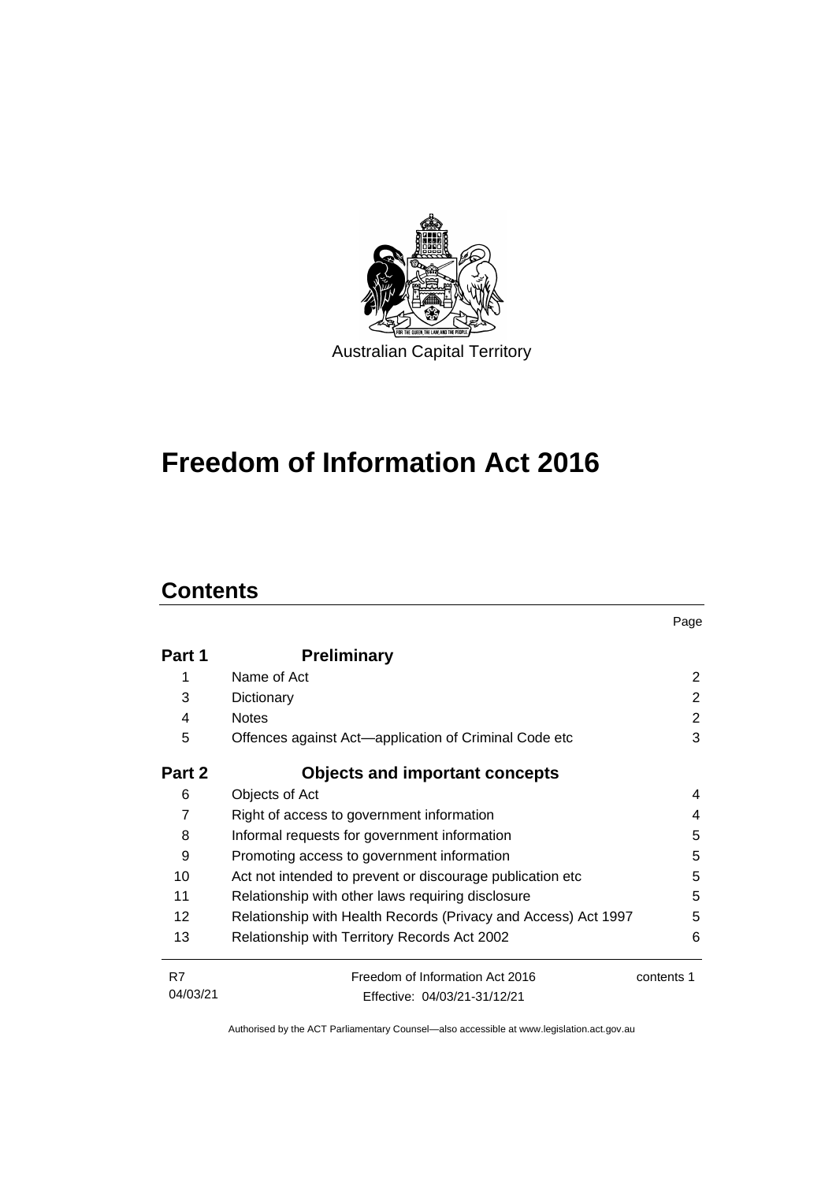Australian Capital Territory

# Freedom of Information Act 2016

## Contents

| | | Page |
|---|---|---|
| **Part 1** | **Preliminary** | |
| 1 | Name of Act | 2 |
| 3 | Dictionary | 2 |
| 4 | Notes | 2 |
| 5 | Offences against Act—application of Criminal Code etc | 3 |
| **Part 2** | **Objects and important concepts** | |
| 6 | Objects of Act | 4 |
| 7 | Right of access to government information | 4 |
| 8 | Informal requests for government information | 5 |
| 9 | Promoting access to government information | 5 |
| 10 | Act not intended to prevent or discourage publication etc | 5 |
| 11 | Relationship with other laws requiring disclosure | 5 |
| 12 | Relationship with Health Records (Privacy and Access) Act 1997 | 5 |
| 13 | Relationship with Territory Records Act 2002 | 6 |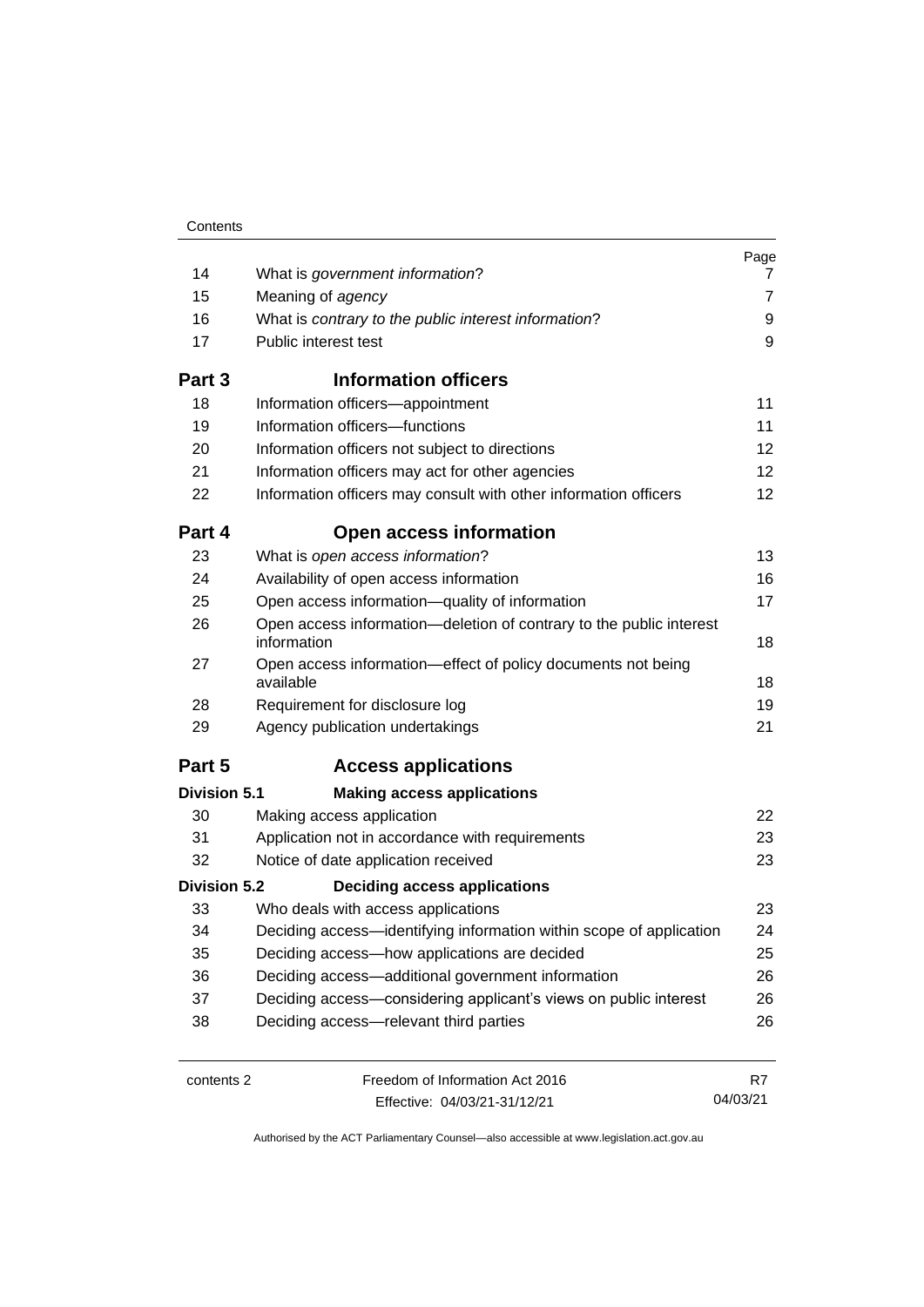| | | Page |
|---|---|---|
| 14 | What is *government information*? | 7 |
| 15 | Meaning of *agency* | 7 |
| 16 | What is *contrary to the public interest information*? | 9 |
| 17 | Public interest test | 9 |
| **Part 3** | **Information officers** | |
| 18 | Information officers—appointment | 11 |
| 19 | Information officers—functions | 11 |
| 20 | Information officers not subject to directions | 12 |
| 21 | Information officers may act for other agencies | 12 |
| 22 | Information officers may consult with other information officers | 12 |
| **Part 4** | **Open access information** | |
| 23 | What is *open access information*? | 13 |
| 24 | Availability of open access information | 16 |
| 25 | Open access information—quality of information | 17 |
| 26 | Open access information—deletion of contrary to the public interest information | 18 |
| 27 | Open access information—effect of policy documents not being available | 18 |
| 28 | Requirement for disclosure log | 19 |
| 29 | Agency publication undertakings | 21 |
| **Part 5** | **Access applications** | |
| **Division 5.1** | **Making access applications** | |
| 30 | Making access application | 22 |
| 31 | Application not in accordance with requirements | 23 |
| 32 | Notice of date application received | 23 |
| **Division 5.2** | **Deciding access applications** | |
| 33 | Who deals with access applications | 23 |
| 34 | Deciding access—identifying information within scope of application | 24 |
| 35 | Deciding access—how applications are decided | 25 |
| 36 | Deciding access—additional government information | 26 |
| 37 | Deciding access—considering applicant's views on public interest | 26 |
| 38 | Deciding access—relevant third parties | 26 |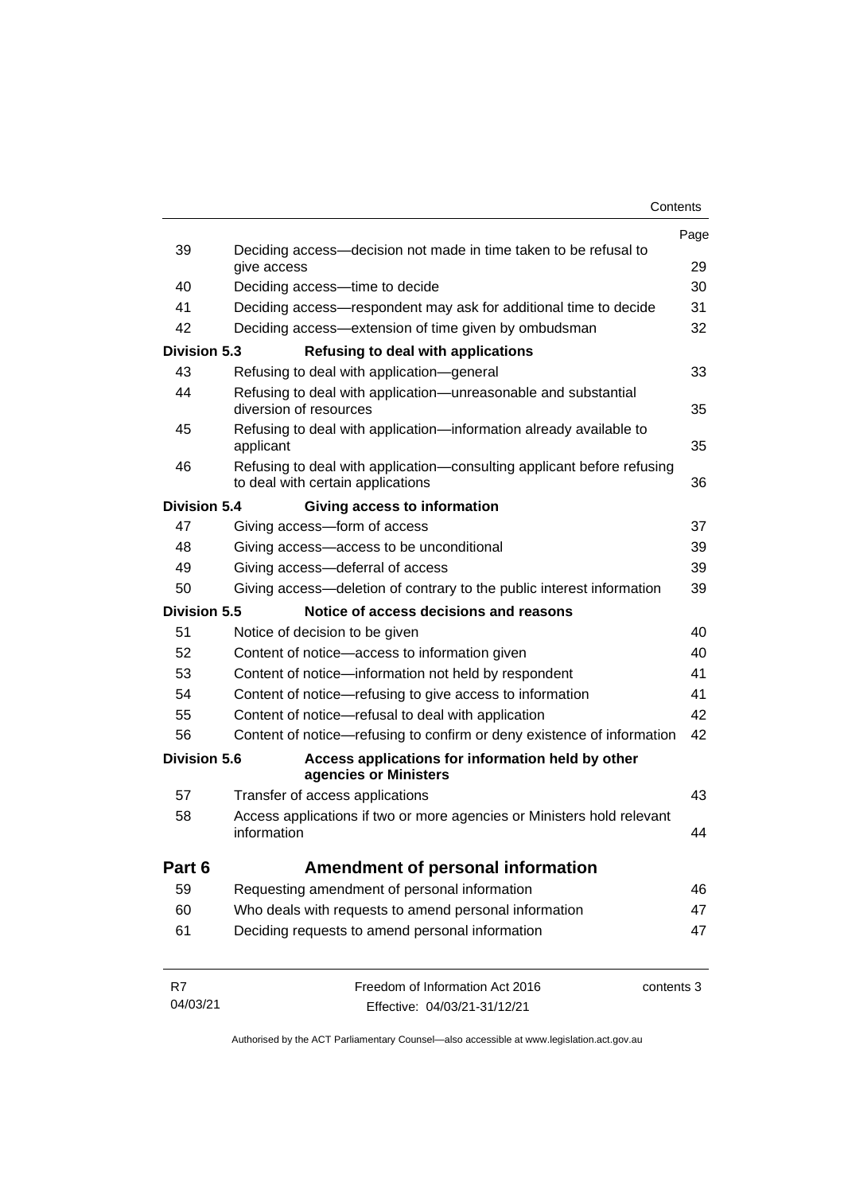| | | Page |
|---|---|---|
| 39 | Deciding access—decision not made in time taken to be refusal to give access | 29 |
| 40 | Deciding access—time to decide | 30 |
| 41 | Deciding access—respondent may ask for additional time to decide | 31 |
| 42 | Deciding access—extension of time given by ombudsman | 32 |
| **Division 5.3** | **Refusing to deal with applications** | |
| 43 | Refusing to deal with application—general | 33 |
| 44 | Refusing to deal with application—unreasonable and substantial diversion of resources | 35 |
| 45 | Refusing to deal with application—information already available to applicant | 35 |
| 46 | Refusing to deal with application—consulting applicant before refusing to deal with certain applications | 36 |
| **Division 5.4** | **Giving access to information** | |
| 47 | Giving access—form of access | 37 |
| 48 | Giving access—access to be unconditional | 39 |
| 49 | Giving access—deferral of access | 39 |
| 50 | Giving access—deletion of contrary to the public interest information | 39 |
| **Division 5.5** | **Notice of access decisions and reasons** | |
| 51 | Notice of decision to be given | 40 |
| 52 | Content of notice—access to information given | 40 |
| 53 | Content of notice—information not held by respondent | 41 |
| 54 | Content of notice—refusing to give access to information | 41 |
| 55 | Content of notice—refusal to deal with application | 42 |
| 56 | Content of notice—refusing to confirm or deny existence of information | 42 |
| **Division 5.6** | **Access applications for information held by other agencies or Ministers** | |
| 57 | Transfer of access applications | 43 |
| 58 | Access applications if two or more agencies or Ministers hold relevant information | 44 |
| **Part 6** | **Amendment of personal information** | |
| 59 | Requesting amendment of personal information | 46 |
| 60 | Who deals with requests to amend personal information | 47 |
| 61 | Deciding requests to amend personal information | 47 |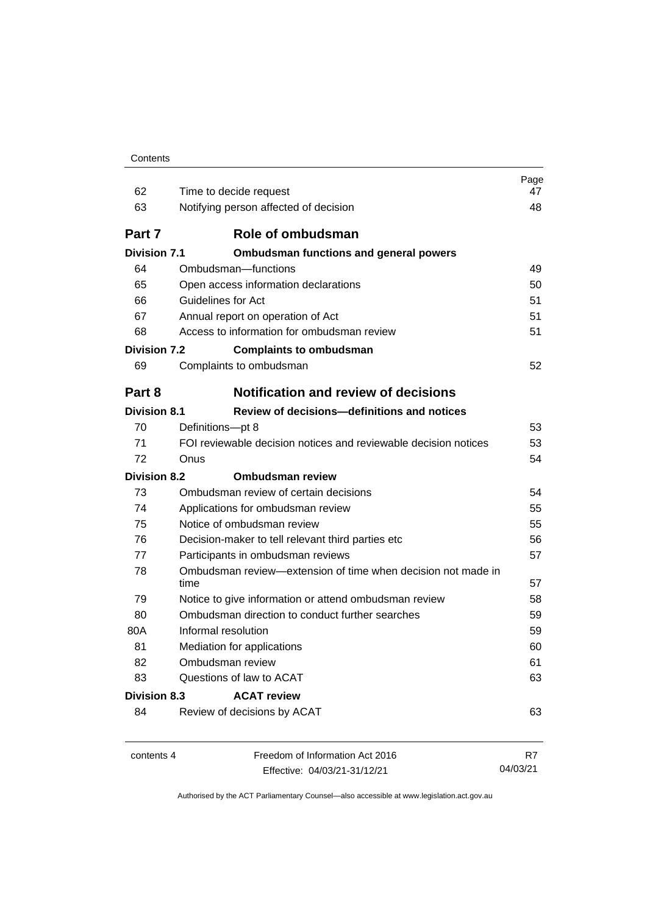| | | Page |
|---|---|---|
| 62 | Time to decide request | 47 |
| 63 | Notifying person affected of decision | 48 |
| **Part 7** | **Role of ombudsman** | |
| **Division 7.1** | **Ombudsman functions and general powers** | |
| 64 | Ombudsman—functions | 49 |
| 65 | Open access information declarations | 50 |
| 66 | Guidelines for Act | 51 |
| 67 | Annual report on operation of Act | 51 |
| 68 | Access to information for ombudsman review | 51 |
| **Division 7.2** | **Complaints to ombudsman** | |
| 69 | Complaints to ombudsman | 52 |
| **Part 8** | **Notification and review of decisions** | |
| **Division 8.1** | **Review of decisions—definitions and notices** | |
| 70 | Definitions—pt 8 | 53 |
| 71 | FOI reviewable decision notices and reviewable decision notices | 53 |
| 72 | Onus | 54 |
| **Division 8.2** | **Ombudsman review** | |
| 73 | Ombudsman review of certain decisions | 54 |
| 74 | Applications for ombudsman review | 55 |
| 75 | Notice of ombudsman review | 55 |
| 76 | Decision-maker to tell relevant third parties etc | 56 |
| 77 | Participants in ombudsman reviews | 57 |
| 78 | Ombudsman review—extension of time when decision not made in time | 57 |
| 79 | Notice to give information or attend ombudsman review | 58 |
| 80 | Ombudsman direction to conduct further searches | 59 |
| 80A | Informal resolution | 59 |
| 81 | Mediation for applications | 60 |
| 82 | Ombudsman review | 61 |
| 83 | Questions of law to ACAT | 63 |
| **Division 8.3** | **ACAT review** | |
| 84 | Review of decisions by ACAT | 63 |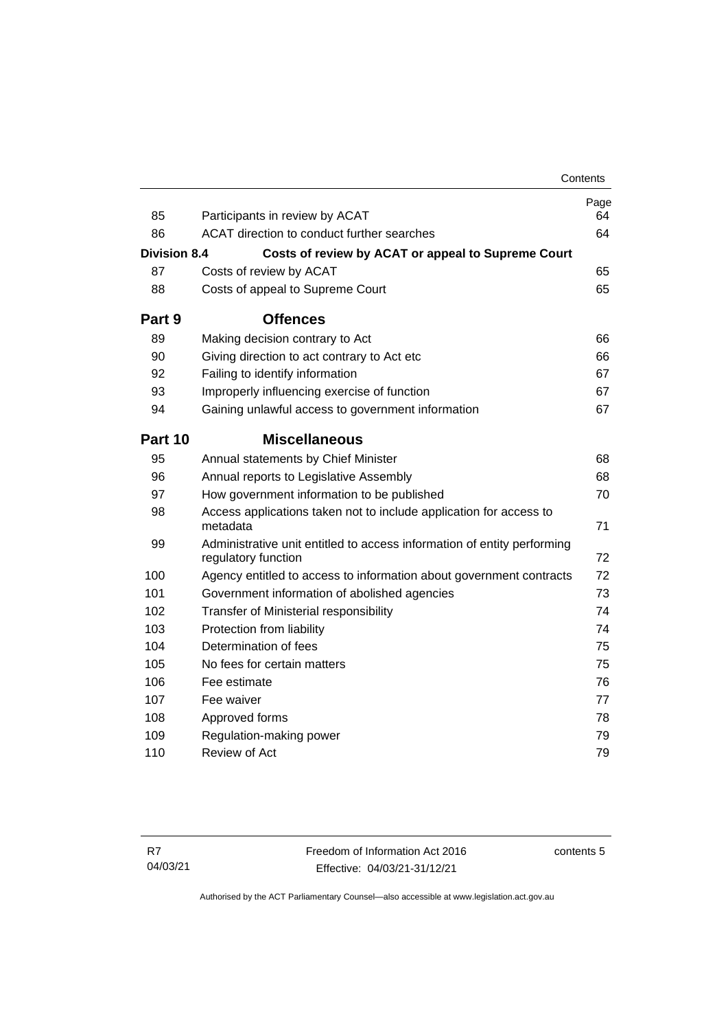| | | Page |
|---|---|---|
| 85 | Participants in review by ACAT | 64 |
| 86 | ACAT direction to conduct further searches | 64 |
| **Division 8.4** | **Costs of review by ACAT or appeal to Supreme Court** | |
| 87 | Costs of review by ACAT | 65 |
| 88 | Costs of appeal to Supreme Court | 65 |
| **Part 9** | **Offences** | |
| 89 | Making decision contrary to Act | 66 |
| 90 | Giving direction to act contrary to Act etc | 66 |
| 92 | Failing to identify information | 67 |
| 93 | Improperly influencing exercise of function | 67 |
| 94 | Gaining unlawful access to government information | 67 |
| **Part 10** | **Miscellaneous** | |
| 95 | Annual statements by Chief Minister | 68 |
| 96 | Annual reports to Legislative Assembly | 68 |
| 97 | How government information to be published | 70 |
| 98 | Access applications taken not to include application for access to metadata | 71 |
| 99 | Administrative unit entitled to access information of entity performing regulatory function | 72 |
| 100 | Agency entitled to access to information about government contracts | 72 |
| 101 | Government information of abolished agencies | 73 |
| 102 | Transfer of Ministerial responsibility | 74 |
| 103 | Protection from liability | 74 |
| 104 | Determination of fees | 75 |
| 105 | No fees for certain matters | 75 |
| 106 | Fee estimate | 76 |
| 107 | Fee waiver | 77 |
| 108 | Approved forms | 78 |
| 109 | Regulation-making power | 79 |
| 110 | Review of Act | 79 |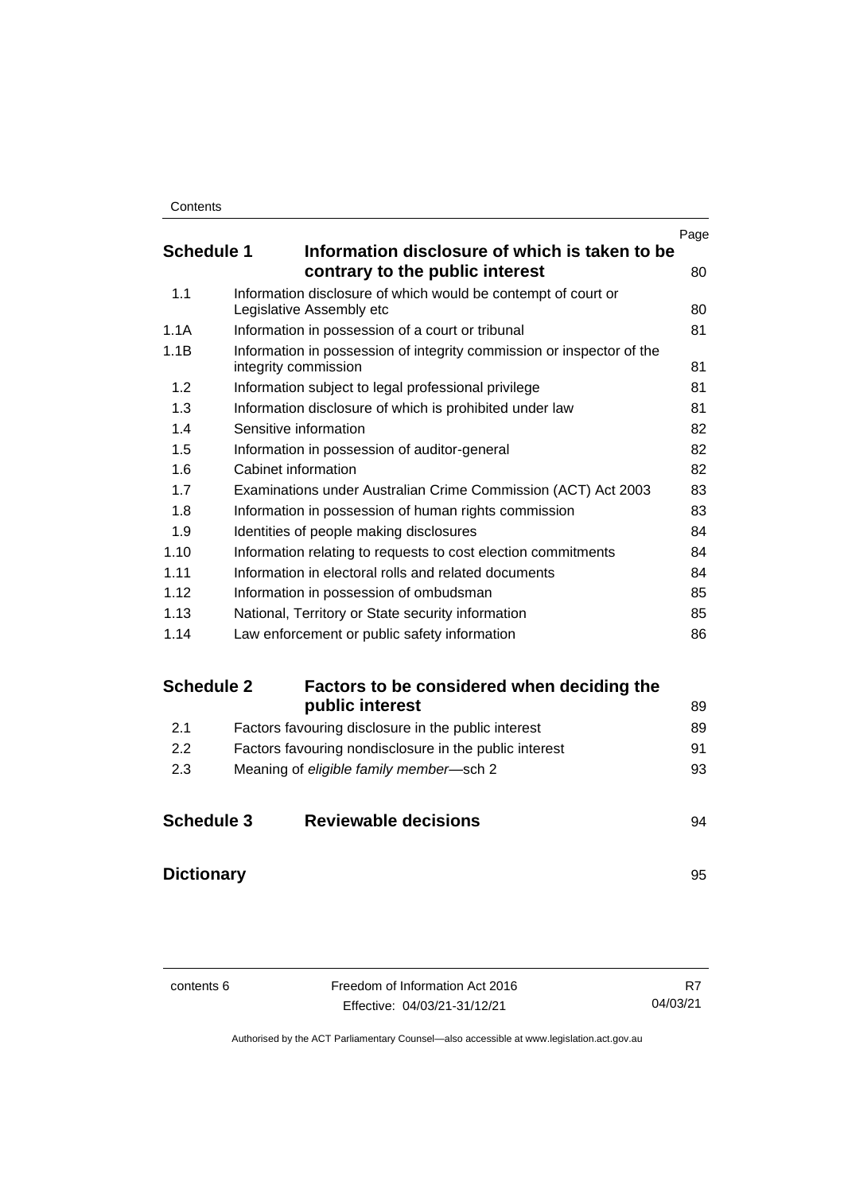| | | Page |
|---|---|---|
| **Schedule 1** | **Information disclosure of which is taken to be contrary to the public interest** | 80 |
| 1.1 | Information disclosure of which would be contempt of court or Legislative Assembly etc | 80 |
| 1.1A | Information in possession of a court or tribunal | 81 |
| 1.1B | Information in possession of integrity commission or inspector of the integrity commission | 81 |
| 1.2 | Information subject to legal professional privilege | 81 |
| 1.3 | Information disclosure of which is prohibited under law | 81 |
| 1.4 | Sensitive information | 82 |
| 1.5 | Information in possession of auditor-general | 82 |
| 1.6 | Cabinet information | 82 |
| 1.7 | Examinations under Australian Crime Commission (ACT) Act 2003 | 83 |
| 1.8 | Information in possession of human rights commission | 83 |
| 1.9 | Identities of people making disclosures | 84 |
| 1.10 | Information relating to requests to cost election commitments | 84 |
| 1.11 | Information in electoral rolls and related documents | 84 |
| 1.12 | Information in possession of ombudsman | 85 |
| 1.13 | National, Territory or State security information | 85 |
| 1.14 | Law enforcement or public safety information | 86 |
| **Schedule 2** | **Factors to be considered when deciding the public interest** | 89 |
| 2.1 | Factors favouring disclosure in the public interest | 89 |
| 2.2 | Factors favouring nondisclosure in the public interest | 91 |
| 2.3 | Meaning of *eligible family member*—sch 2 | 93 |
| **Schedule 3** | **Reviewable decisions** | 94 |
| **Dictionary** | | 95 |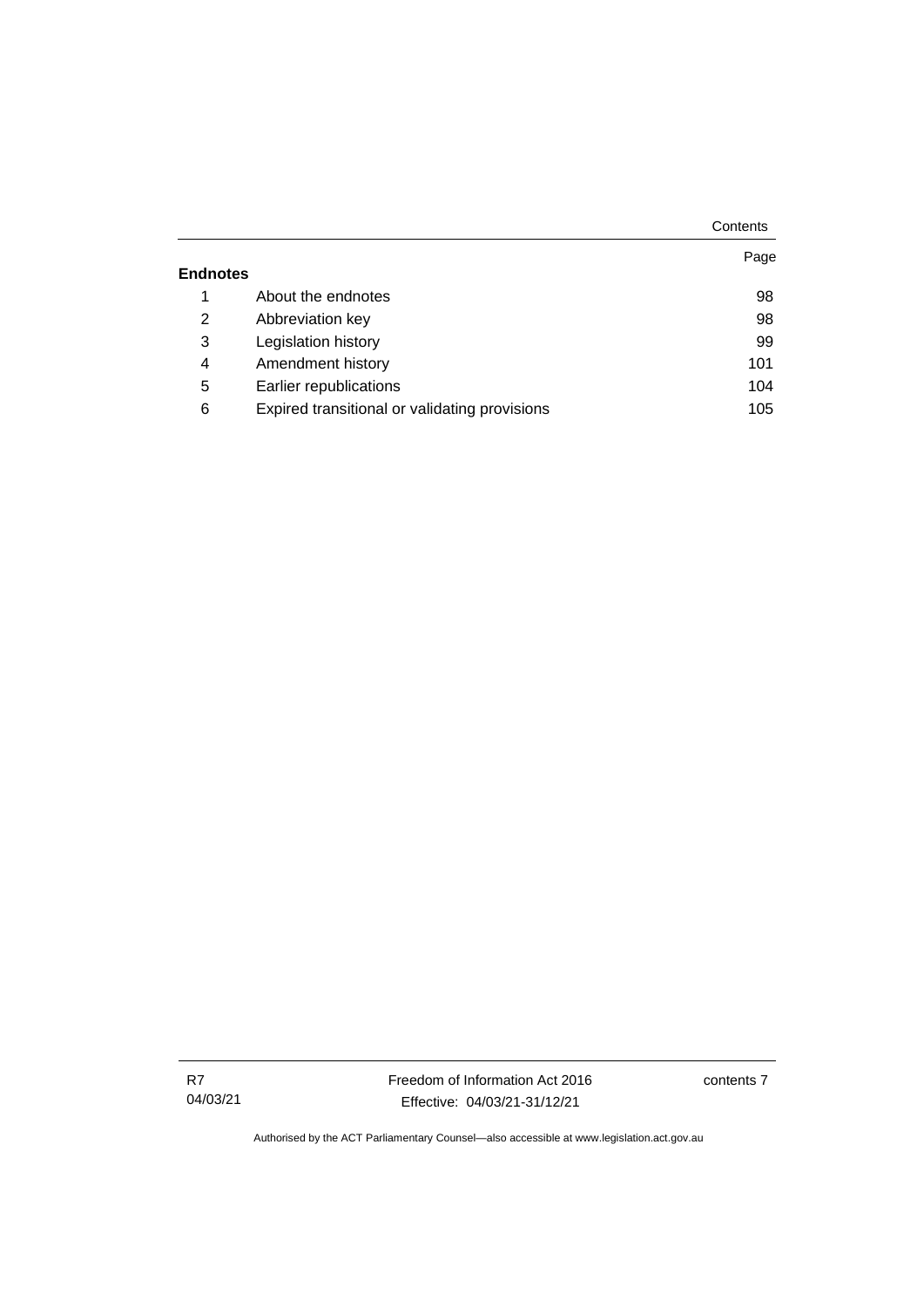| | | Page |
|---|---|---|
| **Endnotes** | | |
| 1 | About the endnotes | 98 |
| 2 | Abbreviation key | 98 |
| 3 | Legislation history | 99 |
| 4 | Amendment history | 101 |
| 5 | Earlier republications | 104 |
| 6 | Expired transitional or validating provisions | 105 |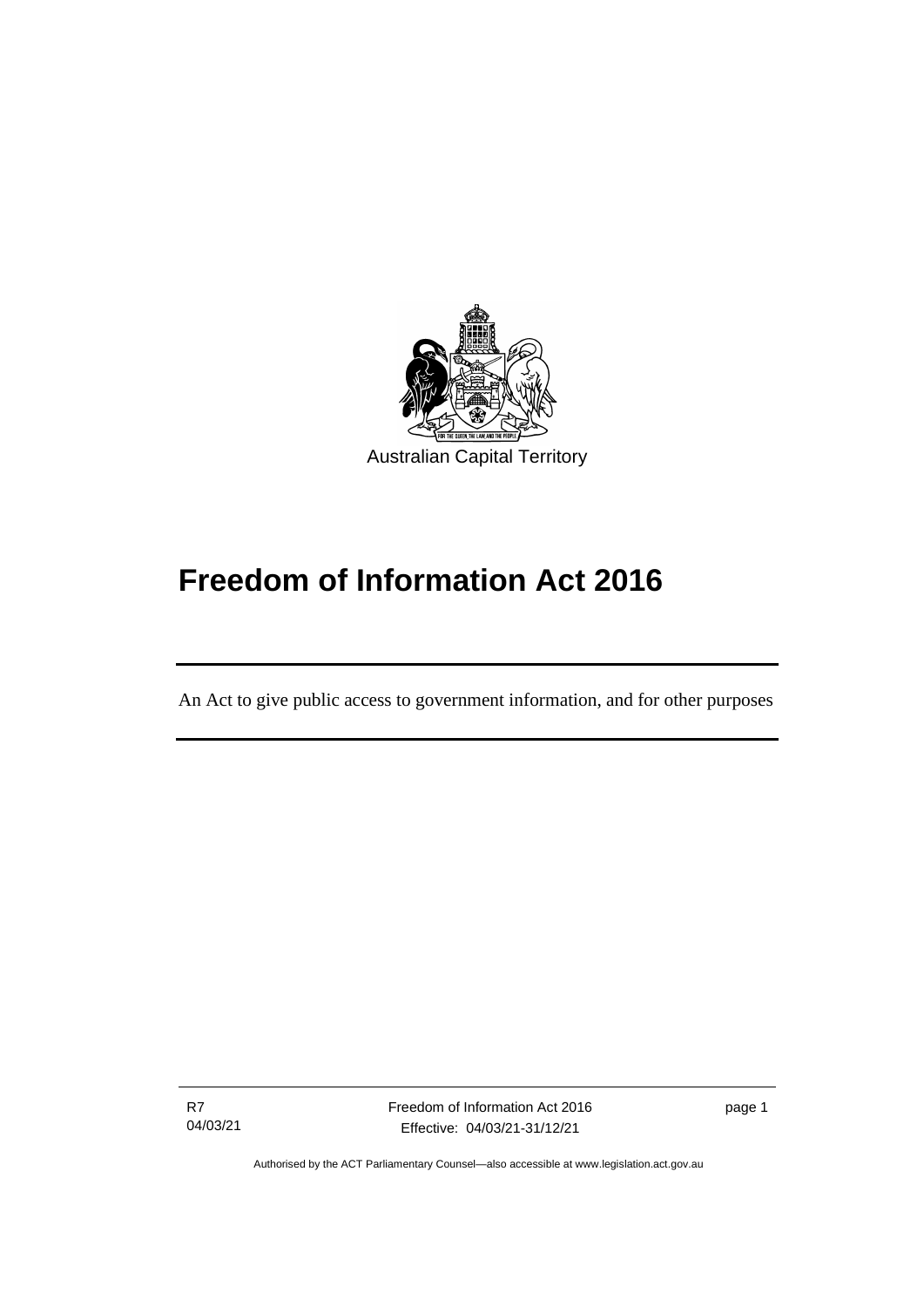Australian Capital Territory

# Freedom of Information Act 2016

An Act to give public access to government information, and for other purposes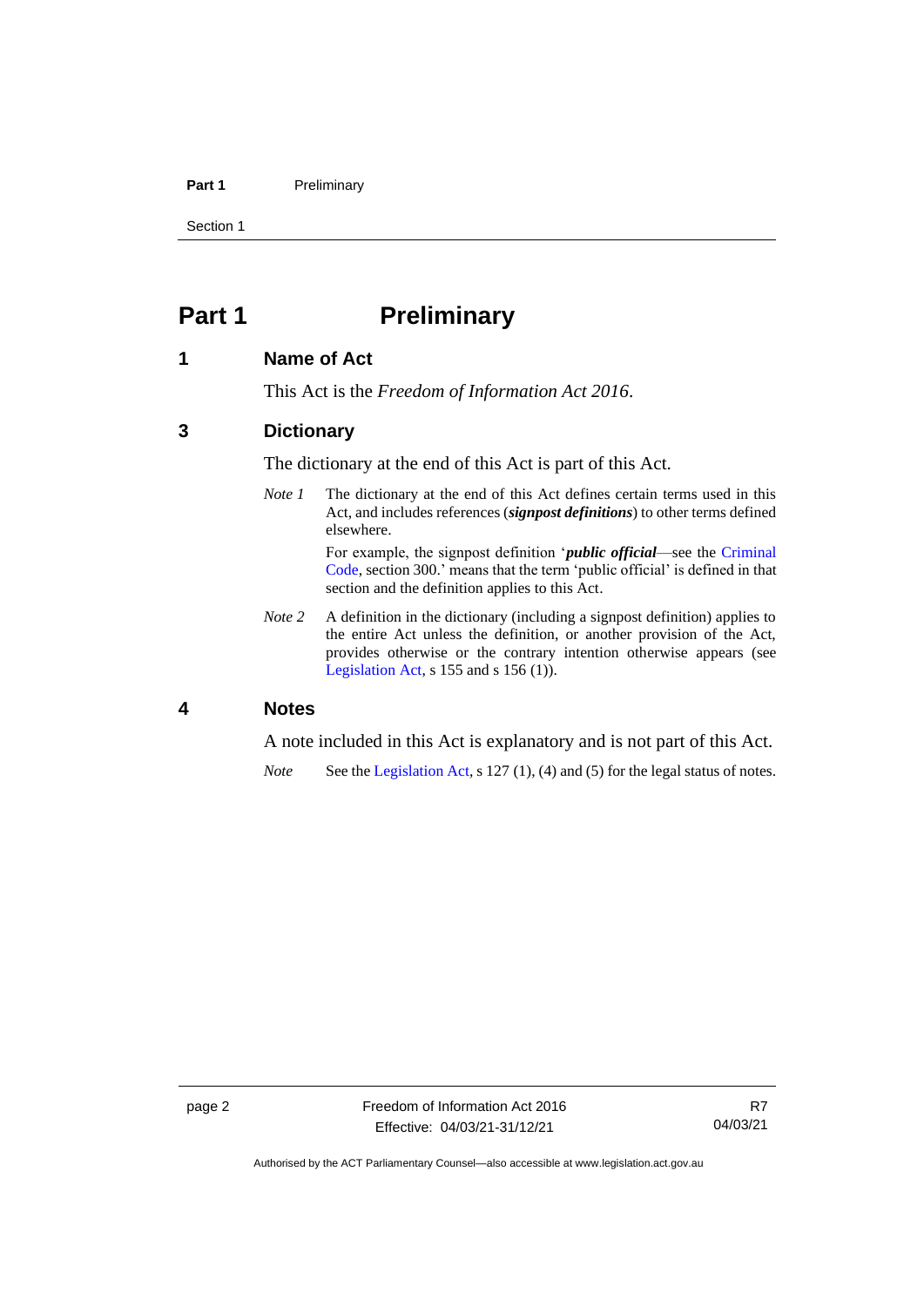# Part 1 Preliminary

## 1 Name of Act

This Act is the *Freedom of Information Act 2016*.

## 3 Dictionary

The dictionary at the end of this Act is part of this Act.

*Note 1* The dictionary at the end of this Act defines certain terms used in this Act, and includes references (***signpost definitions***) to other terms defined elsewhere.

For example, the signpost definition '***public official***—see the Criminal Code, section 300.' means that the term 'public official' is defined in that section and the definition applies to this Act.

*Note 2* A definition in the dictionary (including a signpost definition) applies to the entire Act unless the definition, or another provision of the Act, provides otherwise or the contrary intention otherwise appears (see Legislation Act, s 155 and s 156 (1)).

## 4 Notes

A note included in this Act is explanatory and is not part of this Act.

*Note* See the Legislation Act, s 127 (1), (4) and (5) for the legal status of notes.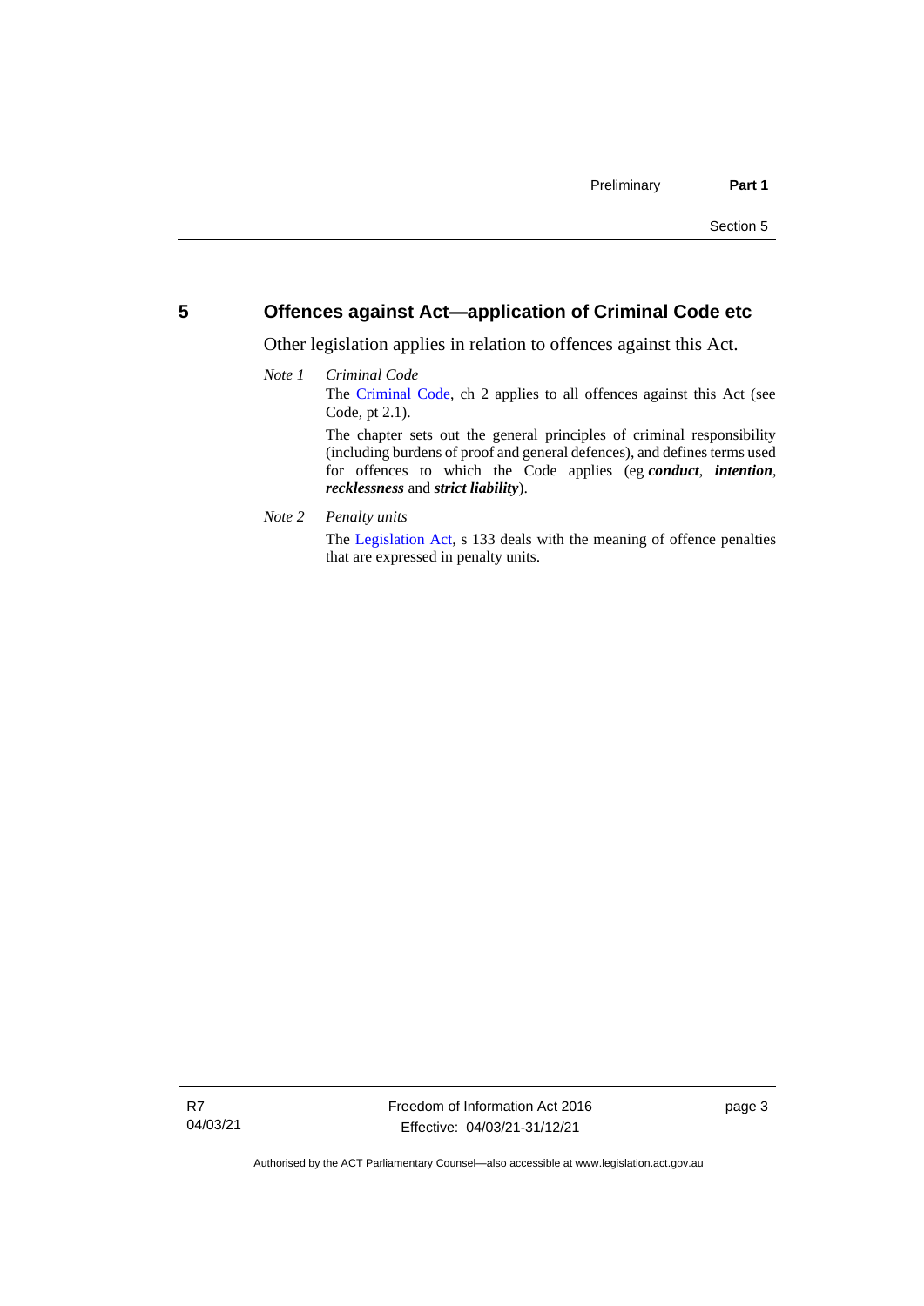## 5 Offences against Act—application of Criminal Code etc

Other legislation applies in relation to offences against this Act.

*Note 1* *Criminal Code*

The Criminal Code, ch 2 applies to all offences against this Act (see Code, pt 2.1).

The chapter sets out the general principles of criminal responsibility (including burdens of proof and general defences), and defines terms used for offences to which the Code applies (eg ***conduct***, ***intention***, ***recklessness*** and ***strict liability***).

*Note 2* *Penalty units*

The Legislation Act, s 133 deals with the meaning of offence penalties that are expressed in penalty units.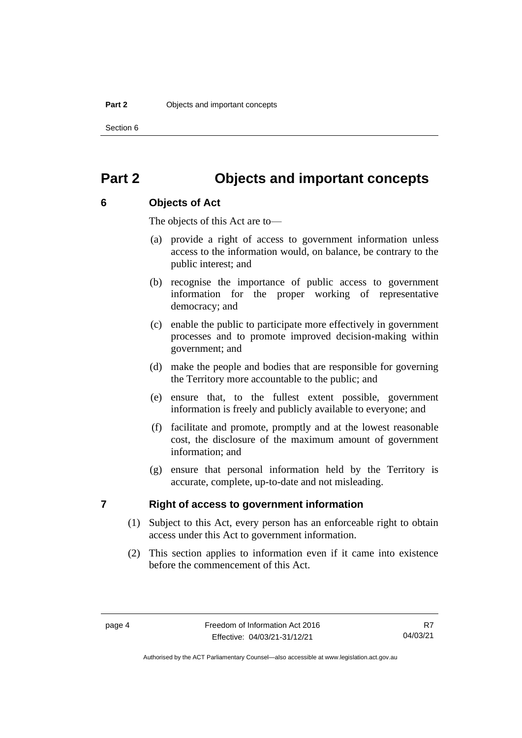# Part 2 Objects and important concepts

## 6 Objects of Act

The objects of this Act are to—

(a) provide a right of access to government information unless access to the information would, on balance, be contrary to the public interest; and

(b) recognise the importance of public access to government information for the proper working of representative democracy; and

(c) enable the public to participate more effectively in government processes and to promote improved decision-making within government; and

(d) make the people and bodies that are responsible for governing the Territory more accountable to the public; and

(e) ensure that, to the fullest extent possible, government information is freely and publicly available to everyone; and

(f) facilitate and promote, promptly and at the lowest reasonable cost, the disclosure of the maximum amount of government information; and

(g) ensure that personal information held by the Territory is accurate, complete, up-to-date and not misleading.

## 7 Right of access to government information

(1) Subject to this Act, every person has an enforceable right to obtain access under this Act to government information.

(2) This section applies to information even if it came into existence before the commencement of this Act.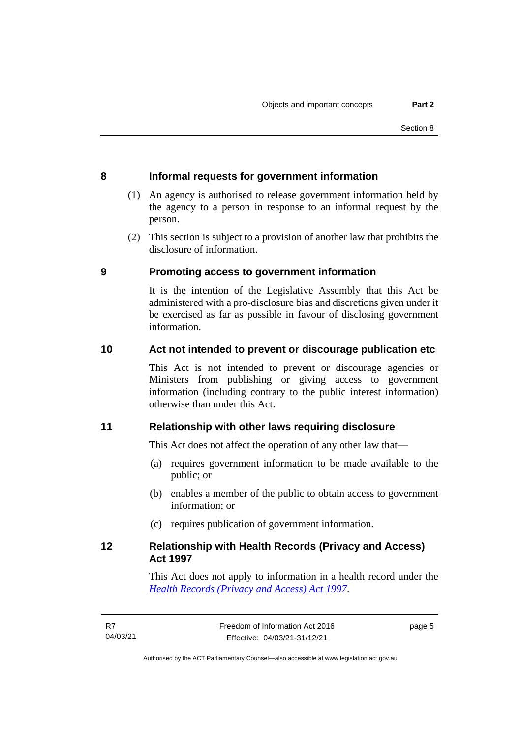## 8 Informal requests for government information

(1) An agency is authorised to release government information held by the agency to a person in response to an informal request by the person.

(2) This section is subject to a provision of another law that prohibits the disclosure of information.

## 9 Promoting access to government information

It is the intention of the Legislative Assembly that this Act be administered with a pro-disclosure bias and discretions given under it be exercised as far as possible in favour of disclosing government information.

## 10 Act not intended to prevent or discourage publication etc

This Act is not intended to prevent or discourage agencies or Ministers from publishing or giving access to government information (including contrary to the public interest information) otherwise than under this Act.

## 11 Relationship with other laws requiring disclosure

This Act does not affect the operation of any other law that—

(a) requires government information to be made available to the public; or

(b) enables a member of the public to obtain access to government information; or

(c) requires publication of government information.

## 12 Relationship with Health Records (Privacy and Access) Act 1997

This Act does not apply to information in a health record under the *Health Records (Privacy and Access) Act 1997*.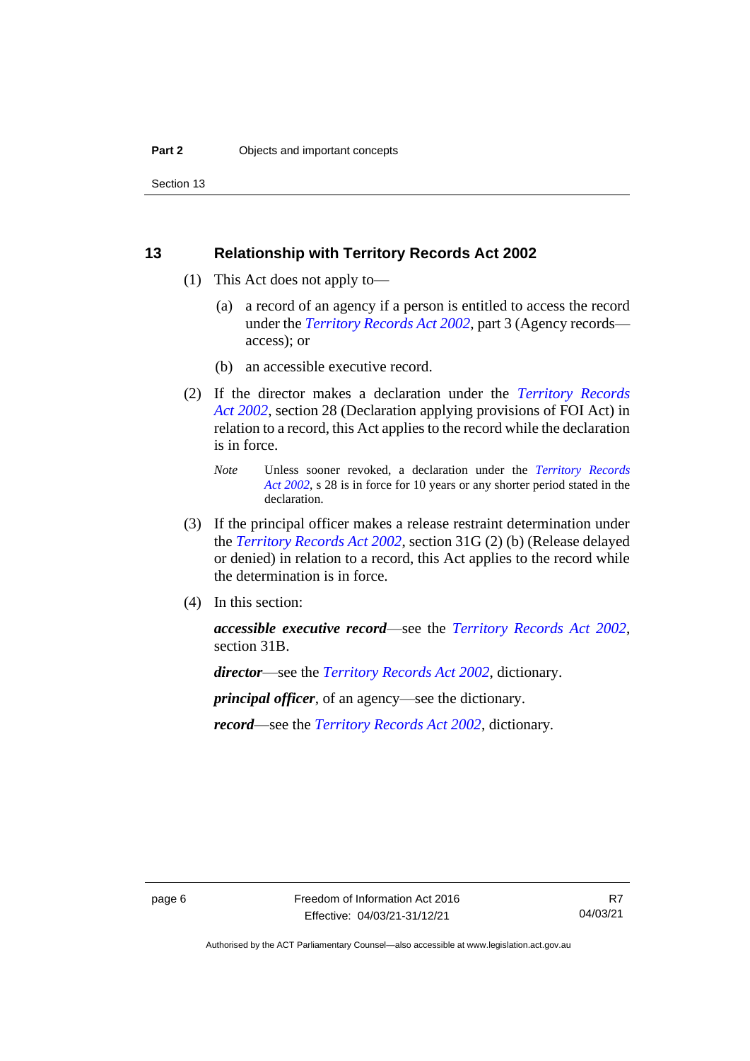## 13 Relationship with Territory Records Act 2002

(1) This Act does not apply to—

(a) a record of an agency if a person is entitled to access the record under the *Territory Records Act 2002*, part 3 (Agency records—access); or

(b) an accessible executive record.

(2) If the director makes a declaration under the *Territory Records Act 2002*, section 28 (Declaration applying provisions of FOI Act) in relation to a record, this Act applies to the record while the declaration is in force.

*Note* Unless sooner revoked, a declaration under the *Territory Records Act 2002*, s 28 is in force for 10 years or any shorter period stated in the declaration.

(3) If the principal officer makes a release restraint determination under the *Territory Records Act 2002*, section 31G (2) (b) (Release delayed or denied) in relation to a record, this Act applies to the record while the determination is in force.

(4) In this section:

***accessible executive record***—see the *Territory Records Act 2002*, section 31B.

***director***—see the *Territory Records Act 2002*, dictionary.

***principal officer***, of an agency—see the dictionary.

***record***—see the *Territory Records Act 2002*, dictionary.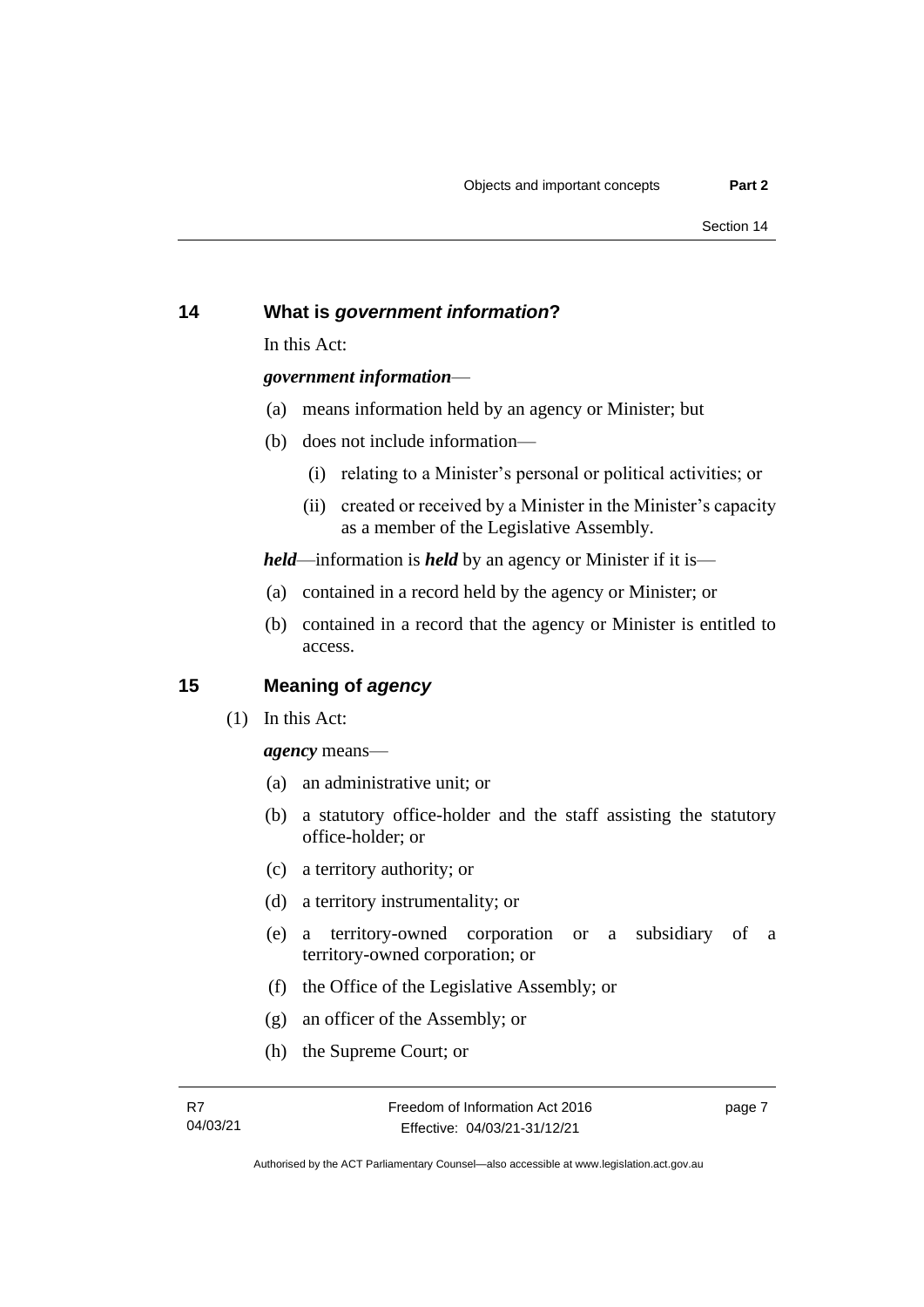## 14 What is *government information*?

In this Act:

***government information***—

(a) means information held by an agency or Minister; but

(b) does not include information—

(i) relating to a Minister's personal or political activities; or

(ii) created or received by a Minister in the Minister's capacity as a member of the Legislative Assembly.

***held***—information is ***held*** by an agency or Minister if it is—

(a) contained in a record held by the agency or Minister; or

(b) contained in a record that the agency or Minister is entitled to access.

## 15 Meaning of *agency*

(1) In this Act:

***agency*** means—

(a) an administrative unit; or

(b) a statutory office-holder and the staff assisting the statutory office-holder; or

(c) a territory authority; or

(d) a territory instrumentality; or

(e) a territory-owned corporation or a subsidiary of a territory-owned corporation; or

(f) the Office of the Legislative Assembly; or

(g) an officer of the Assembly; or

(h) the Supreme Court; or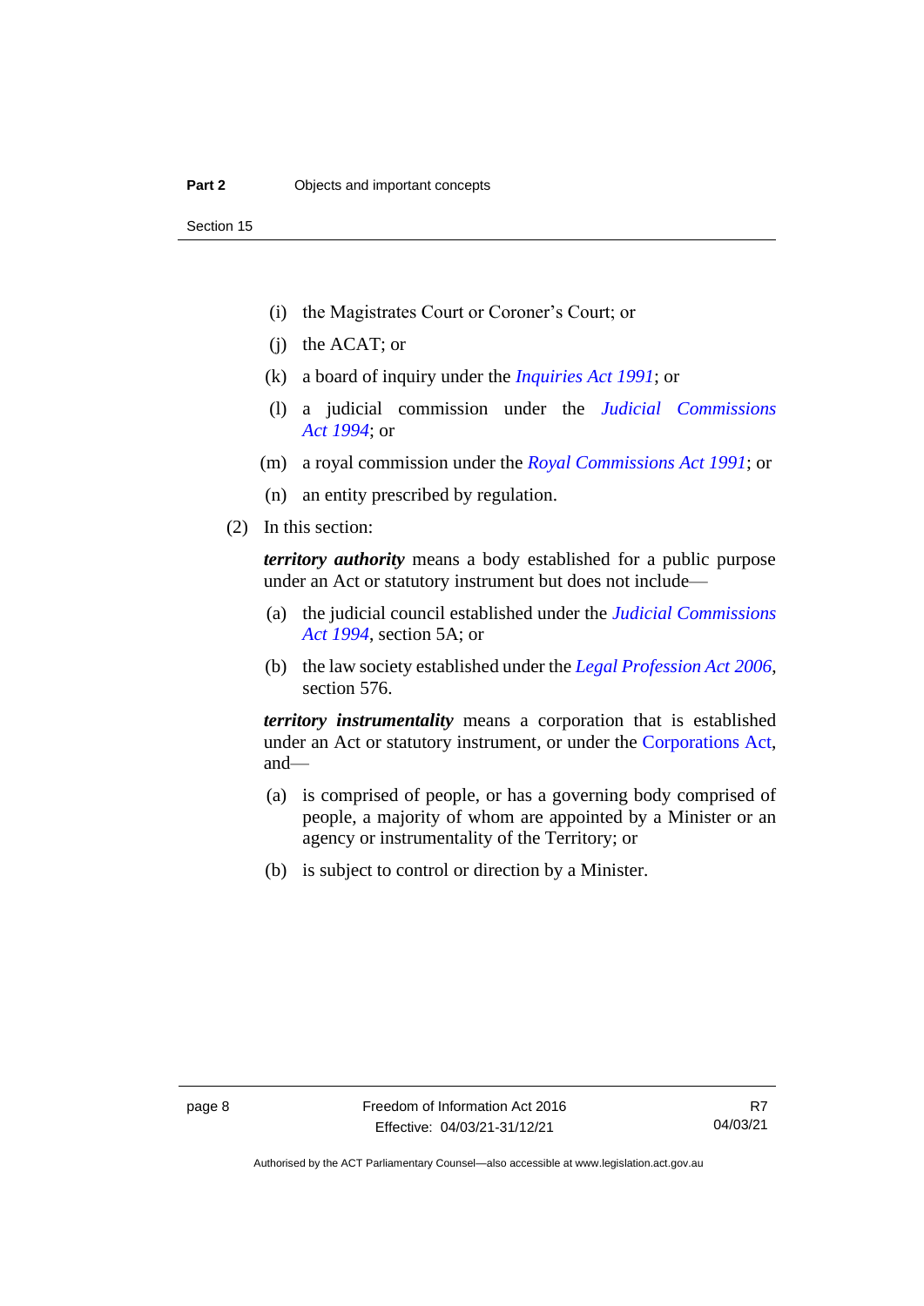(i) the Magistrates Court or Coroner's Court; or

(j) the ACAT; or

(k) a board of inquiry under the *Inquiries Act 1991*; or

(l) a judicial commission under the *Judicial Commissions Act 1994*; or

(m) a royal commission under the *Royal Commissions Act 1991*; or

(n) an entity prescribed by regulation.

(2) In this section:

***territory authority*** means a body established for a public purpose under an Act or statutory instrument but does not include—

(a) the judicial council established under the *Judicial Commissions Act 1994*, section 5A; or

(b) the law society established under the *Legal Profession Act 2006*, section 576.

***territory instrumentality*** means a corporation that is established under an Act or statutory instrument, or under the Corporations Act, and—

(a) is comprised of people, or has a governing body comprised of people, a majority of whom are appointed by a Minister or an agency or instrumentality of the Territory; or

(b) is subject to control or direction by a Minister.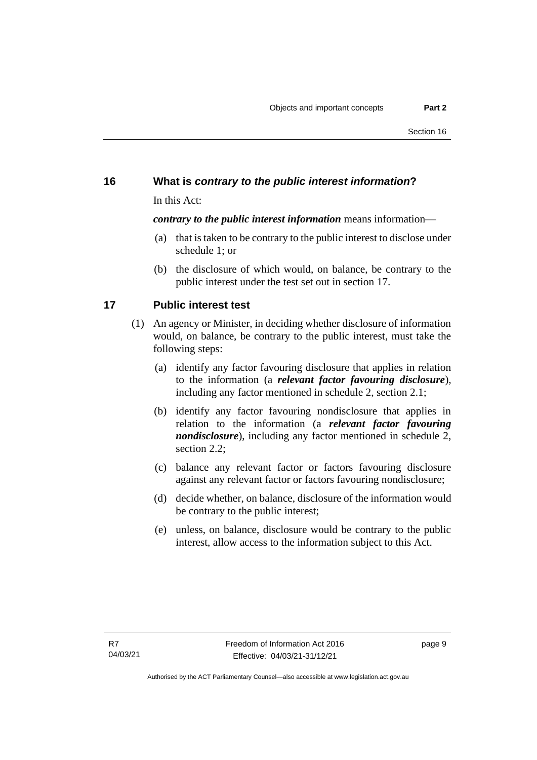## 16 What is *contrary to the public interest information*?

In this Act:

***contrary to the public interest information*** means information—

(a) that is taken to be contrary to the public interest to disclose under schedule 1; or

(b) the disclosure of which would, on balance, be contrary to the public interest under the test set out in section 17.

## 17 Public interest test

(1) An agency or Minister, in deciding whether disclosure of information would, on balance, be contrary to the public interest, must take the following steps:

(a) identify any factor favouring disclosure that applies in relation to the information (a ***relevant factor favouring disclosure***), including any factor mentioned in schedule 2, section 2.1;

(b) identify any factor favouring nondisclosure that applies in relation to the information (a ***relevant factor favouring nondisclosure***), including any factor mentioned in schedule 2, section 2.2;

(c) balance any relevant factor or factors favouring disclosure against any relevant factor or factors favouring nondisclosure;

(d) decide whether, on balance, disclosure of the information would be contrary to the public interest;

(e) unless, on balance, disclosure would be contrary to the public interest, allow access to the information subject to this Act.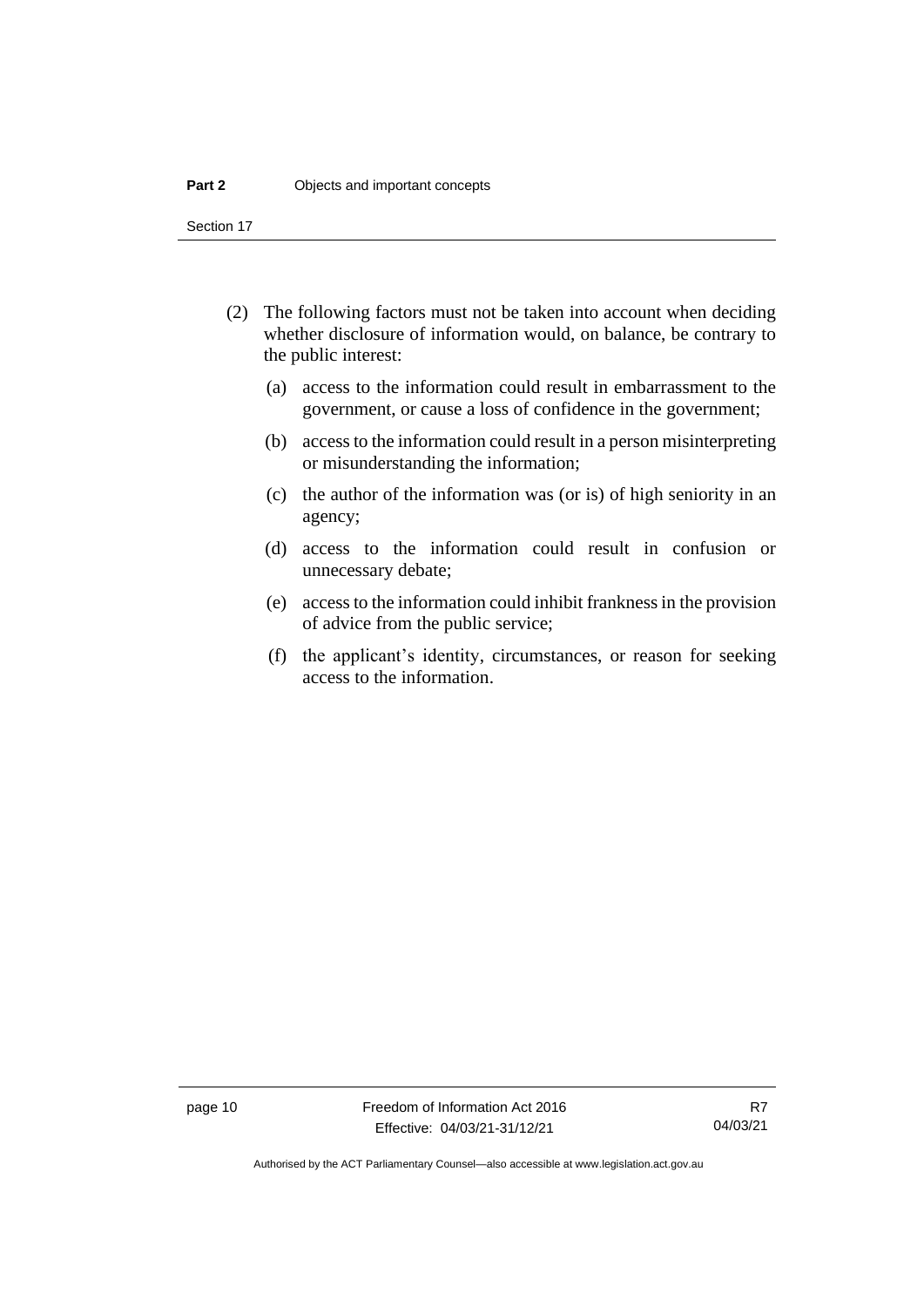(2) The following factors must not be taken into account when deciding whether disclosure of information would, on balance, be contrary to the public interest:

(a) access to the information could result in embarrassment to the government, or cause a loss of confidence in the government;

(b) access to the information could result in a person misinterpreting or misunderstanding the information;

(c) the author of the information was (or is) of high seniority in an agency;

(d) access to the information could result in confusion or unnecessary debate;

(e) access to the information could inhibit frankness in the provision of advice from the public service;

(f) the applicant's identity, circumstances, or reason for seeking access to the information.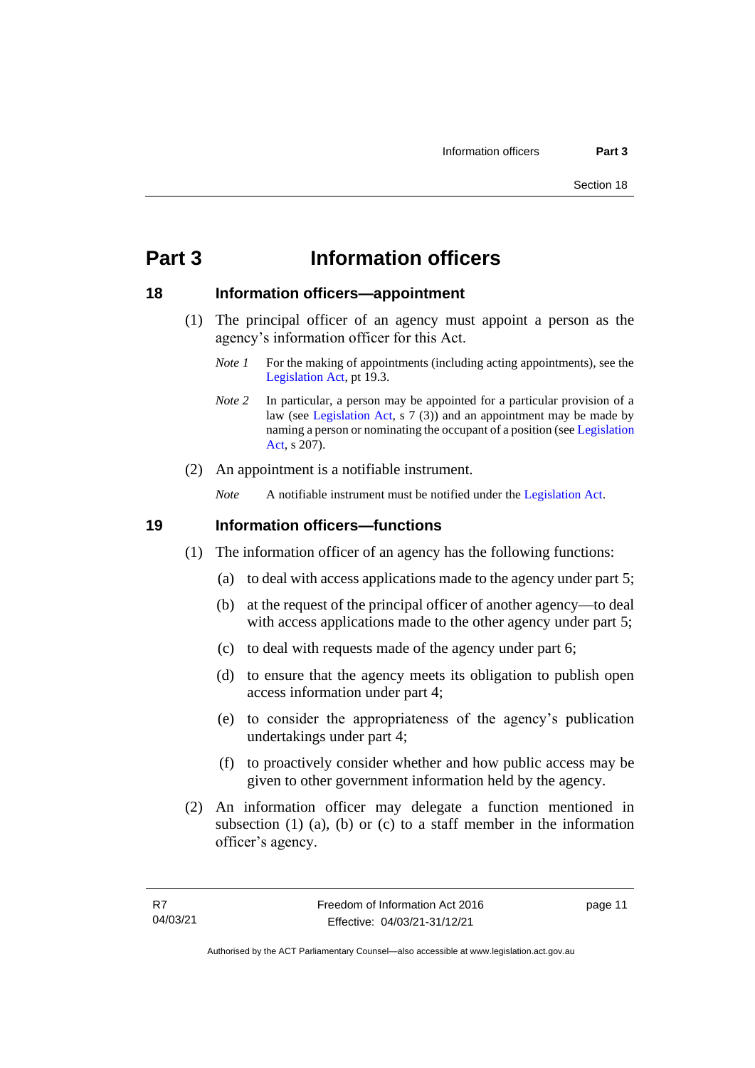# Part 3 Information officers

## 18 Information officers—appointment

(1) The principal officer of an agency must appoint a person as the agency's information officer for this Act.

*Note 1* For the making of appointments (including acting appointments), see the Legislation Act, pt 19.3.

*Note 2* In particular, a person may be appointed for a particular provision of a law (see Legislation Act, s 7 (3)) and an appointment may be made by naming a person or nominating the occupant of a position (see Legislation Act, s 207).

(2) An appointment is a notifiable instrument.

*Note* A notifiable instrument must be notified under the Legislation Act.

## 19 Information officers—functions

(1) The information officer of an agency has the following functions:

(a) to deal with access applications made to the agency under part 5;

(b) at the request of the principal officer of another agency—to deal with access applications made to the other agency under part 5;

(c) to deal with requests made of the agency under part 6;

(d) to ensure that the agency meets its obligation to publish open access information under part 4;

(e) to consider the appropriateness of the agency's publication undertakings under part 4;

(f) to proactively consider whether and how public access may be given to other government information held by the agency.

(2) An information officer may delegate a function mentioned in subsection (1) (a), (b) or (c) to a staff member in the information officer's agency.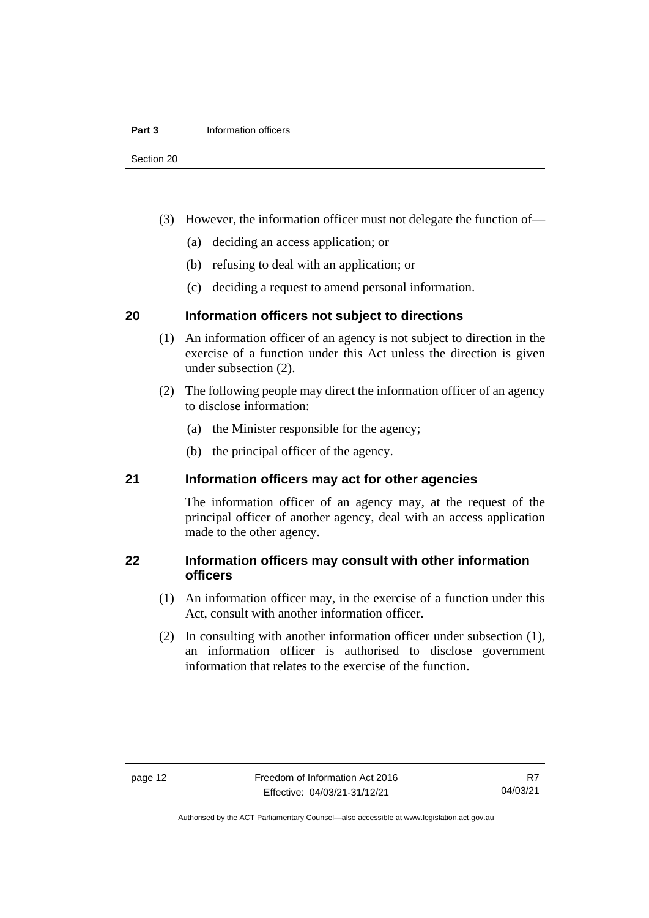(3) However, the information officer must not delegate the function of—

(a) deciding an access application; or

(b) refusing to deal with an application; or

(c) deciding a request to amend personal information.

## 20 Information officers not subject to directions

(1) An information officer of an agency is not subject to direction in the exercise of a function under this Act unless the direction is given under subsection (2).

(2) The following people may direct the information officer of an agency to disclose information:

(a) the Minister responsible for the agency;

(b) the principal officer of the agency.

## 21 Information officers may act for other agencies

The information officer of an agency may, at the request of the principal officer of another agency, deal with an access application made to the other agency.

## 22 Information officers may consult with other information officers

(1) An information officer may, in the exercise of a function under this Act, consult with another information officer.

(2) In consulting with another information officer under subsection (1), an information officer is authorised to disclose government information that relates to the exercise of the function.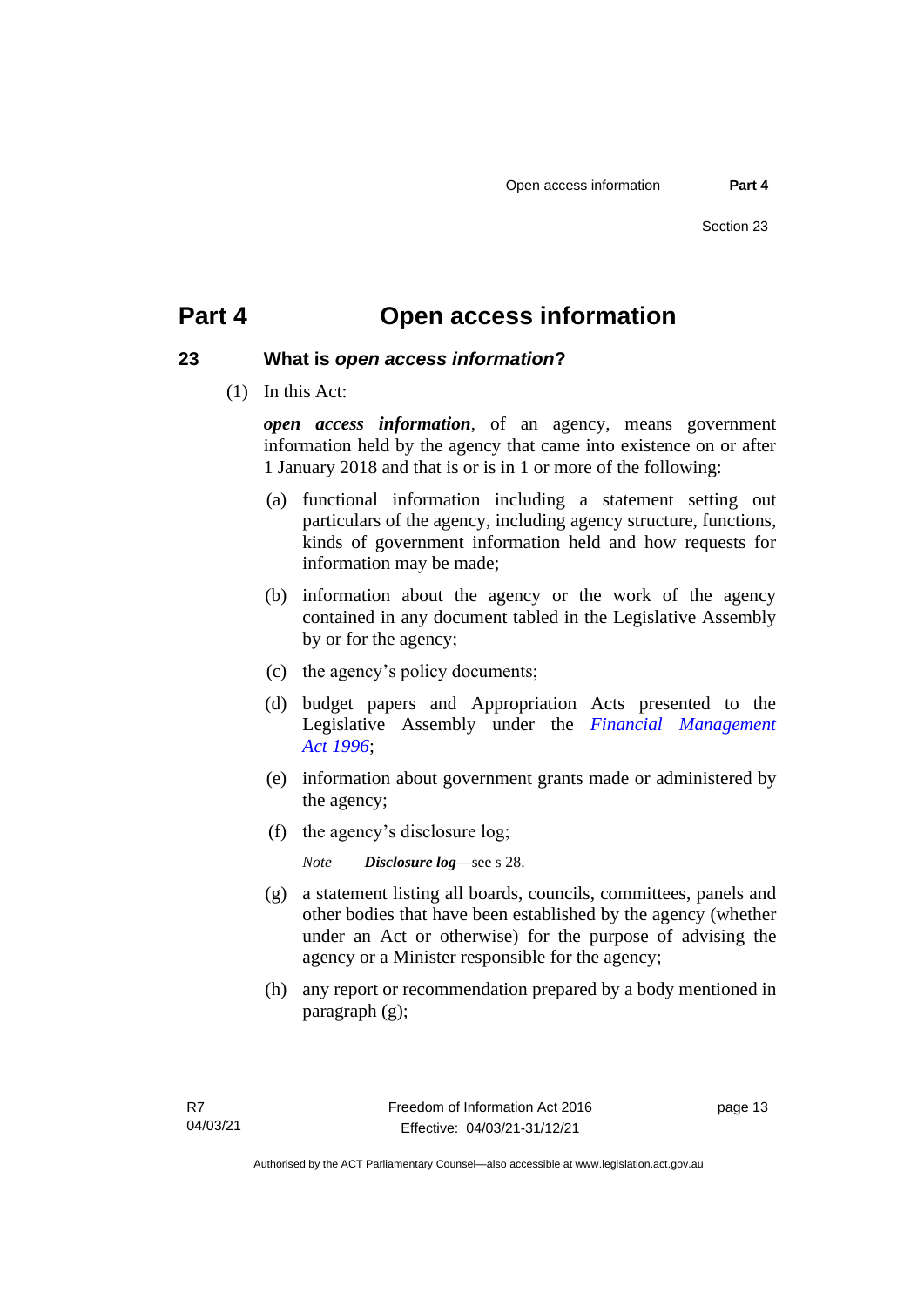# Part 4 Open access information

## 23 What is *open access information*?

(1) In this Act:

***open access information***, of an agency, means government information held by the agency that came into existence on or after 1 January 2018 and that is or is in 1 or more of the following:

(a) functional information including a statement setting out particulars of the agency, including agency structure, functions, kinds of government information held and how requests for information may be made;

(b) information about the agency or the work of the agency contained in any document tabled in the Legislative Assembly by or for the agency;

(c) the agency's policy documents;

(d) budget papers and Appropriation Acts presented to the Legislative Assembly under the *Financial Management Act 1996*;

(e) information about government grants made or administered by the agency;

(f) the agency's disclosure log;

*Note* ***Disclosure log***—see s 28.

(g) a statement listing all boards, councils, committees, panels and other bodies that have been established by the agency (whether under an Act or otherwise) for the purpose of advising the agency or a Minister responsible for the agency;

(h) any report or recommendation prepared by a body mentioned in paragraph (g);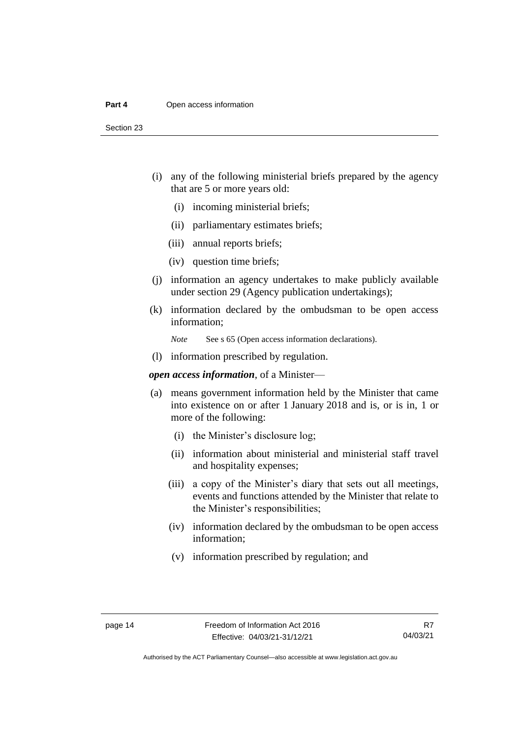(i) any of the following ministerial briefs prepared by the agency that are 5 or more years old:

  (i) incoming ministerial briefs;

  (ii) parliamentary estimates briefs;

  (iii) annual reports briefs;

  (iv) question time briefs;

(j) information an agency undertakes to make publicly available under section 29 (Agency publication undertakings);

(k) information declared by the ombudsman to be open access information;

*Note* See s 65 (Open access information declarations).

(l) information prescribed by regulation.

***open access information***, of a Minister—

(a) means government information held by the Minister that came into existence on or after 1 January 2018 and is, or is in, 1 or more of the following:

  (i) the Minister's disclosure log;

  (ii) information about ministerial and ministerial staff travel and hospitality expenses;

  (iii) a copy of the Minister's diary that sets out all meetings, events and functions attended by the Minister that relate to the Minister's responsibilities;

  (iv) information declared by the ombudsman to be open access information;

  (v) information prescribed by regulation; and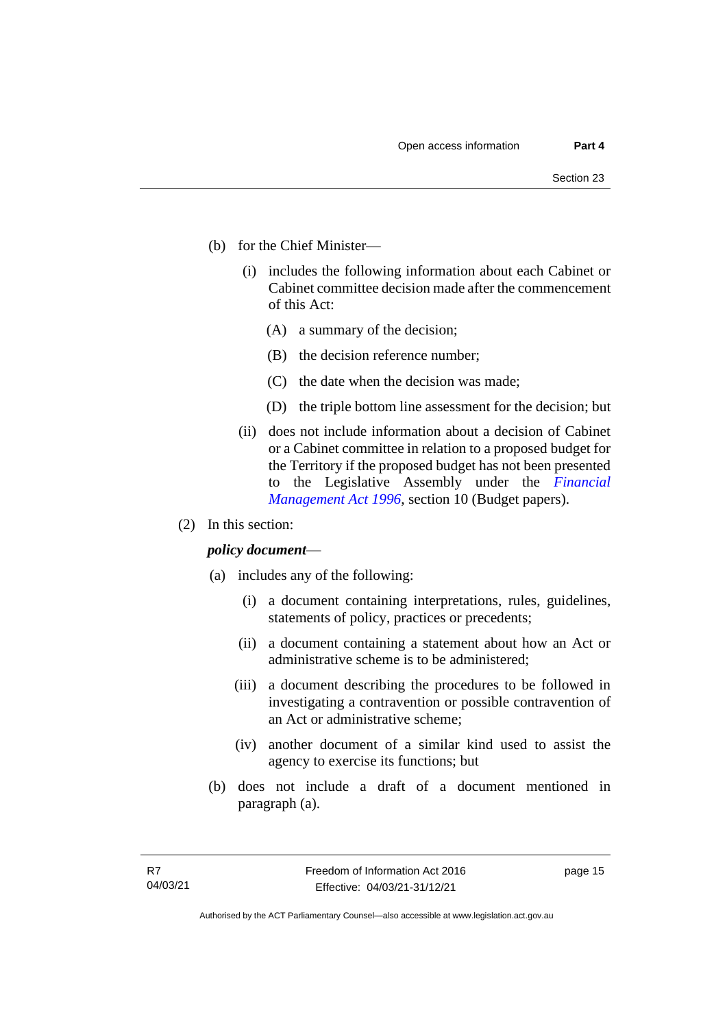(b) for the Chief Minister—

  (i) includes the following information about each Cabinet or Cabinet committee decision made after the commencement of this Act:

    (A) a summary of the decision;

    (B) the decision reference number;

    (C) the date when the decision was made;

    (D) the triple bottom line assessment for the decision; but

  (ii) does not include information about a decision of Cabinet or a Cabinet committee in relation to a proposed budget for the Territory if the proposed budget has not been presented to the Legislative Assembly under the *Financial Management Act 1996*, section 10 (Budget papers).

(2) In this section:

***policy document***—

(a) includes any of the following:

  (i) a document containing interpretations, rules, guidelines, statements of policy, practices or precedents;

  (ii) a document containing a statement about how an Act or administrative scheme is to be administered;

  (iii) a document describing the procedures to be followed in investigating a contravention or possible contravention of an Act or administrative scheme;

  (iv) another document of a similar kind used to assist the agency to exercise its functions; but

(b) does not include a draft of a document mentioned in paragraph (a).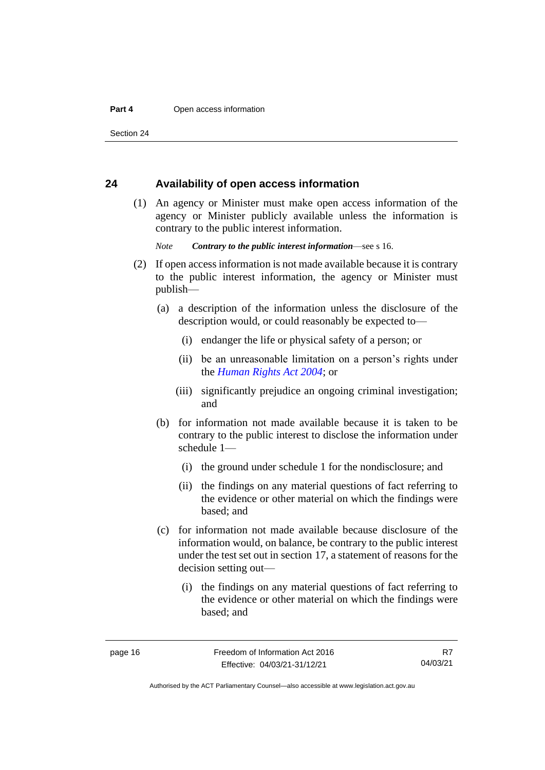## 24 Availability of open access information

(1) An agency or Minister must make open access information of the agency or Minister publicly available unless the information is contrary to the public interest information.

*Note* ***Contrary to the public interest information***—see s 16.

(2) If open access information is not made available because it is contrary to the public interest information, the agency or Minister must publish—

(a) a description of the information unless the disclosure of the description would, or could reasonably be expected to—

(i) endanger the life or physical safety of a person; or

(ii) be an unreasonable limitation on a person's rights under the *Human Rights Act 2004*; or

(iii) significantly prejudice an ongoing criminal investigation; and

(b) for information not made available because it is taken to be contrary to the public interest to disclose the information under schedule 1—

(i) the ground under schedule 1 for the nondisclosure; and

(ii) the findings on any material questions of fact referring to the evidence or other material on which the findings were based; and

(c) for information not made available because disclosure of the information would, on balance, be contrary to the public interest under the test set out in section 17, a statement of reasons for the decision setting out—

(i) the findings on any material questions of fact referring to the evidence or other material on which the findings were based; and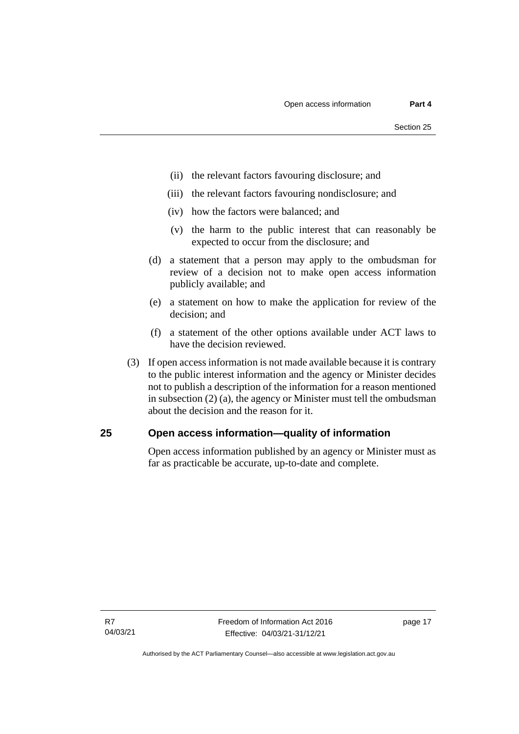(ii) the relevant factors favouring disclosure; and

(iii) the relevant factors favouring nondisclosure; and

(iv) how the factors were balanced; and

(v) the harm to the public interest that can reasonably be expected to occur from the disclosure; and

(d) a statement that a person may apply to the ombudsman for review of a decision not to make open access information publicly available; and

(e) a statement on how to make the application for review of the decision; and

(f) a statement of the other options available under ACT laws to have the decision reviewed.

(3) If open access information is not made available because it is contrary to the public interest information and the agency or Minister decides not to publish a description of the information for a reason mentioned in subsection (2) (a), the agency or Minister must tell the ombudsman about the decision and the reason for it.

## 25 Open access information—quality of information

Open access information published by an agency or Minister must as far as practicable be accurate, up-to-date and complete.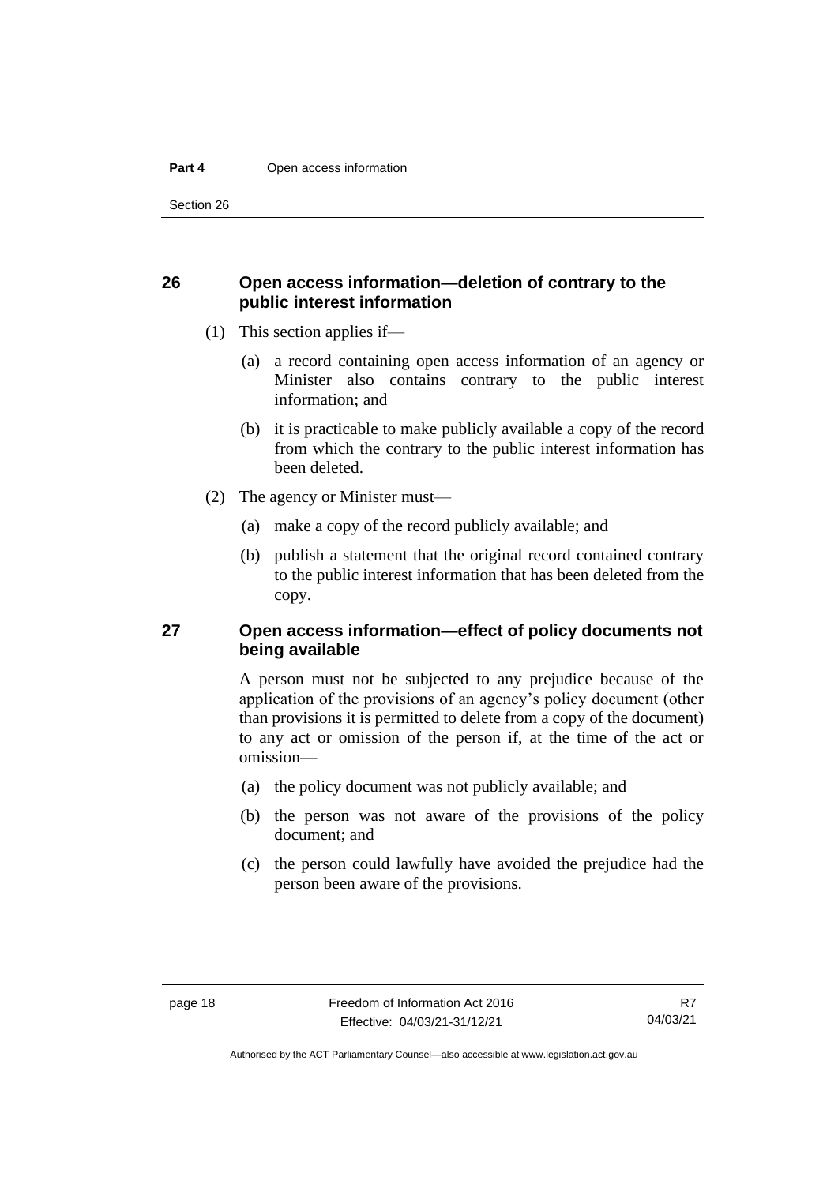## 26 Open access information—deletion of contrary to the public interest information

(1) This section applies if—

(a) a record containing open access information of an agency or Minister also contains contrary to the public interest information; and

(b) it is practicable to make publicly available a copy of the record from which the contrary to the public interest information has been deleted.

(2) The agency or Minister must—

(a) make a copy of the record publicly available; and

(b) publish a statement that the original record contained contrary to the public interest information that has been deleted from the copy.

## 27 Open access information—effect of policy documents not being available

A person must not be subjected to any prejudice because of the application of the provisions of an agency's policy document (other than provisions it is permitted to delete from a copy of the document) to any act or omission of the person if, at the time of the act or omission—

(a) the policy document was not publicly available; and

(b) the person was not aware of the provisions of the policy document; and

(c) the person could lawfully have avoided the prejudice had the person been aware of the provisions.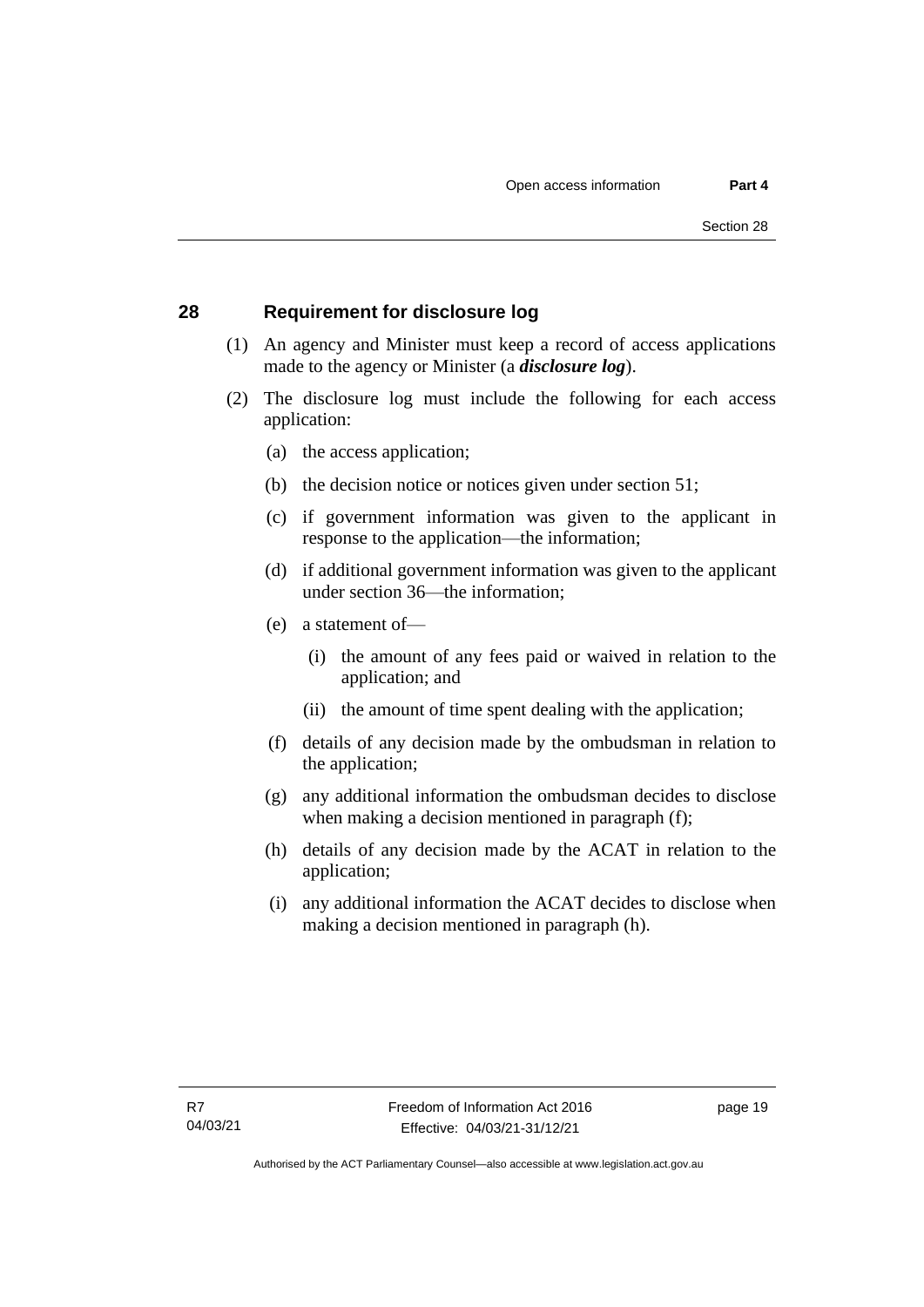## 28 Requirement for disclosure log

(1) An agency and Minister must keep a record of access applications made to the agency or Minister (a ***disclosure log***).

(2) The disclosure log must include the following for each access application:

(a) the access application;

(b) the decision notice or notices given under section 51;

(c) if government information was given to the applicant in response to the application—the information;

(d) if additional government information was given to the applicant under section 36—the information;

(e) a statement of—

(i) the amount of any fees paid or waived in relation to the application; and

(ii) the amount of time spent dealing with the application;

(f) details of any decision made by the ombudsman in relation to the application;

(g) any additional information the ombudsman decides to disclose when making a decision mentioned in paragraph (f);

(h) details of any decision made by the ACAT in relation to the application;

(i) any additional information the ACAT decides to disclose when making a decision mentioned in paragraph (h).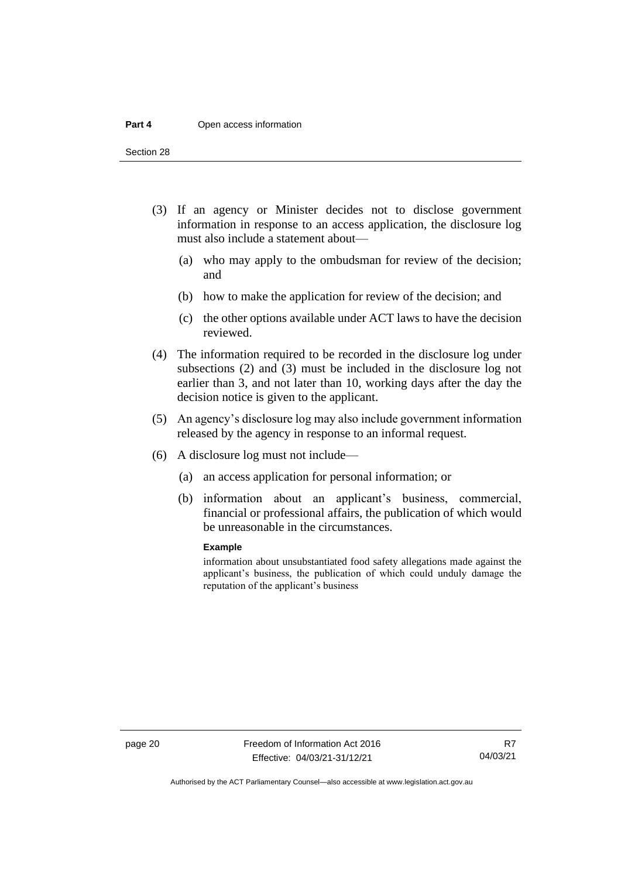(3) If an agency or Minister decides not to disclose government information in response to an access application, the disclosure log must also include a statement about—

(a) who may apply to the ombudsman for review of the decision; and

(b) how to make the application for review of the decision; and

(c) the other options available under ACT laws to have the decision reviewed.

(4) The information required to be recorded in the disclosure log under subsections (2) and (3) must be included in the disclosure log not earlier than 3, and not later than 10, working days after the day the decision notice is given to the applicant.

(5) An agency's disclosure log may also include government information released by the agency in response to an informal request.

(6) A disclosure log must not include—

(a) an access application for personal information; or

(b) information about an applicant's business, commercial, financial or professional affairs, the publication of which would be unreasonable in the circumstances.

**Example**

information about unsubstantiated food safety allegations made against the applicant's business, the publication of which could unduly damage the reputation of the applicant's business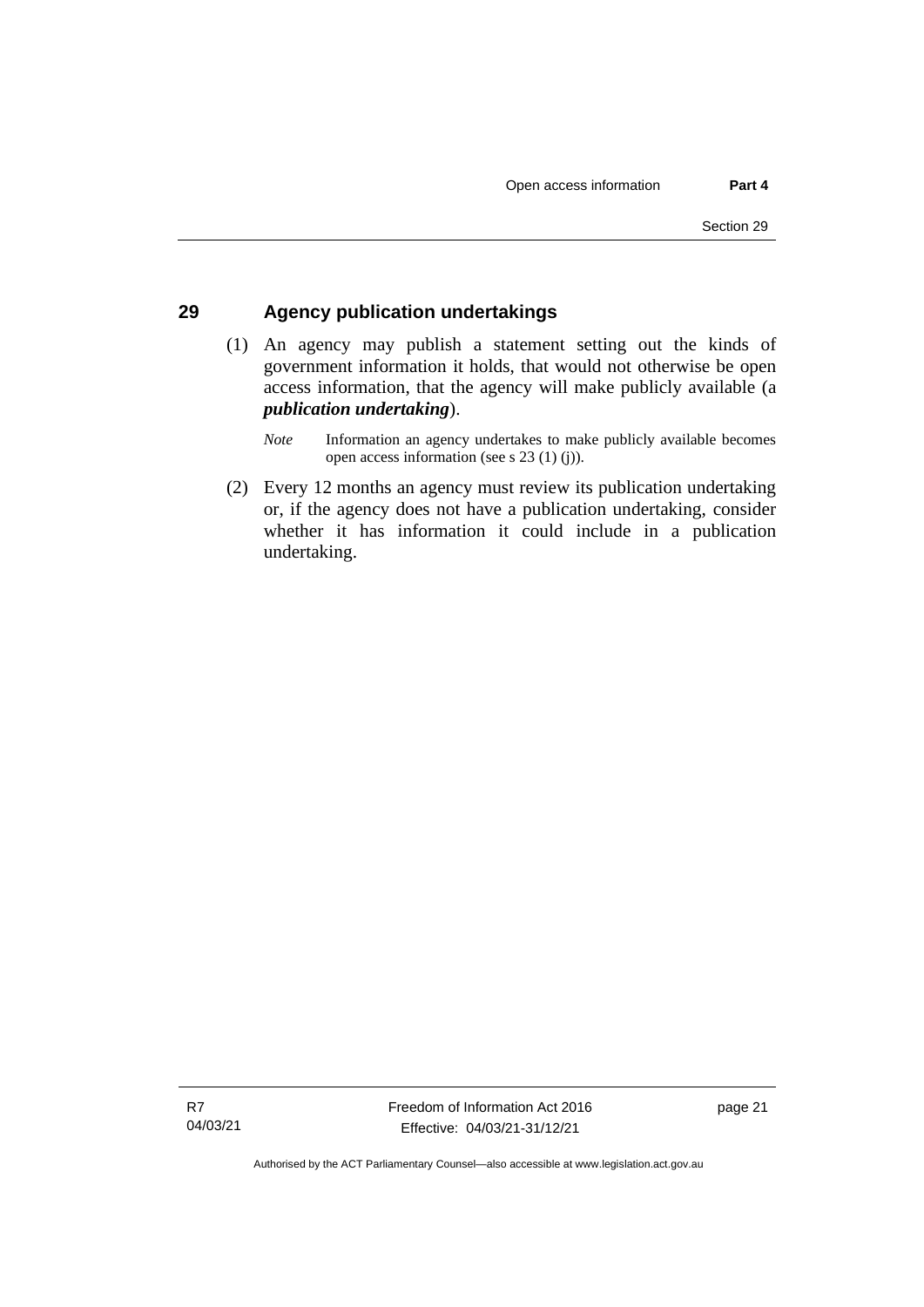## 29 Agency publication undertakings

(1) An agency may publish a statement setting out the kinds of government information it holds, that would not otherwise be open access information, that the agency will make publicly available (a ***publication undertaking***).

*Note* Information an agency undertakes to make publicly available becomes open access information (see s 23 (1) (j)).

(2) Every 12 months an agency must review its publication undertaking or, if the agency does not have a publication undertaking, consider whether it has information it could include in a publication undertaking.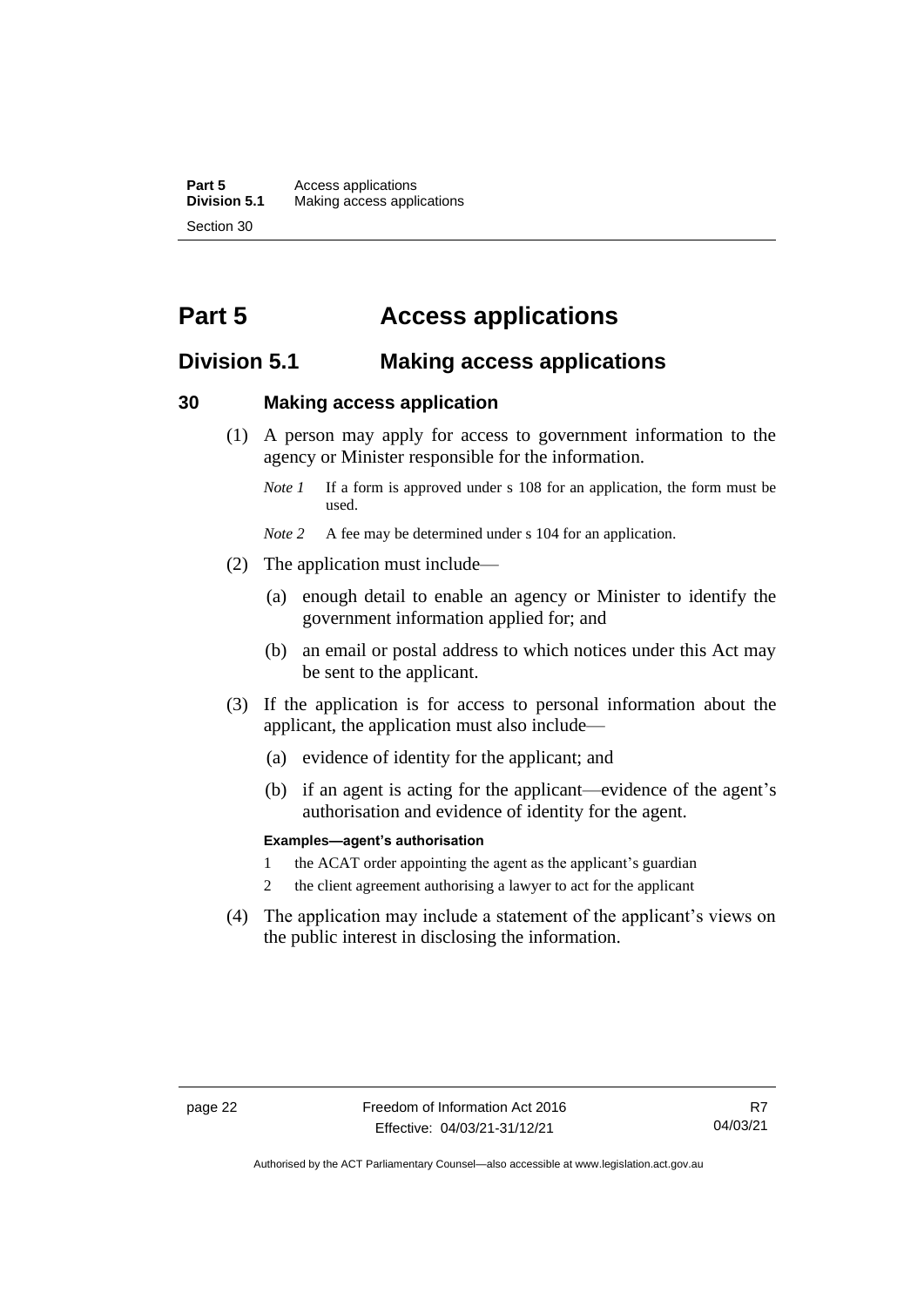# Part 5 Access applications

## Division 5.1 Making access applications

### 30 Making access application

(1) A person may apply for access to government information to the agency or Minister responsible for the information.

*Note 1* If a form is approved under s 108 for an application, the form must be used.

*Note 2* A fee may be determined under s 104 for an application.

(2) The application must include—

(a) enough detail to enable an agency or Minister to identify the government information applied for; and

(b) an email or postal address to which notices under this Act may be sent to the applicant.

(3) If the application is for access to personal information about the applicant, the application must also include—

(a) evidence of identity for the applicant; and

(b) if an agent is acting for the applicant—evidence of the agent's authorisation and evidence of identity for the agent.

**Examples—agent's authorisation**

1 the ACAT order appointing the agent as the applicant's guardian

2 the client agreement authorising a lawyer to act for the applicant

(4) The application may include a statement of the applicant's views on the public interest in disclosing the information.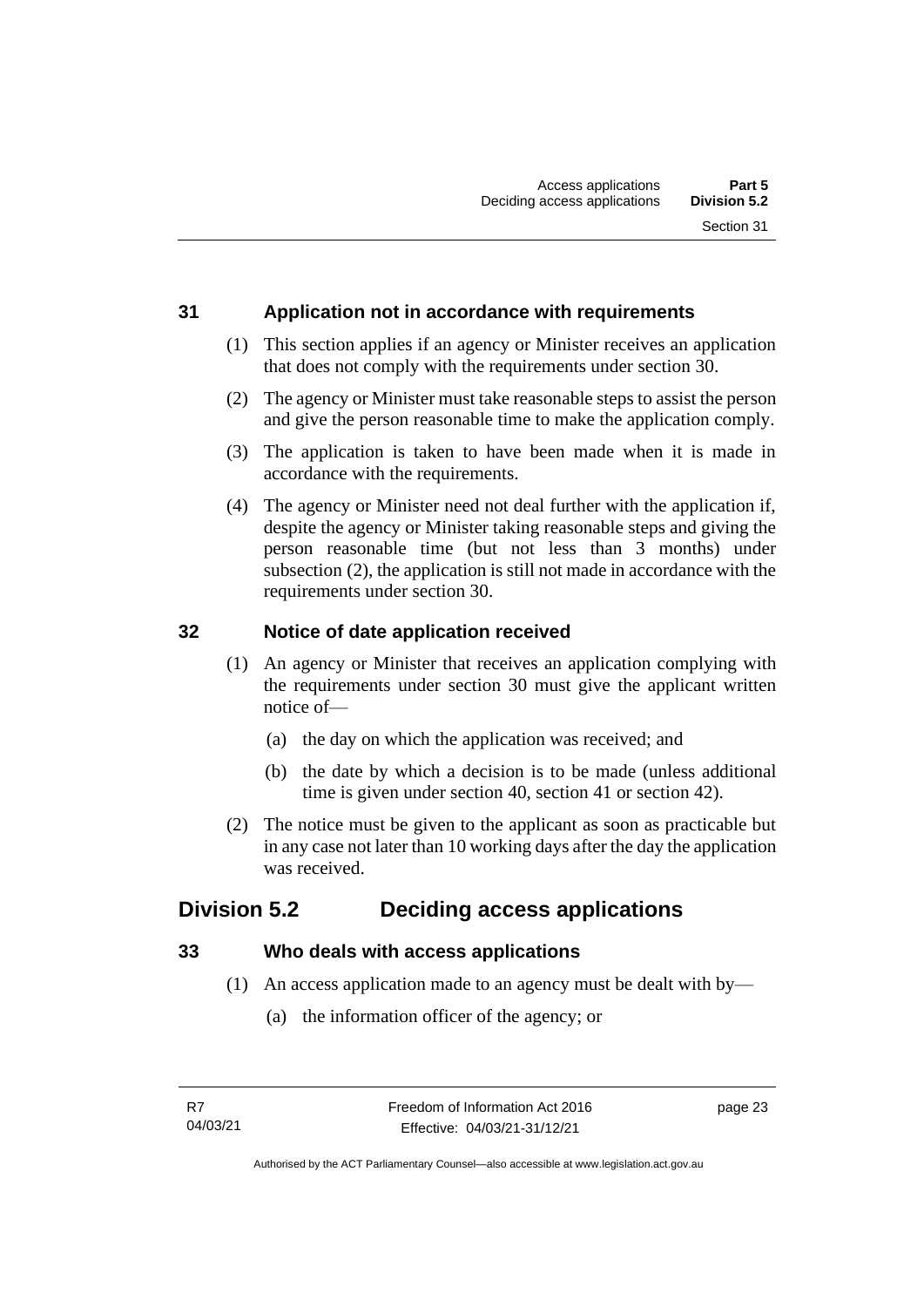### 31 Application not in accordance with requirements

(1) This section applies if an agency or Minister receives an application that does not comply with the requirements under section 30.

(2) The agency or Minister must take reasonable steps to assist the person and give the person reasonable time to make the application comply.

(3) The application is taken to have been made when it is made in accordance with the requirements.

(4) The agency or Minister need not deal further with the application if, despite the agency or Minister taking reasonable steps and giving the person reasonable time (but not less than 3 months) under subsection (2), the application is still not made in accordance with the requirements under section 30.

### 32 Notice of date application received

(1) An agency or Minister that receives an application complying with the requirements under section 30 must give the applicant written notice of—

(a) the day on which the application was received; and

(b) the date by which a decision is to be made (unless additional time is given under section 40, section 41 or section 42).

(2) The notice must be given to the applicant as soon as practicable but in any case not later than 10 working days after the day the application was received.

## Division 5.2 Deciding access applications

### 33 Who deals with access applications

(1) An access application made to an agency must be dealt with by—

(a) the information officer of the agency; or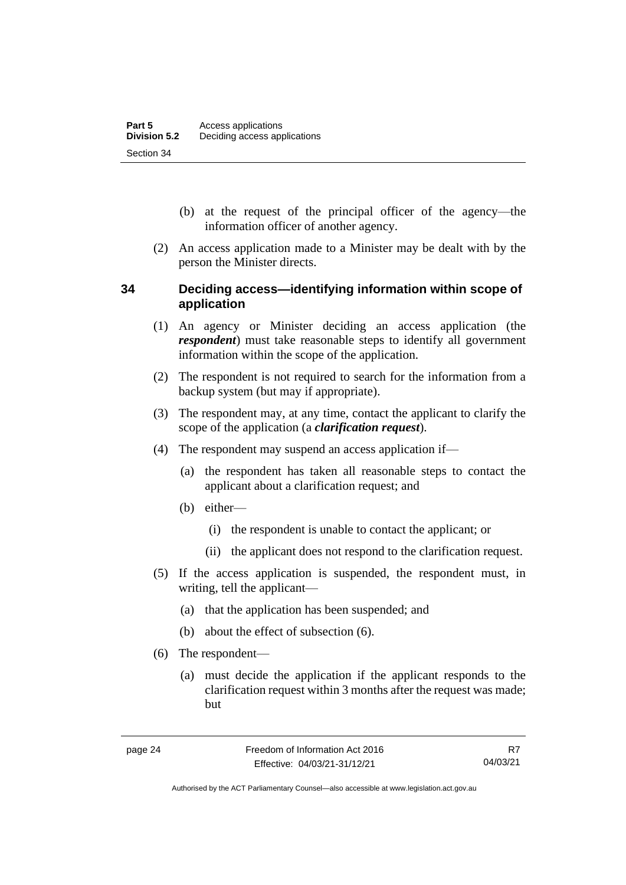(b) at the request of the principal officer of the agency—the information officer of another agency.

(2) An access application made to a Minister may be dealt with by the person the Minister directs.

## 34 Deciding access—identifying information within scope of application

(1) An agency or Minister deciding an access application (the ***respondent***) must take reasonable steps to identify all government information within the scope of the application.

(2) The respondent is not required to search for the information from a backup system (but may if appropriate).

(3) The respondent may, at any time, contact the applicant to clarify the scope of the application (a ***clarification request***).

(4) The respondent may suspend an access application if—

(a) the respondent has taken all reasonable steps to contact the applicant about a clarification request; and

(b) either—

(i) the respondent is unable to contact the applicant; or

(ii) the applicant does not respond to the clarification request.

(5) If the access application is suspended, the respondent must, in writing, tell the applicant—

(a) that the application has been suspended; and

(b) about the effect of subsection (6).

(6) The respondent—

(a) must decide the application if the applicant responds to the clarification request within 3 months after the request was made; but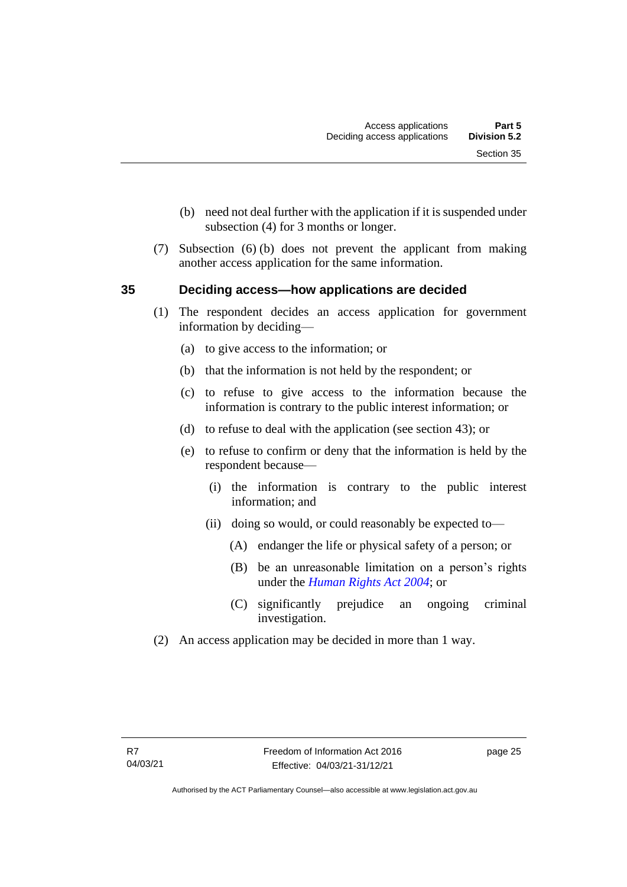(b) need not deal further with the application if it is suspended under subsection (4) for 3 months or longer.

(7) Subsection (6) (b) does not prevent the applicant from making another access application for the same information.

## 35 Deciding access—how applications are decided

(1) The respondent decides an access application for government information by deciding—

(a) to give access to the information; or

(b) that the information is not held by the respondent; or

(c) to refuse to give access to the information because the information is contrary to the public interest information; or

(d) to refuse to deal with the application (see section 43); or

(e) to refuse to confirm or deny that the information is held by the respondent because—

(i) the information is contrary to the public interest information; and

(ii) doing so would, or could reasonably be expected to—

(A) endanger the life or physical safety of a person; or

(B) be an unreasonable limitation on a person's rights under the *Human Rights Act 2004*; or

(C) significantly prejudice an ongoing criminal investigation.

(2) An access application may be decided in more than 1 way.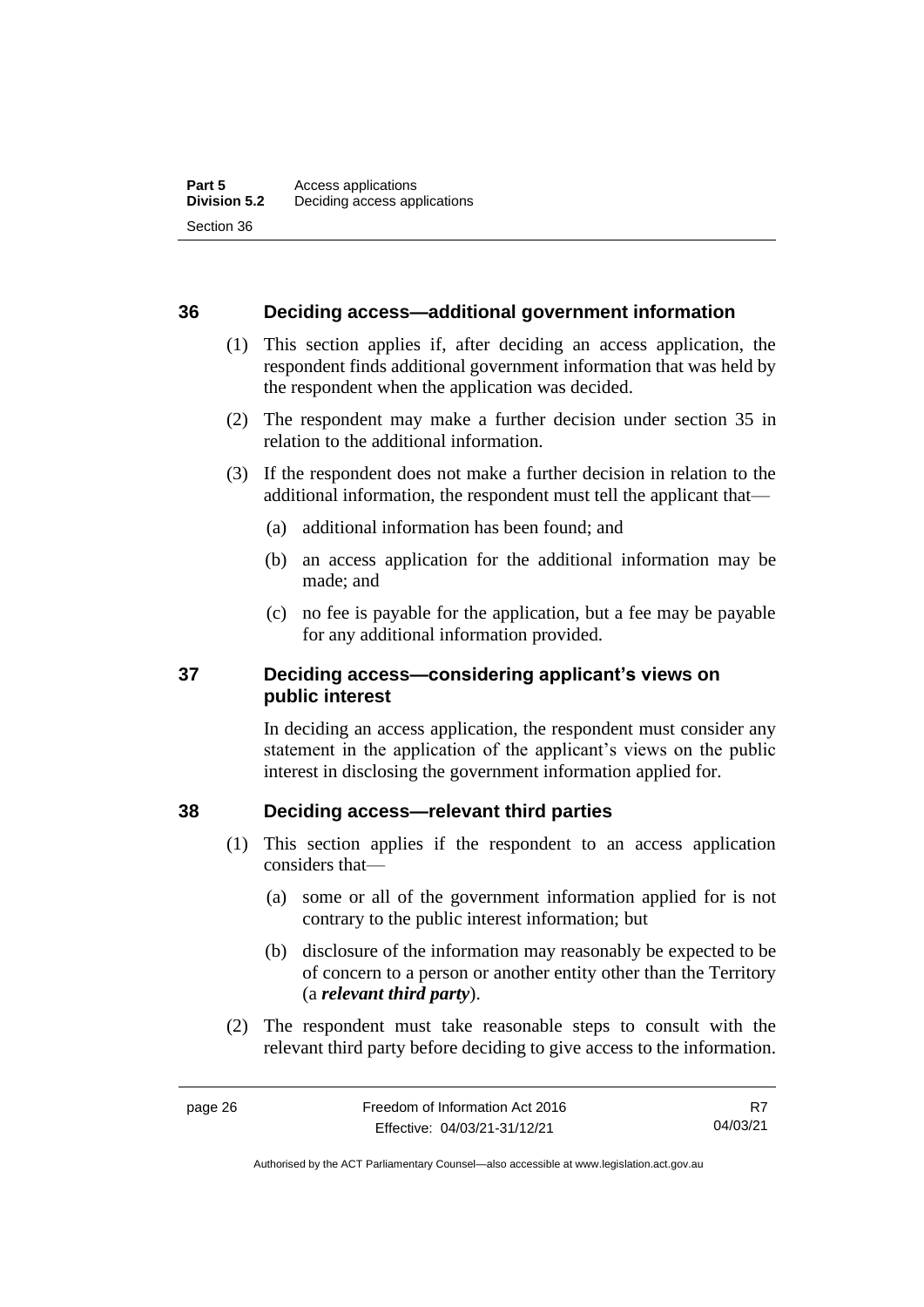## 36 Deciding access—additional government information

(1) This section applies if, after deciding an access application, the respondent finds additional government information that was held by the respondent when the application was decided.

(2) The respondent may make a further decision under section 35 in relation to the additional information.

(3) If the respondent does not make a further decision in relation to the additional information, the respondent must tell the applicant that—

(a) additional information has been found; and

(b) an access application for the additional information may be made; and

(c) no fee is payable for the application, but a fee may be payable for any additional information provided.

## 37 Deciding access—considering applicant's views on public interest

In deciding an access application, the respondent must consider any statement in the application of the applicant's views on the public interest in disclosing the government information applied for.

## 38 Deciding access—relevant third parties

(1) This section applies if the respondent to an access application considers that—

(a) some or all of the government information applied for is not contrary to the public interest information; but

(b) disclosure of the information may reasonably be expected to be of concern to a person or another entity other than the Territory (a ***relevant third party***).

(2) The respondent must take reasonable steps to consult with the relevant third party before deciding to give access to the information.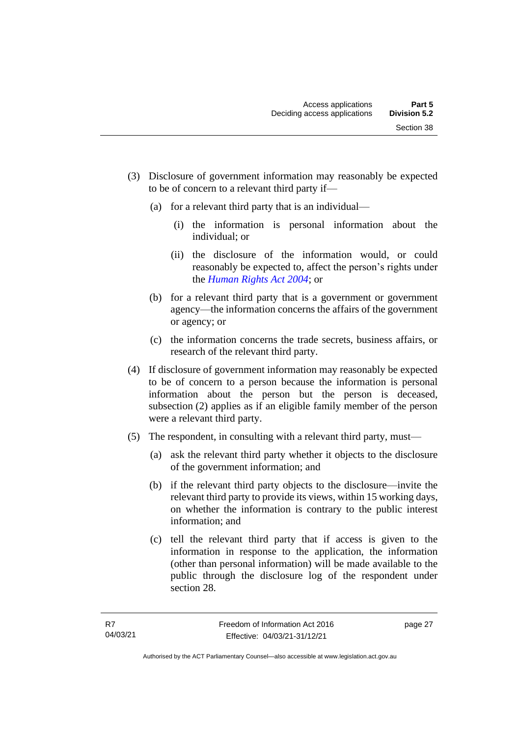(3) Disclosure of government information may reasonably be expected to be of concern to a relevant third party if—

   (a) for a relevant third party that is an individual—

      (i) the information is personal information about the individual; or

      (ii) the disclosure of the information would, or could reasonably be expected to, affect the person's rights under the *Human Rights Act 2004*; or

   (b) for a relevant third party that is a government or government agency—the information concerns the affairs of the government or agency; or

   (c) the information concerns the trade secrets, business affairs, or research of the relevant third party.

(4) If disclosure of government information may reasonably be expected to be of concern to a person because the information is personal information about the person but the person is deceased, subsection (2) applies as if an eligible family member of the person were a relevant third party.

(5) The respondent, in consulting with a relevant third party, must—

   (a) ask the relevant third party whether it objects to the disclosure of the government information; and

   (b) if the relevant third party objects to the disclosure—invite the relevant third party to provide its views, within 15 working days, on whether the information is contrary to the public interest information; and

   (c) tell the relevant third party that if access is given to the information in response to the application, the information (other than personal information) will be made available to the public through the disclosure log of the respondent under section 28.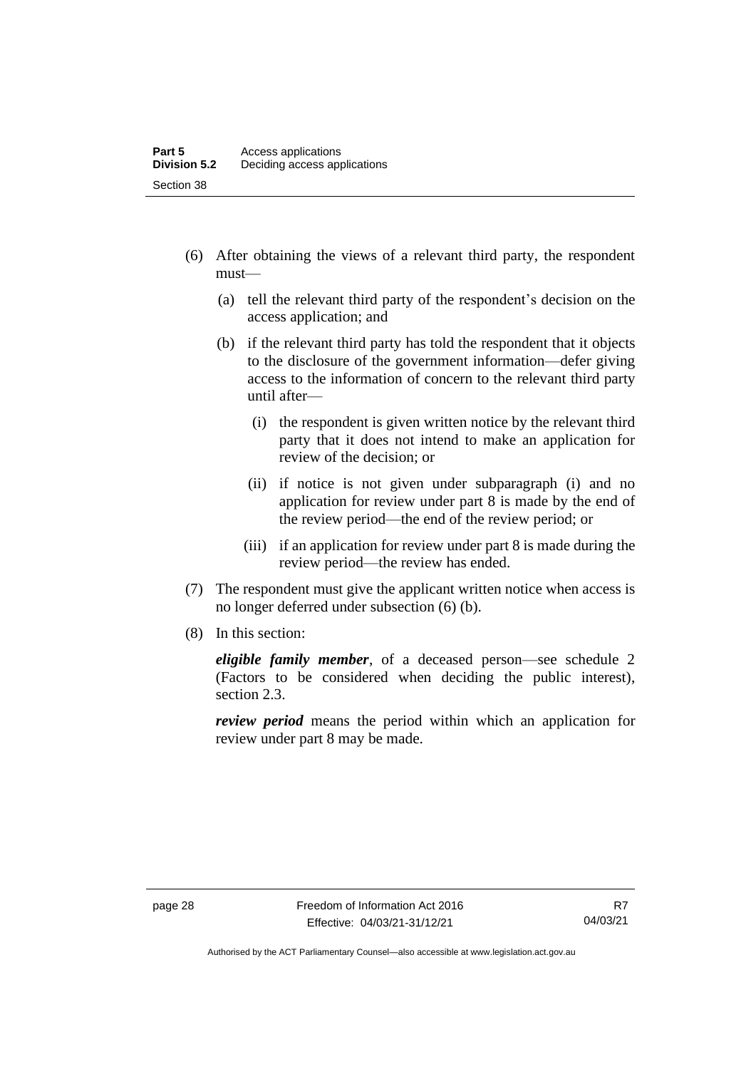(6) After obtaining the views of a relevant third party, the respondent must—

(a) tell the relevant third party of the respondent's decision on the access application; and

(b) if the relevant third party has told the respondent that it objects to the disclosure of the government information—defer giving access to the information of concern to the relevant third party until after—

(i) the respondent is given written notice by the relevant third party that it does not intend to make an application for review of the decision; or

(ii) if notice is not given under subparagraph (i) and no application for review under part 8 is made by the end of the review period—the end of the review period; or

(iii) if an application for review under part 8 is made during the review period—the review has ended.

(7) The respondent must give the applicant written notice when access is no longer deferred under subsection (6) (b).

(8) In this section:

***eligible family member***, of a deceased person—see schedule 2 (Factors to be considered when deciding the public interest), section 2.3.

***review period*** means the period within which an application for review under part 8 may be made.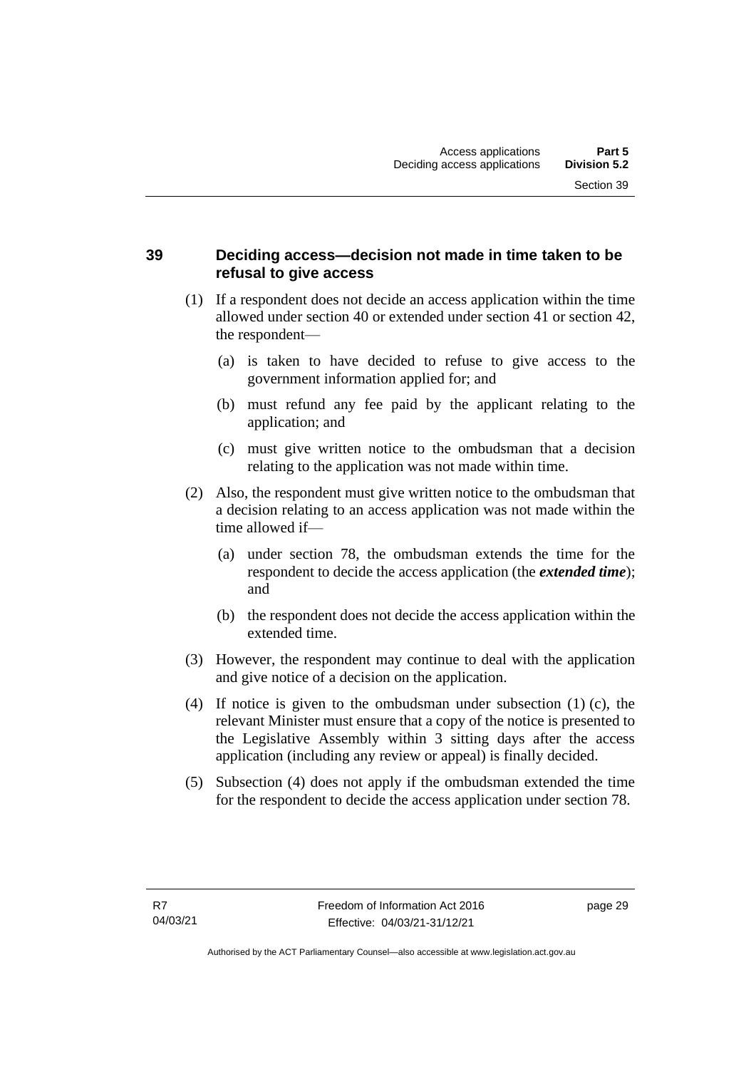## 39 Deciding access—decision not made in time taken to be refusal to give access

(1) If a respondent does not decide an access application within the time allowed under section 40 or extended under section 41 or section 42, the respondent—

(a) is taken to have decided to refuse to give access to the government information applied for; and

(b) must refund any fee paid by the applicant relating to the application; and

(c) must give written notice to the ombudsman that a decision relating to the application was not made within time.

(2) Also, the respondent must give written notice to the ombudsman that a decision relating to an access application was not made within the time allowed if—

(a) under section 78, the ombudsman extends the time for the respondent to decide the access application (the ***extended time***); and

(b) the respondent does not decide the access application within the extended time.

(3) However, the respondent may continue to deal with the application and give notice of a decision on the application.

(4) If notice is given to the ombudsman under subsection (1) (c), the relevant Minister must ensure that a copy of the notice is presented to the Legislative Assembly within 3 sitting days after the access application (including any review or appeal) is finally decided.

(5) Subsection (4) does not apply if the ombudsman extended the time for the respondent to decide the access application under section 78.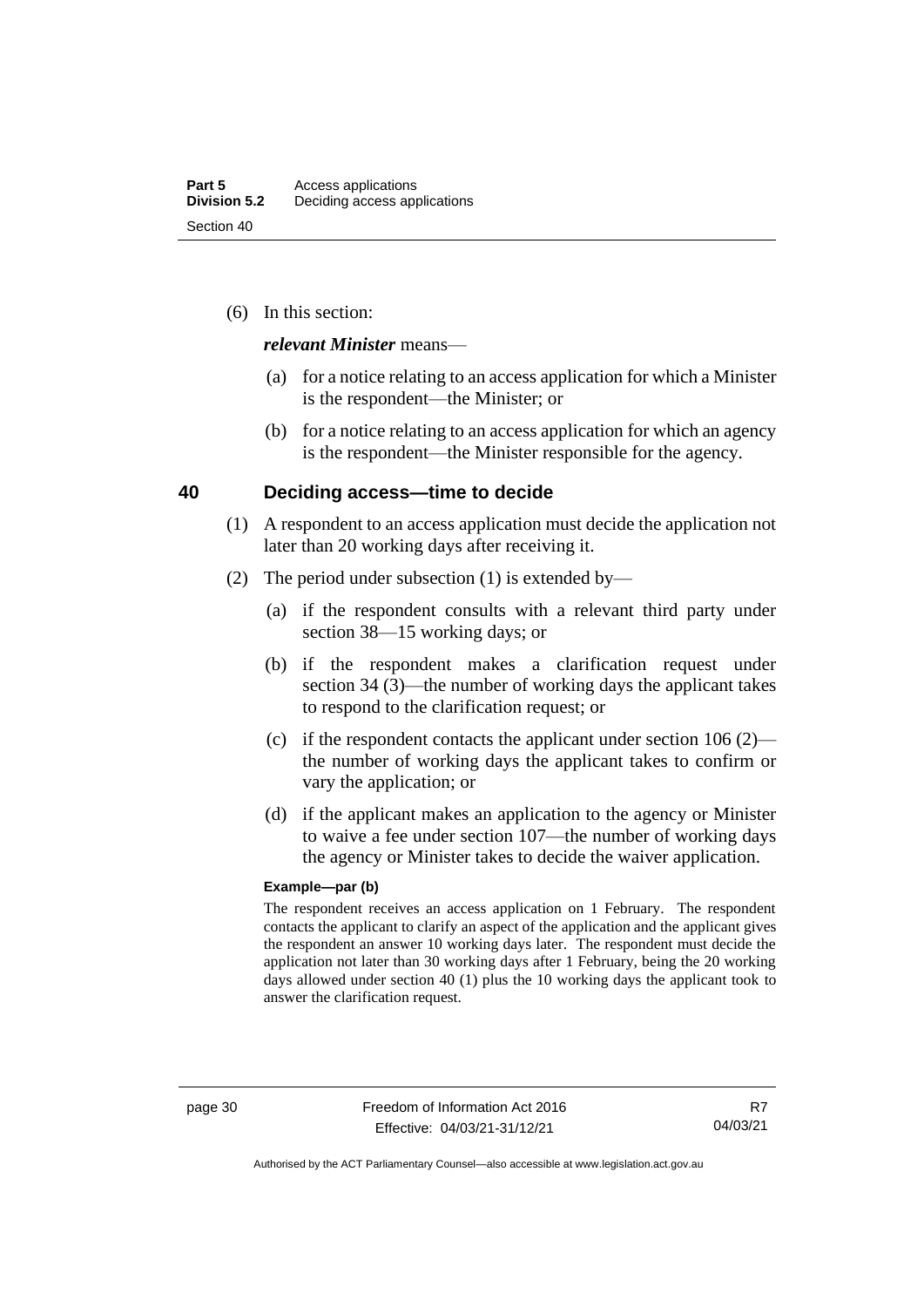(6) In this section:

***relevant Minister*** means—

(a) for a notice relating to an access application for which a Minister is the respondent—the Minister; or

(b) for a notice relating to an access application for which an agency is the respondent—the Minister responsible for the agency.

## 40 Deciding access—time to decide

(1) A respondent to an access application must decide the application not later than 20 working days after receiving it.

(2) The period under subsection (1) is extended by—

(a) if the respondent consults with a relevant third party under section 38—15 working days; or

(b) if the respondent makes a clarification request under section 34 (3)—the number of working days the applicant takes to respond to the clarification request; or

(c) if the respondent contacts the applicant under section 106 (2)—the number of working days the applicant takes to confirm or vary the application; or

(d) if the applicant makes an application to the agency or Minister to waive a fee under section 107—the number of working days the agency or Minister takes to decide the waiver application.

**Example—par (b)**

The respondent receives an access application on 1 February. The respondent contacts the applicant to clarify an aspect of the application and the applicant gives the respondent an answer 10 working days later. The respondent must decide the application not later than 30 working days after 1 February, being the 20 working days allowed under section 40 (1) plus the 10 working days the applicant took to answer the clarification request.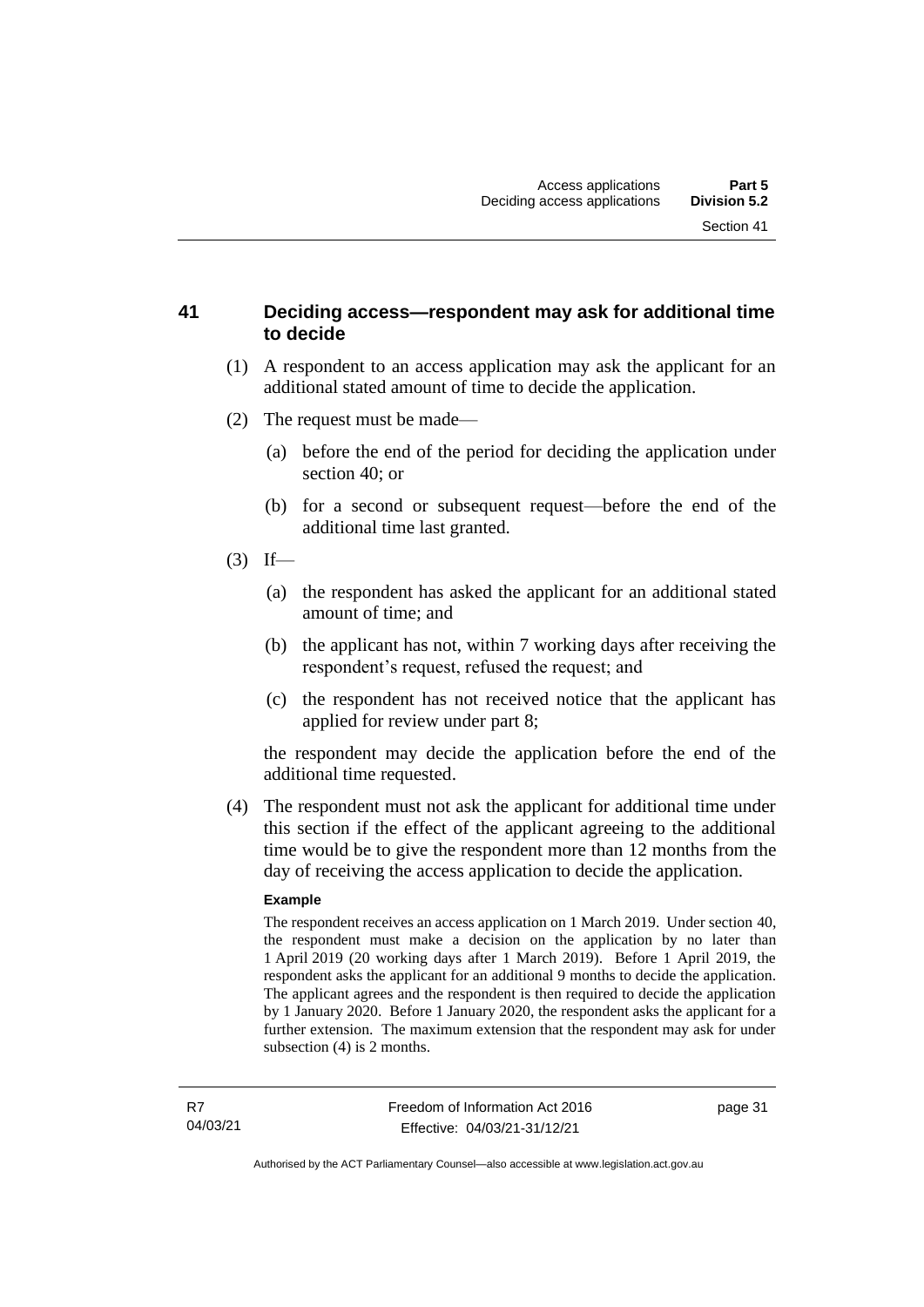## 41 Deciding access—respondent may ask for additional time to decide

(1) A respondent to an access application may ask the applicant for an additional stated amount of time to decide the application.

(2) The request must be made—

(a) before the end of the period for deciding the application under section 40; or

(b) for a second or subsequent request—before the end of the additional time last granted.

(3) If—

(a) the respondent has asked the applicant for an additional stated amount of time; and

(b) the applicant has not, within 7 working days after receiving the respondent's request, refused the request; and

(c) the respondent has not received notice that the applicant has applied for review under part 8;

the respondent may decide the application before the end of the additional time requested.

(4) The respondent must not ask the applicant for additional time under this section if the effect of the applicant agreeing to the additional time would be to give the respondent more than 12 months from the day of receiving the access application to decide the application.

**Example**

The respondent receives an access application on 1 March 2019. Under section 40, the respondent must make a decision on the application by no later than 1 April 2019 (20 working days after 1 March 2019). Before 1 April 2019, the respondent asks the applicant for an additional 9 months to decide the application. The applicant agrees and the respondent is then required to decide the application by 1 January 2020. Before 1 January 2020, the respondent asks the applicant for a further extension. The maximum extension that the respondent may ask for under subsection (4) is 2 months.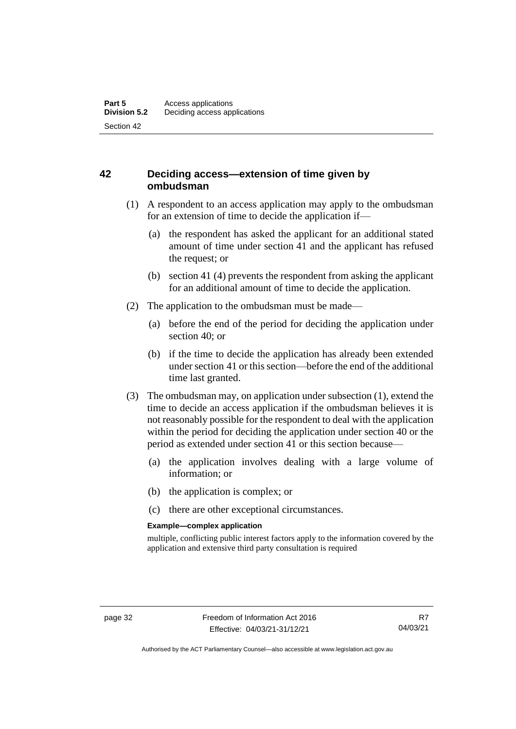## 42 Deciding access—extension of time given by ombudsman

(1) A respondent to an access application may apply to the ombudsman for an extension of time to decide the application if—

(a) the respondent has asked the applicant for an additional stated amount of time under section 41 and the applicant has refused the request; or

(b) section 41 (4) prevents the respondent from asking the applicant for an additional amount of time to decide the application.

(2) The application to the ombudsman must be made—

(a) before the end of the period for deciding the application under section 40; or

(b) if the time to decide the application has already been extended under section 41 or this section—before the end of the additional time last granted.

(3) The ombudsman may, on application under subsection (1), extend the time to decide an access application if the ombudsman believes it is not reasonably possible for the respondent to deal with the application within the period for deciding the application under section 40 or the period as extended under section 41 or this section because—

(a) the application involves dealing with a large volume of information; or

(b) the application is complex; or

(c) there are other exceptional circumstances.

**Example—complex application**

multiple, conflicting public interest factors apply to the information covered by the application and extensive third party consultation is required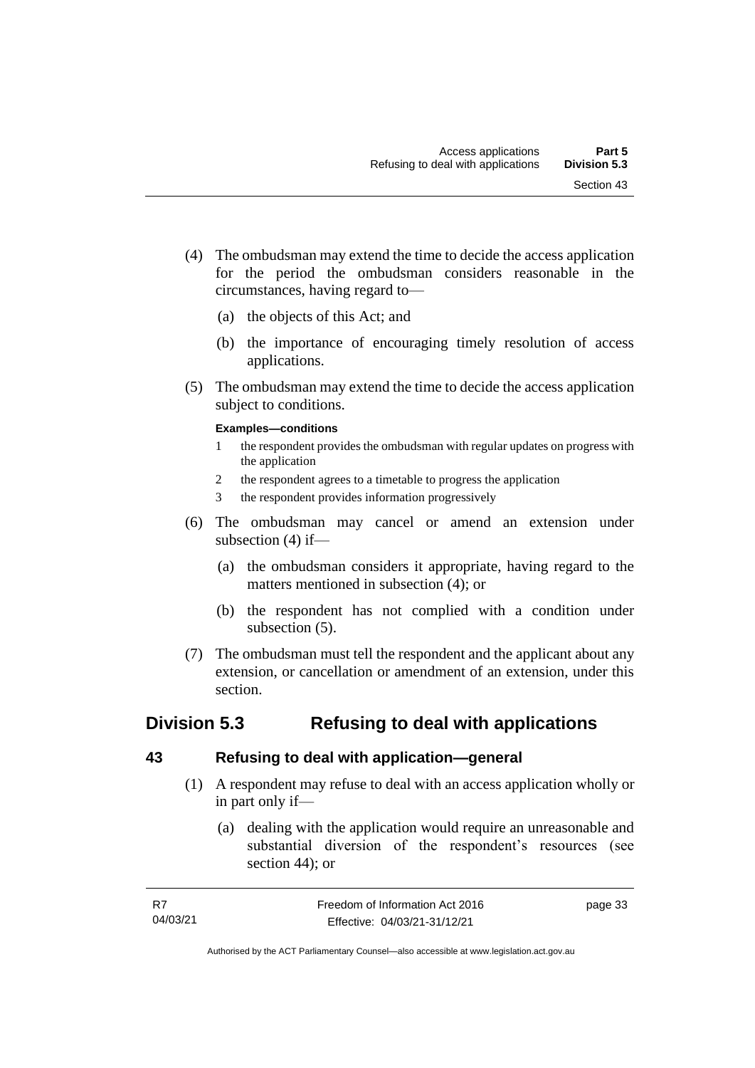(4) The ombudsman may extend the time to decide the access application for the period the ombudsman considers reasonable in the circumstances, having regard to—

(a) the objects of this Act; and

(b) the importance of encouraging timely resolution of access applications.

(5) The ombudsman may extend the time to decide the access application subject to conditions.

**Examples—conditions**

1 the respondent provides the ombudsman with regular updates on progress with the application

2 the respondent agrees to a timetable to progress the application

3 the respondent provides information progressively

(6) The ombudsman may cancel or amend an extension under subsection (4) if—

(a) the ombudsman considers it appropriate, having regard to the matters mentioned in subsection (4); or

(b) the respondent has not complied with a condition under subsection (5).

(7) The ombudsman must tell the respondent and the applicant about any extension, or cancellation or amendment of an extension, under this section.

## Division 5.3 Refusing to deal with applications

### 43 Refusing to deal with application—general

(1) A respondent may refuse to deal with an access application wholly or in part only if—

(a) dealing with the application would require an unreasonable and substantial diversion of the respondent's resources (see section 44); or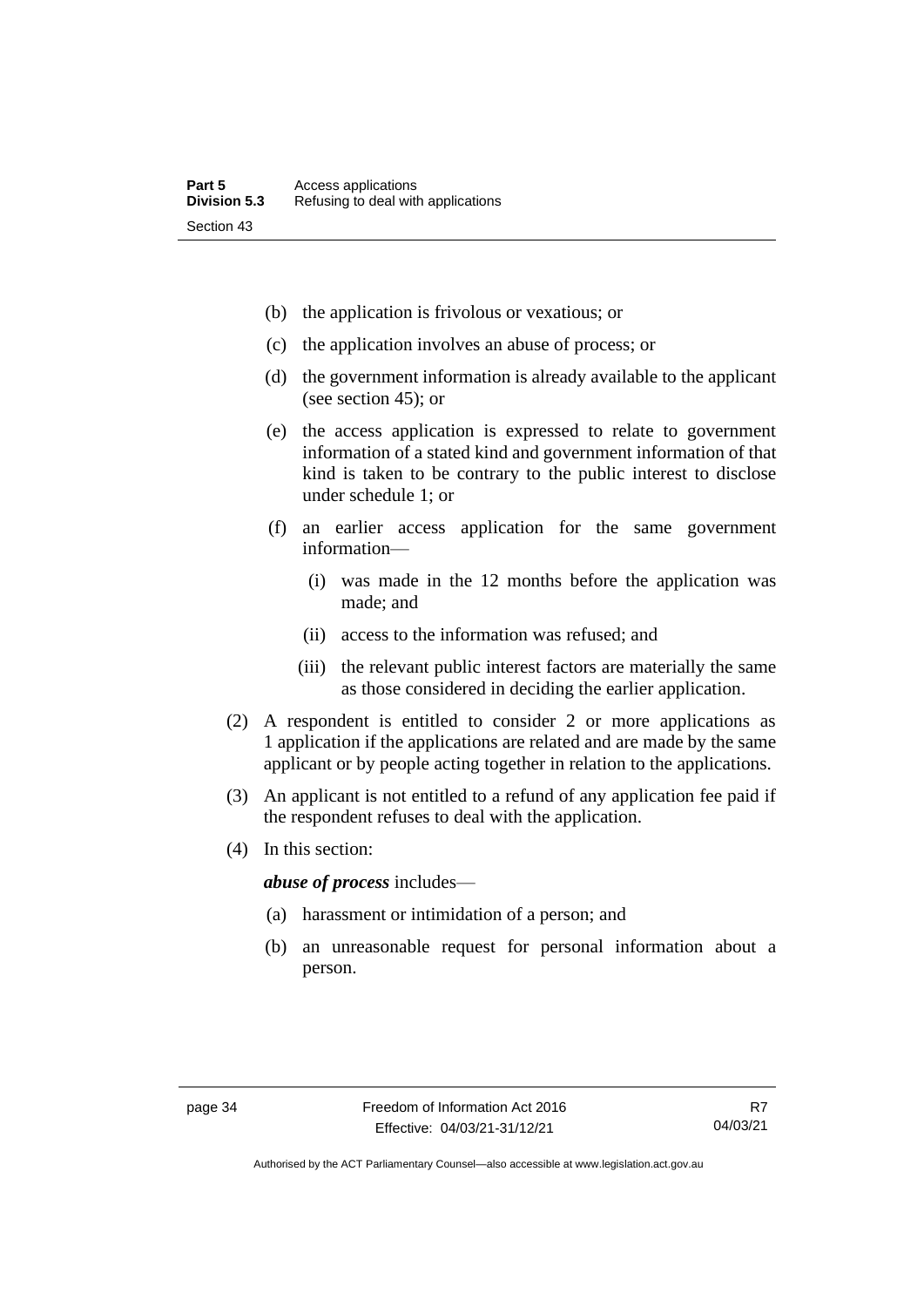(b) the application is frivolous or vexatious; or

(c) the application involves an abuse of process; or

(d) the government information is already available to the applicant (see section 45); or

(e) the access application is expressed to relate to government information of a stated kind and government information of that kind is taken to be contrary to the public interest to disclose under schedule 1; or

(f) an earlier access application for the same government information—

(i) was made in the 12 months before the application was made; and

(ii) access to the information was refused; and

(iii) the relevant public interest factors are materially the same as those considered in deciding the earlier application.

(2) A respondent is entitled to consider 2 or more applications as 1 application if the applications are related and are made by the same applicant or by people acting together in relation to the applications.

(3) An applicant is not entitled to a refund of any application fee paid if the respondent refuses to deal with the application.

(4) In this section:

***abuse of process*** includes—

(a) harassment or intimidation of a person; and

(b) an unreasonable request for personal information about a person.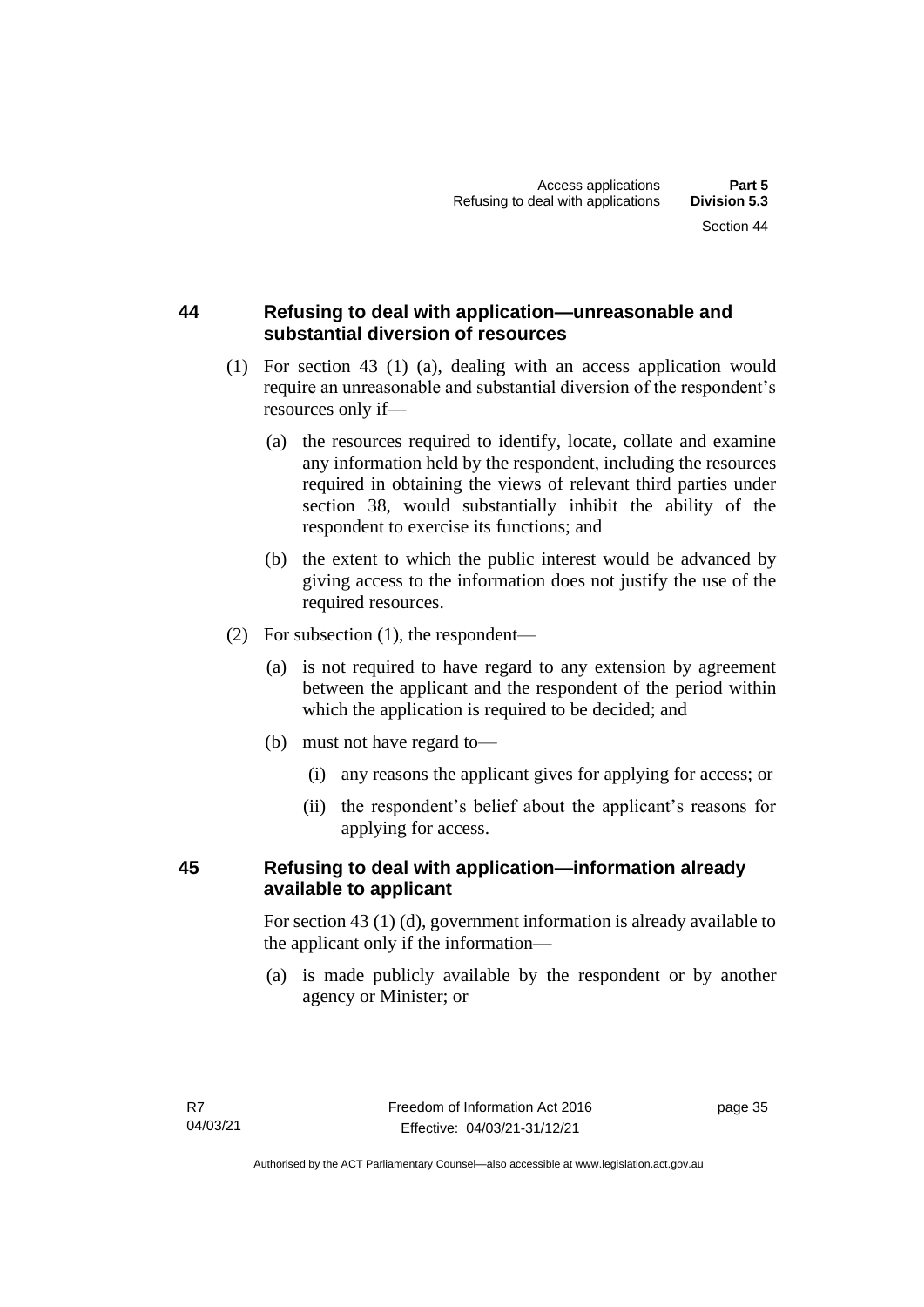## 44 Refusing to deal with application—unreasonable and substantial diversion of resources

(1) For section 43 (1) (a), dealing with an access application would require an unreasonable and substantial diversion of the respondent's resources only if—

(a) the resources required to identify, locate, collate and examine any information held by the respondent, including the resources required in obtaining the views of relevant third parties under section 38, would substantially inhibit the ability of the respondent to exercise its functions; and

(b) the extent to which the public interest would be advanced by giving access to the information does not justify the use of the required resources.

(2) For subsection (1), the respondent—

(a) is not required to have regard to any extension by agreement between the applicant and the respondent of the period within which the application is required to be decided; and

(b) must not have regard to—

(i) any reasons the applicant gives for applying for access; or

(ii) the respondent's belief about the applicant's reasons for applying for access.

## 45 Refusing to deal with application—information already available to applicant

For section 43 (1) (d), government information is already available to the applicant only if the information—

(a) is made publicly available by the respondent or by another agency or Minister; or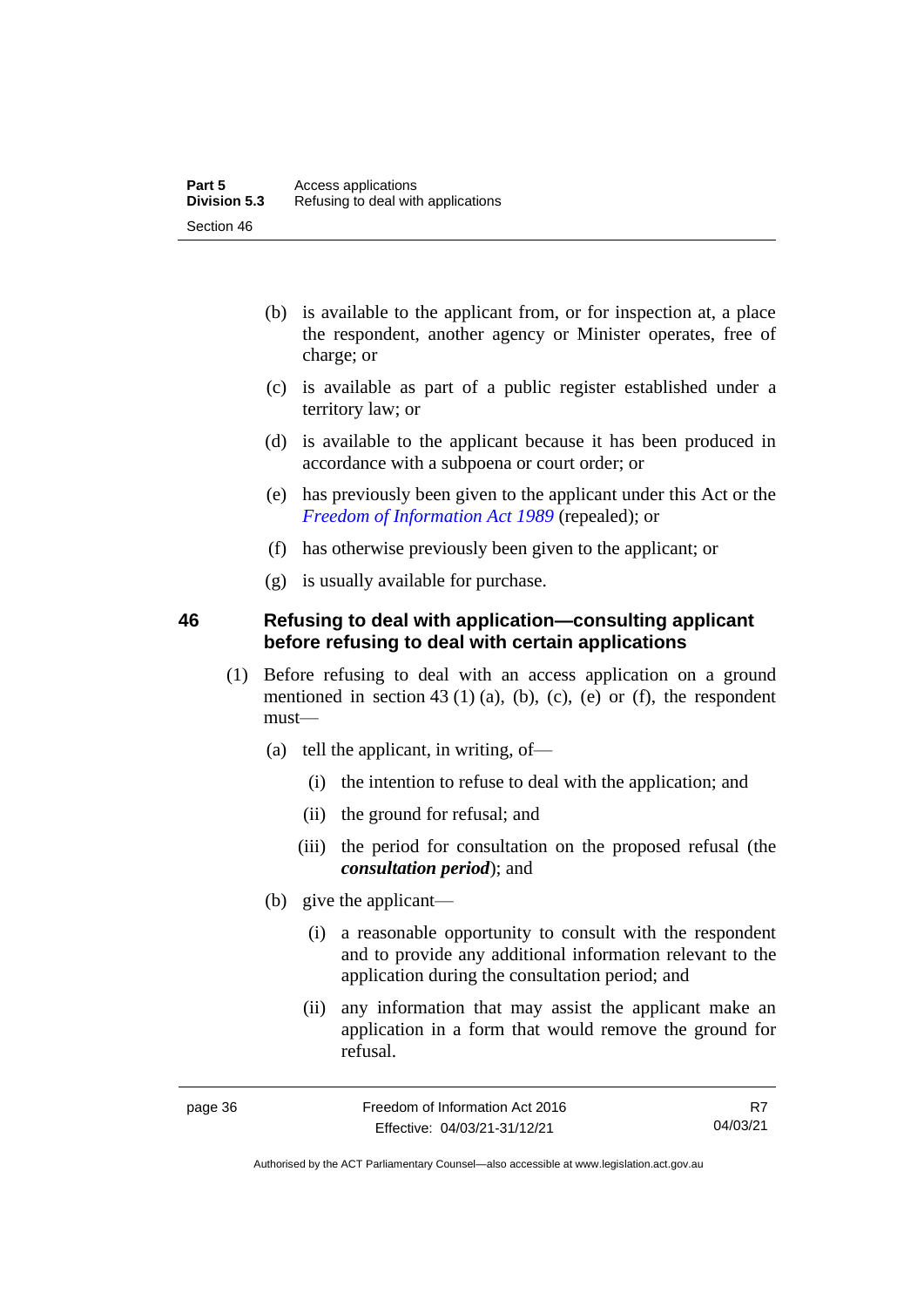(b) is available to the applicant from, or for inspection at, a place the respondent, another agency or Minister operates, free of charge; or

(c) is available as part of a public register established under a territory law; or

(d) is available to the applicant because it has been produced in accordance with a subpoena or court order; or

(e) has previously been given to the applicant under this Act or the *Freedom of Information Act 1989* (repealed); or

(f) has otherwise previously been given to the applicant; or

(g) is usually available for purchase.

## 46 Refusing to deal with application—consulting applicant before refusing to deal with certain applications

(1) Before refusing to deal with an access application on a ground mentioned in section 43 (1) (a), (b), (c), (e) or (f), the respondent must—

(a) tell the applicant, in writing, of—

(i) the intention to refuse to deal with the application; and

(ii) the ground for refusal; and

(iii) the period for consultation on the proposed refusal (the ***consultation period***); and

(b) give the applicant—

(i) a reasonable opportunity to consult with the respondent and to provide any additional information relevant to the application during the consultation period; and

(ii) any information that may assist the applicant make an application in a form that would remove the ground for refusal.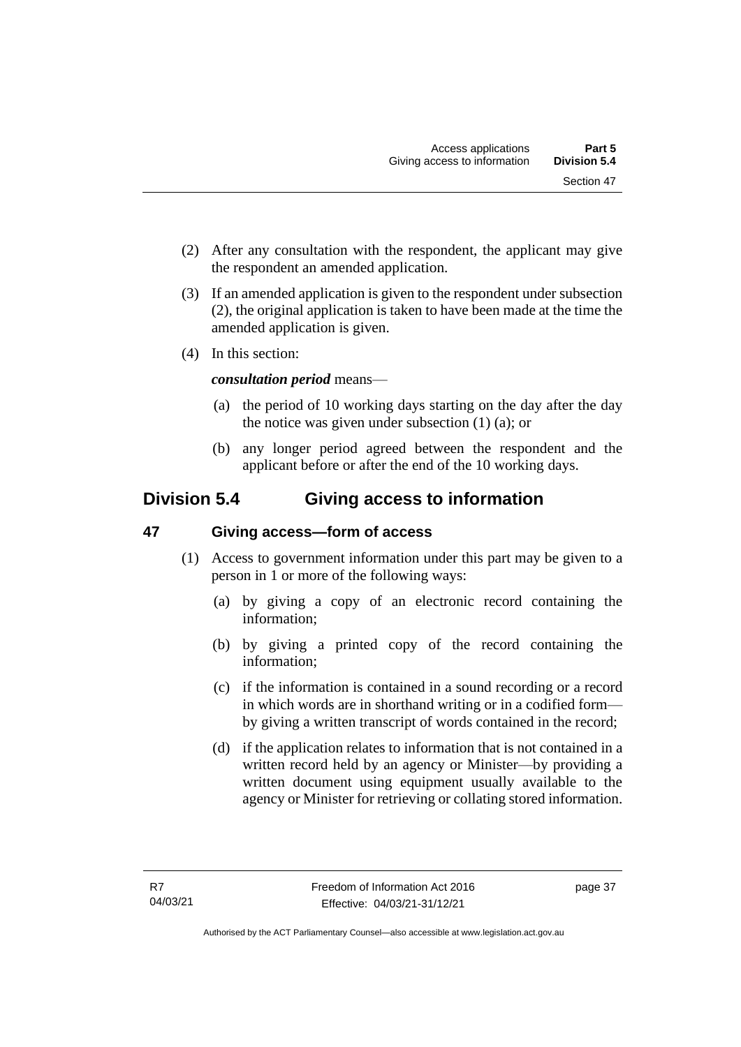(2) After any consultation with the respondent, the applicant may give the respondent an amended application.

(3) If an amended application is given to the respondent under subsection (2), the original application is taken to have been made at the time the amended application is given.

(4) In this section:

***consultation period*** means—

(a) the period of 10 working days starting on the day after the day the notice was given under subsection (1) (a); or

(b) any longer period agreed between the respondent and the applicant before or after the end of the 10 working days.

## Division 5.4 Giving access to information

### 47 Giving access—form of access

(1) Access to government information under this part may be given to a person in 1 or more of the following ways:

(a) by giving a copy of an electronic record containing the information;

(b) by giving a printed copy of the record containing the information;

(c) if the information is contained in a sound recording or a record in which words are in shorthand writing or in a codified form—by giving a written transcript of words contained in the record;

(d) if the application relates to information that is not contained in a written record held by an agency or Minister—by providing a written document using equipment usually available to the agency or Minister for retrieving or collating stored information.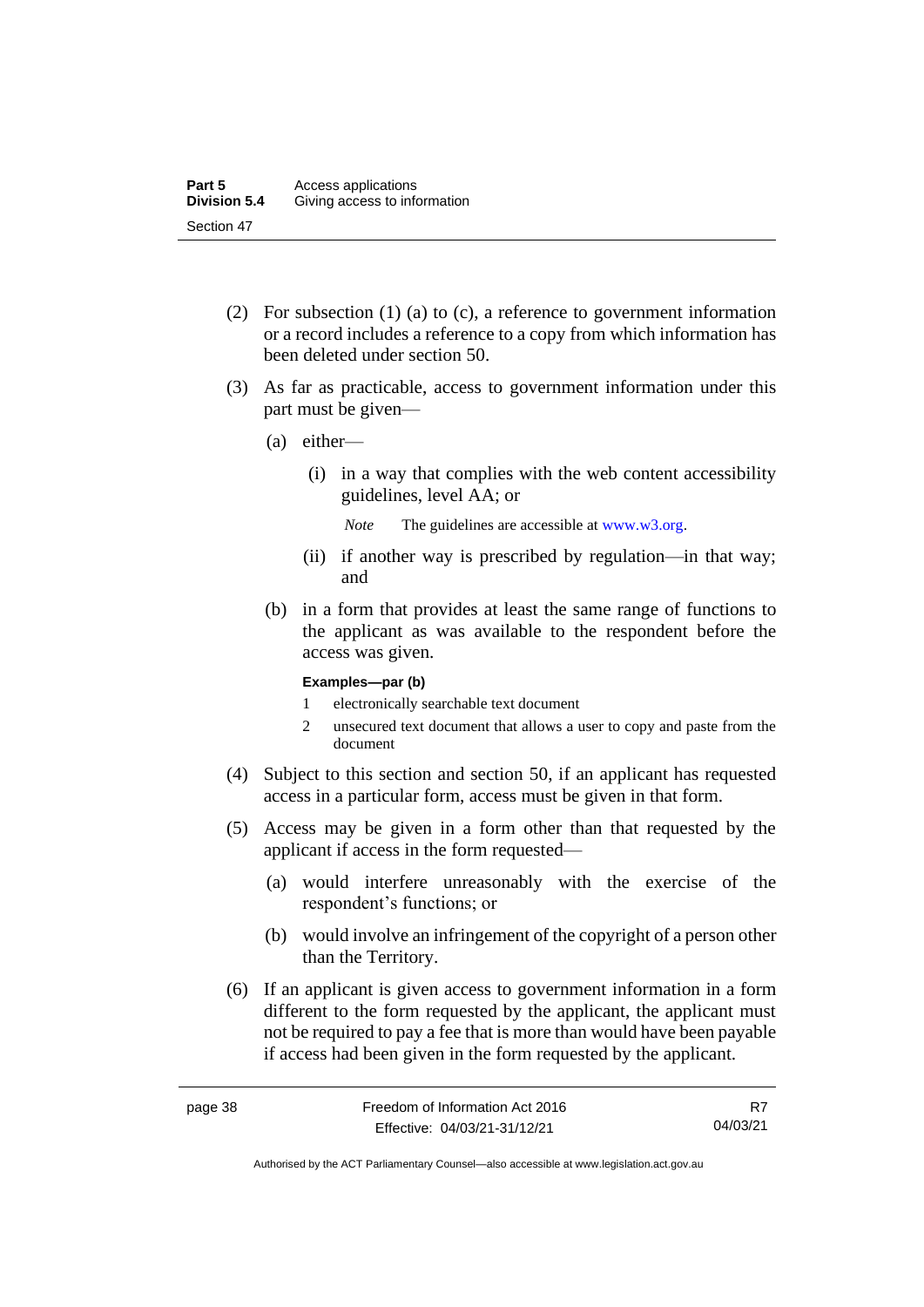(2) For subsection (1) (a) to (c), a reference to government information or a record includes a reference to a copy from which information has been deleted under section 50.

(3) As far as practicable, access to government information under this part must be given—

(a) either—

(i) in a way that complies with the web content accessibility guidelines, level AA; or

*Note* The guidelines are accessible at www.w3.org.

(ii) if another way is prescribed by regulation—in that way; and

(b) in a form that provides at least the same range of functions to the applicant as was available to the respondent before the access was given.

**Examples—par (b)**

1 electronically searchable text document

2 unsecured text document that allows a user to copy and paste from the document

(4) Subject to this section and section 50, if an applicant has requested access in a particular form, access must be given in that form.

(5) Access may be given in a form other than that requested by the applicant if access in the form requested—

(a) would interfere unreasonably with the exercise of the respondent's functions; or

(b) would involve an infringement of the copyright of a person other than the Territory.

(6) If an applicant is given access to government information in a form different to the form requested by the applicant, the applicant must not be required to pay a fee that is more than would have been payable if access had been given in the form requested by the applicant.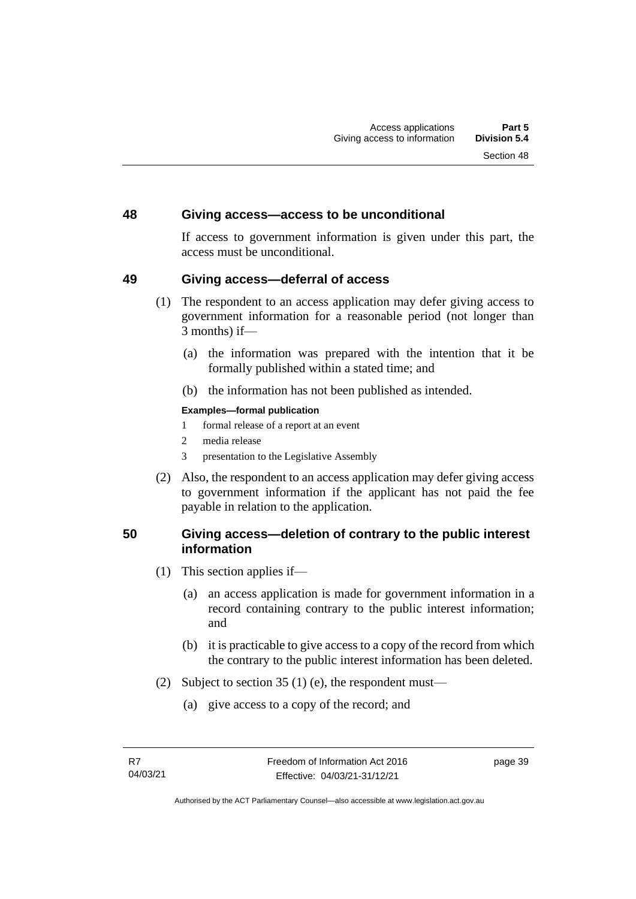## 48 Giving access—access to be unconditional

If access to government information is given under this part, the access must be unconditional.

## 49 Giving access—deferral of access

(1) The respondent to an access application may defer giving access to government information for a reasonable period (not longer than 3 months) if—

(a) the information was prepared with the intention that it be formally published within a stated time; and

(b) the information has not been published as intended.

**Examples—formal publication**

1 formal release of a report at an event

2 media release

3 presentation to the Legislative Assembly

(2) Also, the respondent to an access application may defer giving access to government information if the applicant has not paid the fee payable in relation to the application.

## 50 Giving access—deletion of contrary to the public interest information

(1) This section applies if—

(a) an access application is made for government information in a record containing contrary to the public interest information; and

(b) it is practicable to give access to a copy of the record from which the contrary to the public interest information has been deleted.

(2) Subject to section 35 (1) (e), the respondent must—

(a) give access to a copy of the record; and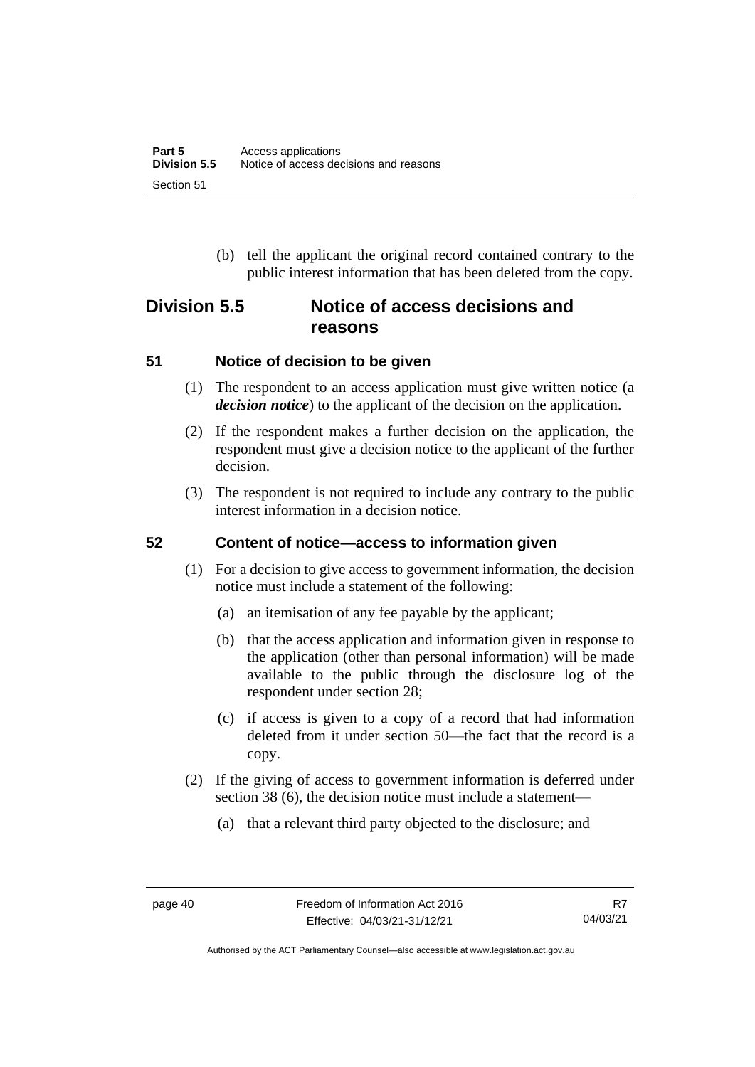(b) tell the applicant the original record contained contrary to the public interest information that has been deleted from the copy.

## Division 5.5 Notice of access decisions and reasons

### 51 Notice of decision to be given

(1) The respondent to an access application must give written notice (a ***decision notice***) to the applicant of the decision on the application.

(2) If the respondent makes a further decision on the application, the respondent must give a decision notice to the applicant of the further decision.

(3) The respondent is not required to include any contrary to the public interest information in a decision notice.

### 52 Content of notice—access to information given

(1) For a decision to give access to government information, the decision notice must include a statement of the following:

(a) an itemisation of any fee payable by the applicant;

(b) that the access application and information given in response to the application (other than personal information) will be made available to the public through the disclosure log of the respondent under section 28;

(c) if access is given to a copy of a record that had information deleted from it under section 50—the fact that the record is a copy.

(2) If the giving of access to government information is deferred under section 38 (6), the decision notice must include a statement—

(a) that a relevant third party objected to the disclosure; and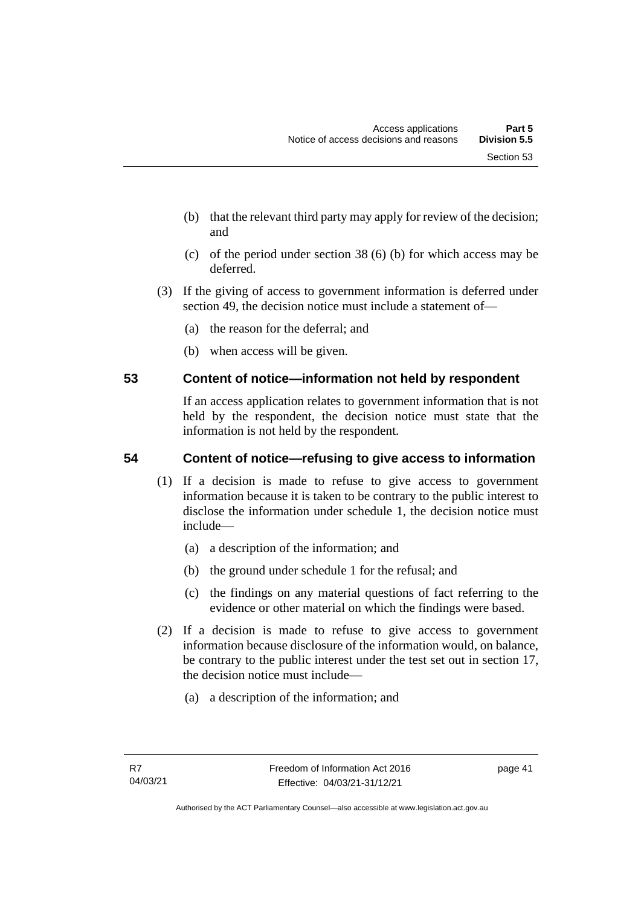(b) that the relevant third party may apply for review of the decision; and

(c) of the period under section 38 (6) (b) for which access may be deferred.

(3) If the giving of access to government information is deferred under section 49, the decision notice must include a statement of—

(a) the reason for the deferral; and

(b) when access will be given.

## 53 Content of notice—information not held by respondent

If an access application relates to government information that is not held by the respondent, the decision notice must state that the information is not held by the respondent.

## 54 Content of notice—refusing to give access to information

(1) If a decision is made to refuse to give access to government information because it is taken to be contrary to the public interest to disclose the information under schedule 1, the decision notice must include—

(a) a description of the information; and

(b) the ground under schedule 1 for the refusal; and

(c) the findings on any material questions of fact referring to the evidence or other material on which the findings were based.

(2) If a decision is made to refuse to give access to government information because disclosure of the information would, on balance, be contrary to the public interest under the test set out in section 17, the decision notice must include—

(a) a description of the information; and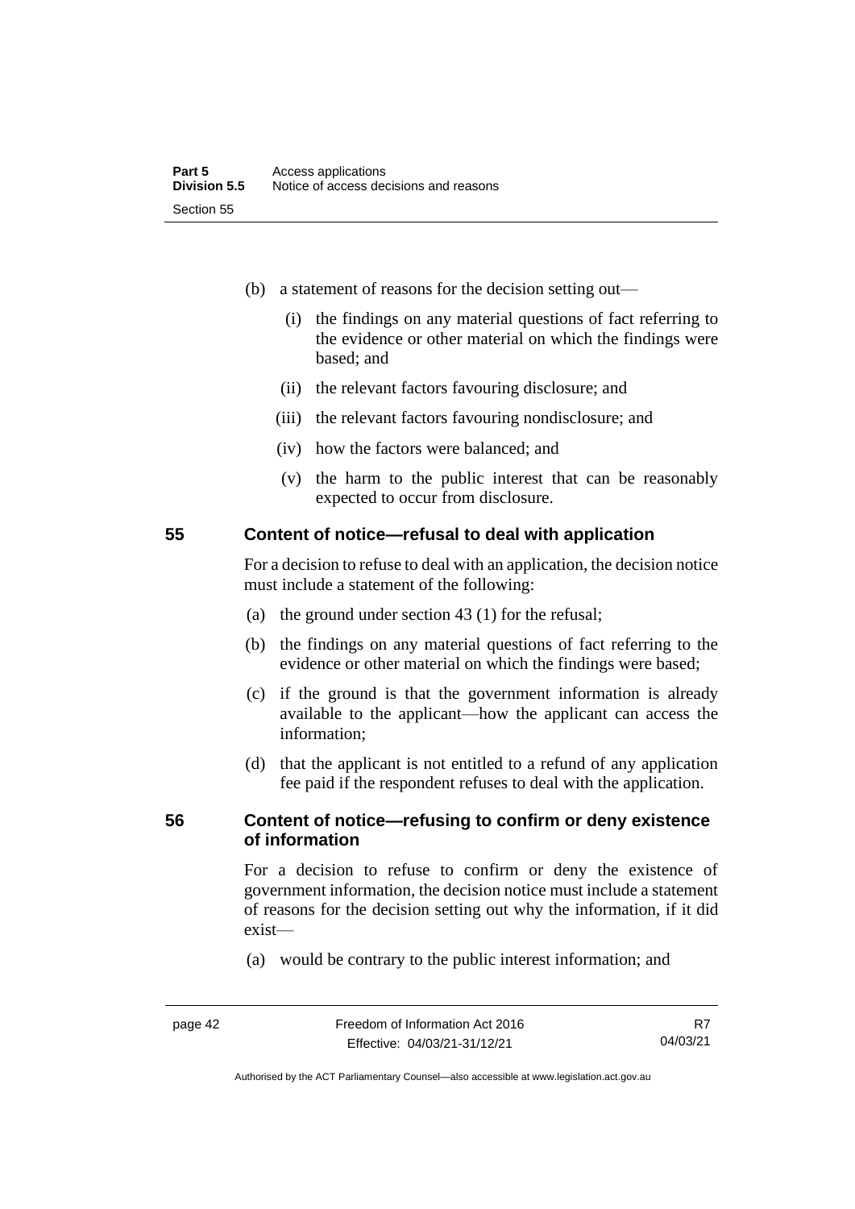(b) a statement of reasons for the decision setting out—

   (i) the findings on any material questions of fact referring to the evidence or other material on which the findings were based; and

   (ii) the relevant factors favouring disclosure; and

   (iii) the relevant factors favouring nondisclosure; and

   (iv) how the factors were balanced; and

   (v) the harm to the public interest that can be reasonably expected to occur from disclosure.

## 55 Content of notice—refusal to deal with application

For a decision to refuse to deal with an application, the decision notice must include a statement of the following:

(a) the ground under section 43 (1) for the refusal;

(b) the findings on any material questions of fact referring to the evidence or other material on which the findings were based;

(c) if the ground is that the government information is already available to the applicant—how the applicant can access the information;

(d) that the applicant is not entitled to a refund of any application fee paid if the respondent refuses to deal with the application.

## 56 Content of notice—refusing to confirm or deny existence of information

For a decision to refuse to confirm or deny the existence of government information, the decision notice must include a statement of reasons for the decision setting out why the information, if it did exist—

(a) would be contrary to the public interest information; and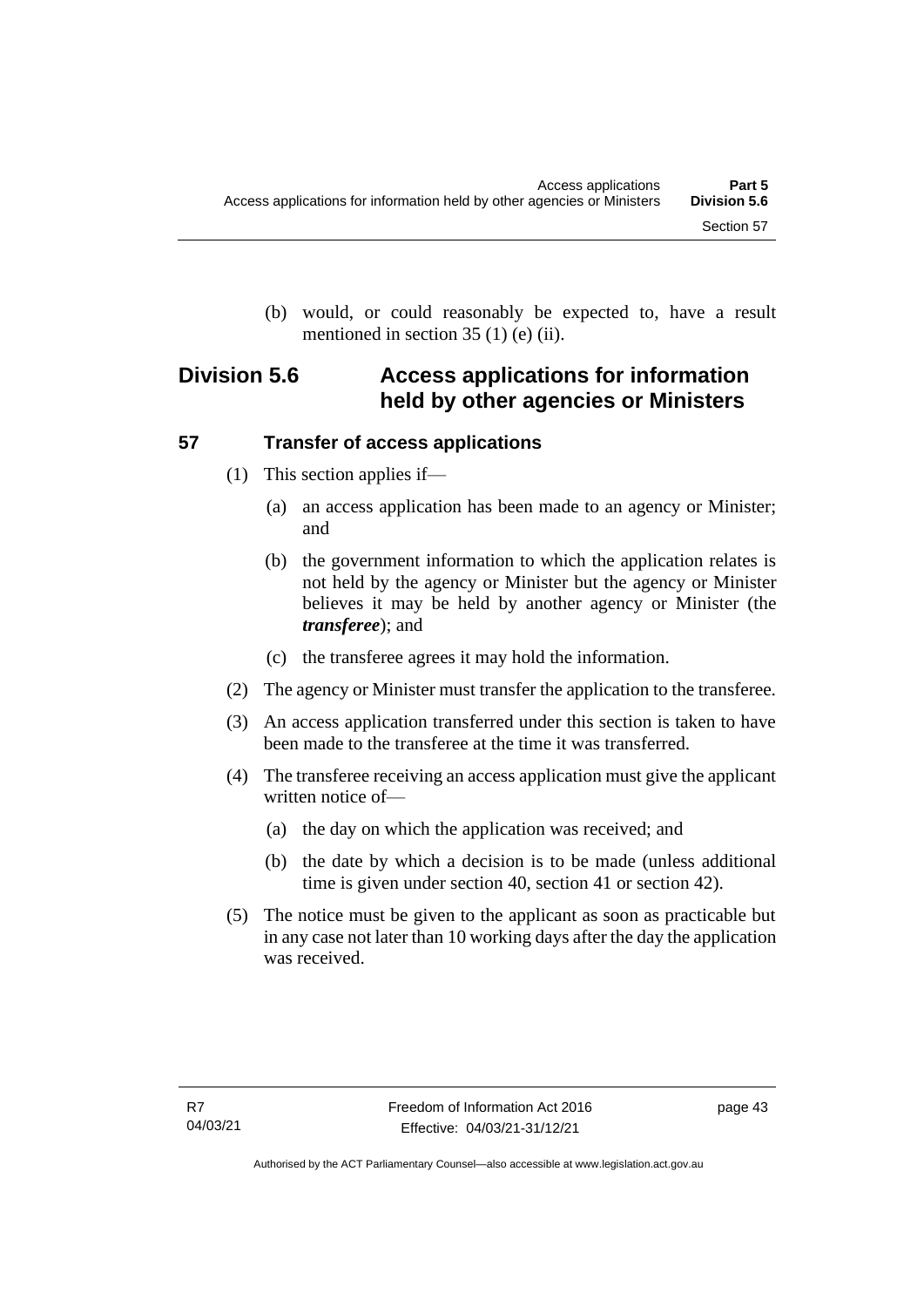(b) would, or could reasonably be expected to, have a result mentioned in section 35 (1) (e) (ii).

## Division 5.6 Access applications for information held by other agencies or Ministers

### 57 Transfer of access applications

(1) This section applies if—

   (a) an access application has been made to an agency or Minister; and

   (b) the government information to which the application relates is not held by the agency or Minister but the agency or Minister believes it may be held by another agency or Minister (the ***transferee***); and

   (c) the transferee agrees it may hold the information.

(2) The agency or Minister must transfer the application to the transferee.

(3) An access application transferred under this section is taken to have been made to the transferee at the time it was transferred.

(4) The transferee receiving an access application must give the applicant written notice of—

   (a) the day on which the application was received; and

   (b) the date by which a decision is to be made (unless additional time is given under section 40, section 41 or section 42).

(5) The notice must be given to the applicant as soon as practicable but in any case not later than 10 working days after the day the application was received.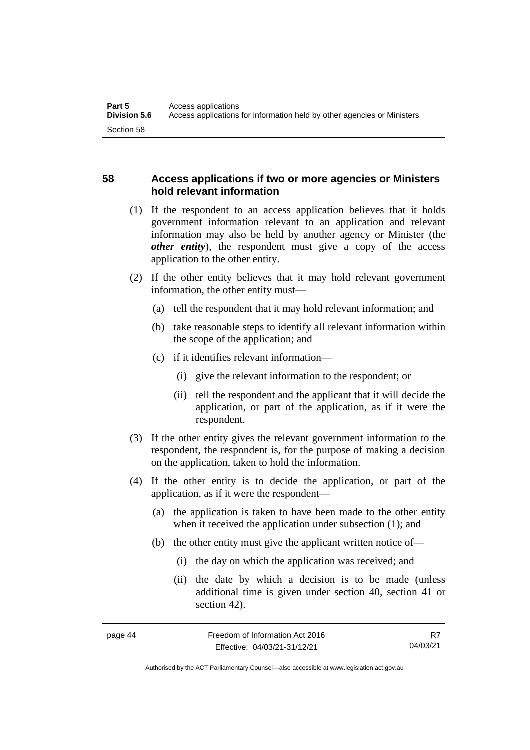## 58 Access applications if two or more agencies or Ministers hold relevant information

(1) If the respondent to an access application believes that it holds government information relevant to an application and relevant information may also be held by another agency or Minister (the ***other entity***), the respondent must give a copy of the access application to the other entity.

(2) If the other entity believes that it may hold relevant government information, the other entity must—

(a) tell the respondent that it may hold relevant information; and

(b) take reasonable steps to identify all relevant information within the scope of the application; and

(c) if it identifies relevant information—

(i) give the relevant information to the respondent; or

(ii) tell the respondent and the applicant that it will decide the application, or part of the application, as if it were the respondent.

(3) If the other entity gives the relevant government information to the respondent, the respondent is, for the purpose of making a decision on the application, taken to hold the information.

(4) If the other entity is to decide the application, or part of the application, as if it were the respondent—

(a) the application is taken to have been made to the other entity when it received the application under subsection (1); and

(b) the other entity must give the applicant written notice of—

(i) the day on which the application was received; and

(ii) the date by which a decision is to be made (unless additional time is given under section 40, section 41 or section 42).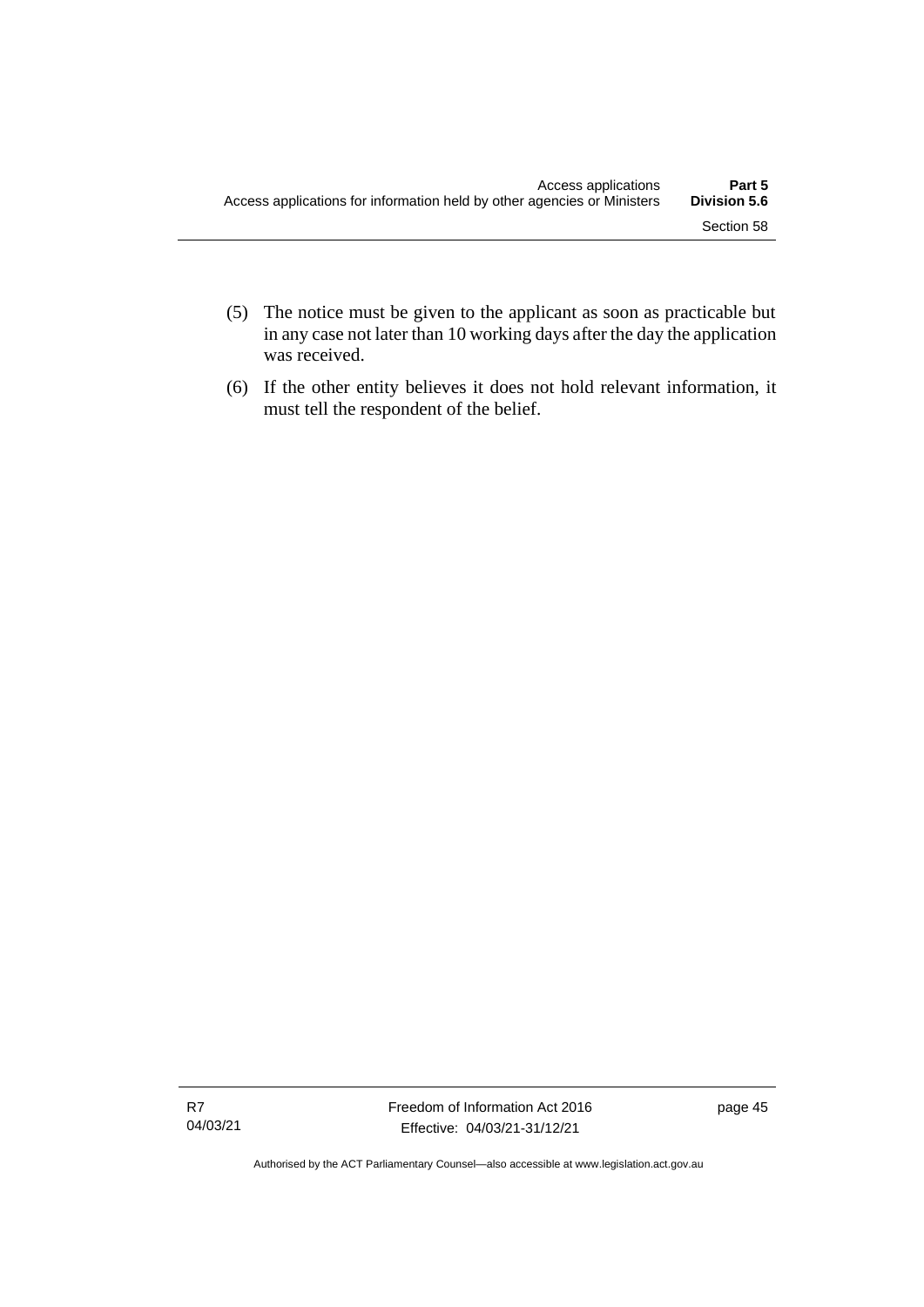(5) The notice must be given to the applicant as soon as practicable but in any case not later than 10 working days after the day the application was received.

(6) If the other entity believes it does not hold relevant information, it must tell the respondent of the belief.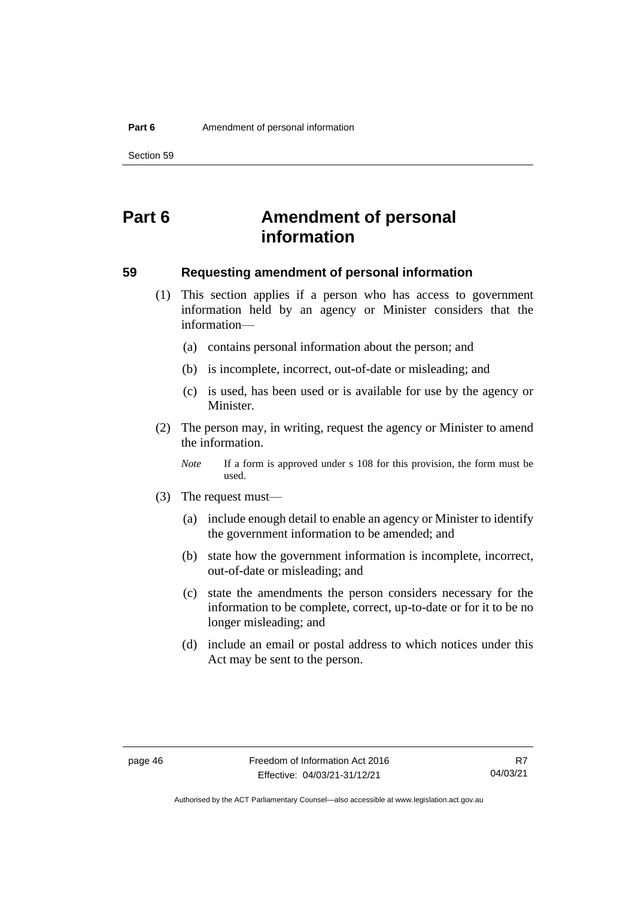# Part 6 Amendment of personal information

## 59 Requesting amendment of personal information

(1) This section applies if a person who has access to government information held by an agency or Minister considers that the information—

(a) contains personal information about the person; and

(b) is incomplete, incorrect, out-of-date or misleading; and

(c) is used, has been used or is available for use by the agency or Minister.

(2) The person may, in writing, request the agency or Minister to amend the information.

*Note* If a form is approved under s 108 for this provision, the form must be used.

(3) The request must—

(a) include enough detail to enable an agency or Minister to identify the government information to be amended; and

(b) state how the government information is incomplete, incorrect, out-of-date or misleading; and

(c) state the amendments the person considers necessary for the information to be complete, correct, up-to-date or for it to be no longer misleading; and

(d) include an email or postal address to which notices under this Act may be sent to the person.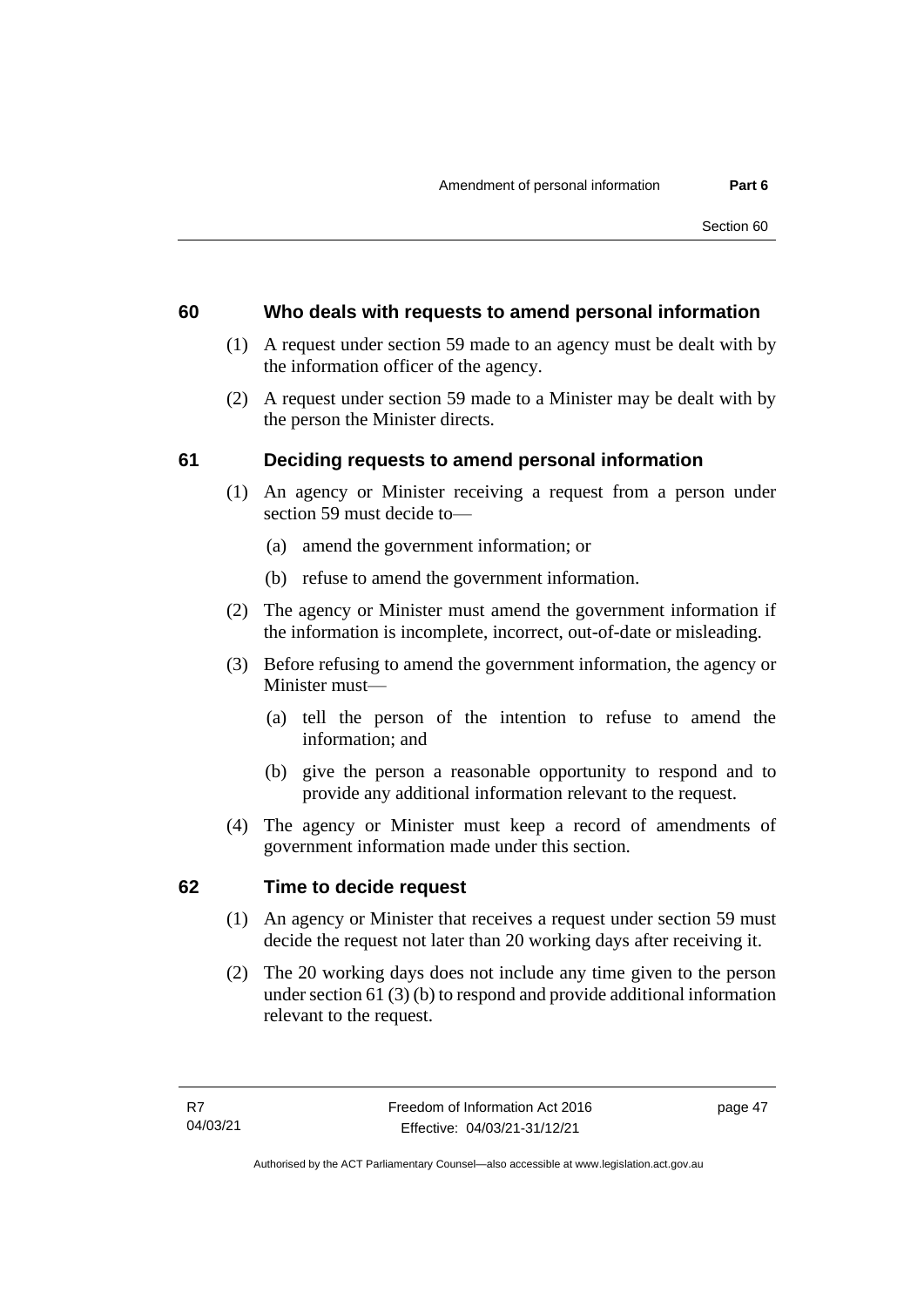### 60 Who deals with requests to amend personal information

(1) A request under section 59 made to an agency must be dealt with by the information officer of the agency.

(2) A request under section 59 made to a Minister may be dealt with by the person the Minister directs.

### 61 Deciding requests to amend personal information

(1) An agency or Minister receiving a request from a person under section 59 must decide to—

- (a) amend the government information; or
- (b) refuse to amend the government information.

(2) The agency or Minister must amend the government information if the information is incomplete, incorrect, out-of-date or misleading.

(3) Before refusing to amend the government information, the agency or Minister must—

- (a) tell the person of the intention to refuse to amend the information; and
- (b) give the person a reasonable opportunity to respond and to provide any additional information relevant to the request.

(4) The agency or Minister must keep a record of amendments of government information made under this section.

### 62 Time to decide request

(1) An agency or Minister that receives a request under section 59 must decide the request not later than 20 working days after receiving it.

(2) The 20 working days does not include any time given to the person under section 61 (3) (b) to respond and provide additional information relevant to the request.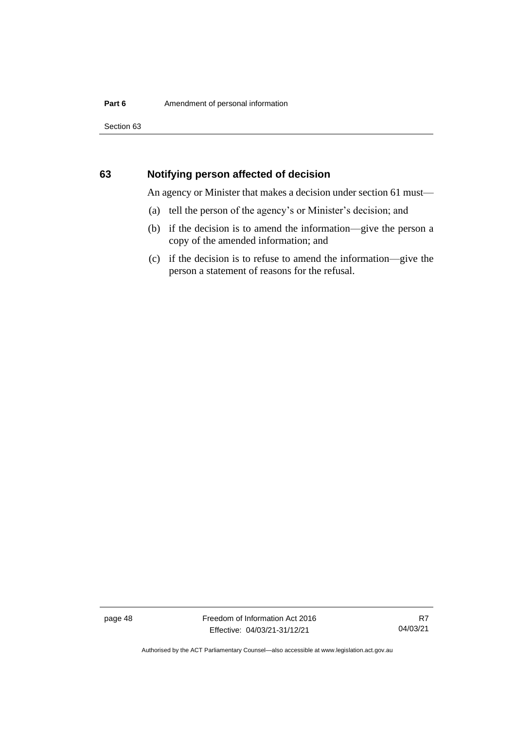## 63 Notifying person affected of decision

An agency or Minister that makes a decision under section 61 must—

(a) tell the person of the agency's or Minister's decision; and

(b) if the decision is to amend the information—give the person a copy of the amended information; and

(c) if the decision is to refuse to amend the information—give the person a statement of reasons for the refusal.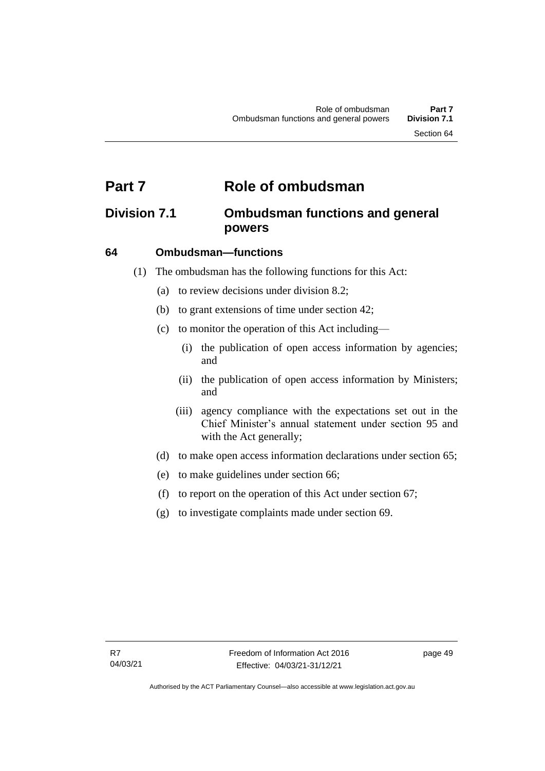# Part 7 Role of ombudsman

## Division 7.1 Ombudsman functions and general powers

### 64 Ombudsman—functions

(1) The ombudsman has the following functions for this Act:

(a) to review decisions under division 8.2;

(b) to grant extensions of time under section 42;

(c) to monitor the operation of this Act including—

(i) the publication of open access information by agencies; and

(ii) the publication of open access information by Ministers; and

(iii) agency compliance with the expectations set out in the Chief Minister's annual statement under section 95 and with the Act generally;

(d) to make open access information declarations under section 65;

(e) to make guidelines under section 66;

(f) to report on the operation of this Act under section 67;

(g) to investigate complaints made under section 69.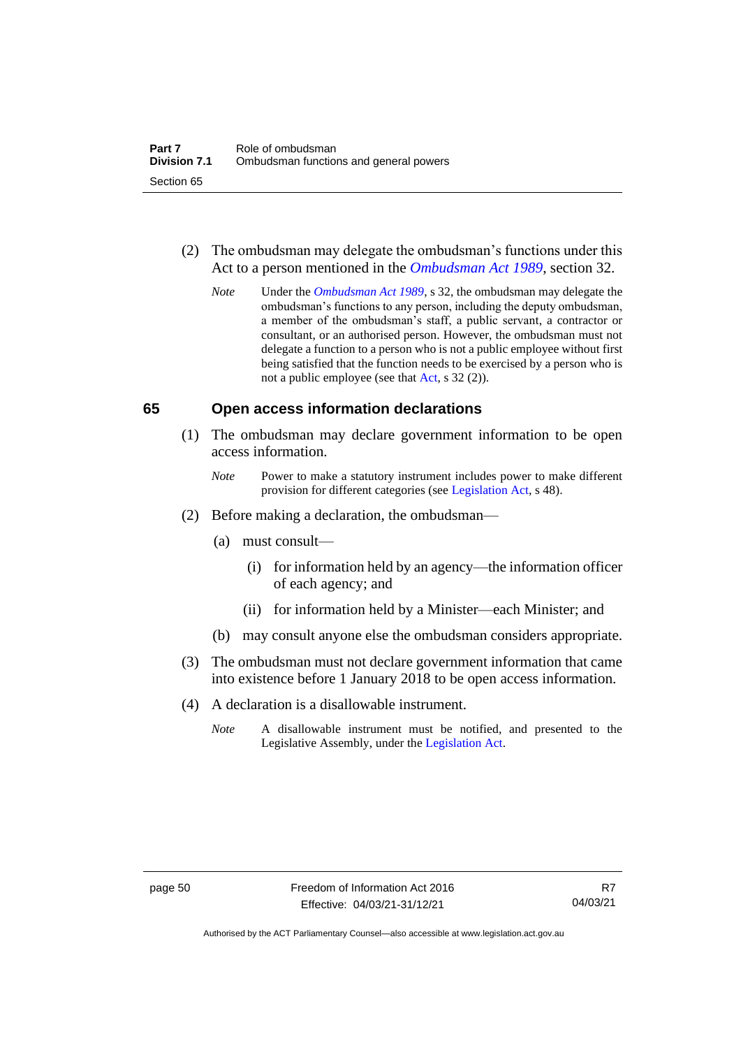(2) The ombudsman may delegate the ombudsman's functions under this Act to a person mentioned in the *Ombudsman Act 1989*, section 32.

*Note* Under the *Ombudsman Act 1989*, s 32, the ombudsman may delegate the ombudsman's functions to any person, including the deputy ombudsman, a member of the ombudsman's staff, a public servant, a contractor or consultant, or an authorised person. However, the ombudsman must not delegate a function to a person who is not a public employee without first being satisfied that the function needs to be exercised by a person who is not a public employee (see that Act, s 32 (2)).

## 65 Open access information declarations

(1) The ombudsman may declare government information to be open access information.

*Note* Power to make a statutory instrument includes power to make different provision for different categories (see Legislation Act, s 48).

(2) Before making a declaration, the ombudsman—

(a) must consult—

(i) for information held by an agency—the information officer of each agency; and

(ii) for information held by a Minister—each Minister; and

(b) may consult anyone else the ombudsman considers appropriate.

(3) The ombudsman must not declare government information that came into existence before 1 January 2018 to be open access information.

(4) A declaration is a disallowable instrument.

*Note* A disallowable instrument must be notified, and presented to the Legislative Assembly, under the Legislation Act.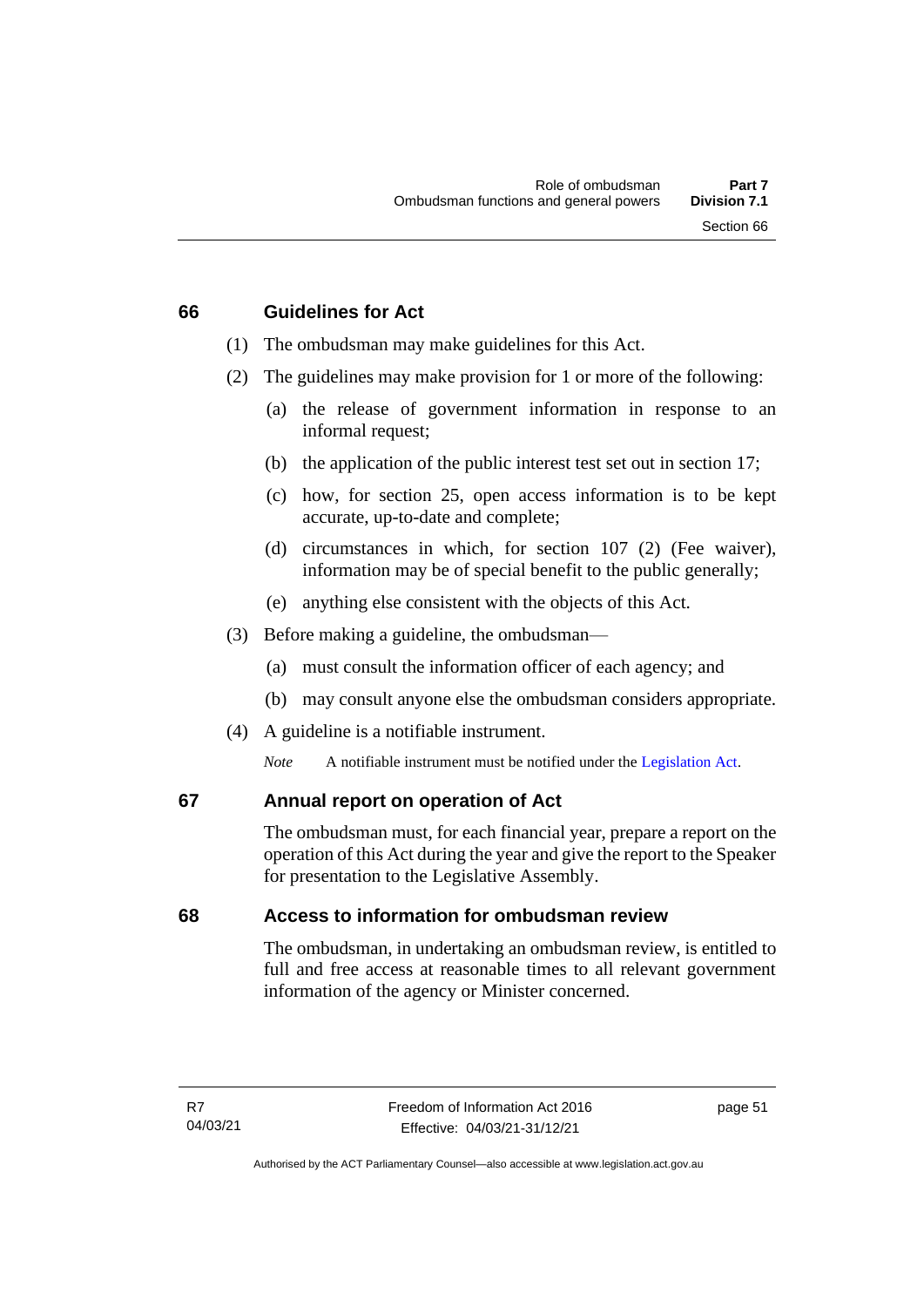### 66 Guidelines for Act

(1) The ombudsman may make guidelines for this Act.

(2) The guidelines may make provision for 1 or more of the following:

(a) the release of government information in response to an informal request;

(b) the application of the public interest test set out in section 17;

(c) how, for section 25, open access information is to be kept accurate, up-to-date and complete;

(d) circumstances in which, for section 107 (2) (Fee waiver), information may be of special benefit to the public generally;

(e) anything else consistent with the objects of this Act.

(3) Before making a guideline, the ombudsman—

(a) must consult the information officer of each agency; and

(b) may consult anyone else the ombudsman considers appropriate.

(4) A guideline is a notifiable instrument.

*Note* A notifiable instrument must be notified under the Legislation Act.

### 67 Annual report on operation of Act

The ombudsman must, for each financial year, prepare a report on the operation of this Act during the year and give the report to the Speaker for presentation to the Legislative Assembly.

### 68 Access to information for ombudsman review

The ombudsman, in undertaking an ombudsman review, is entitled to full and free access at reasonable times to all relevant government information of the agency or Minister concerned.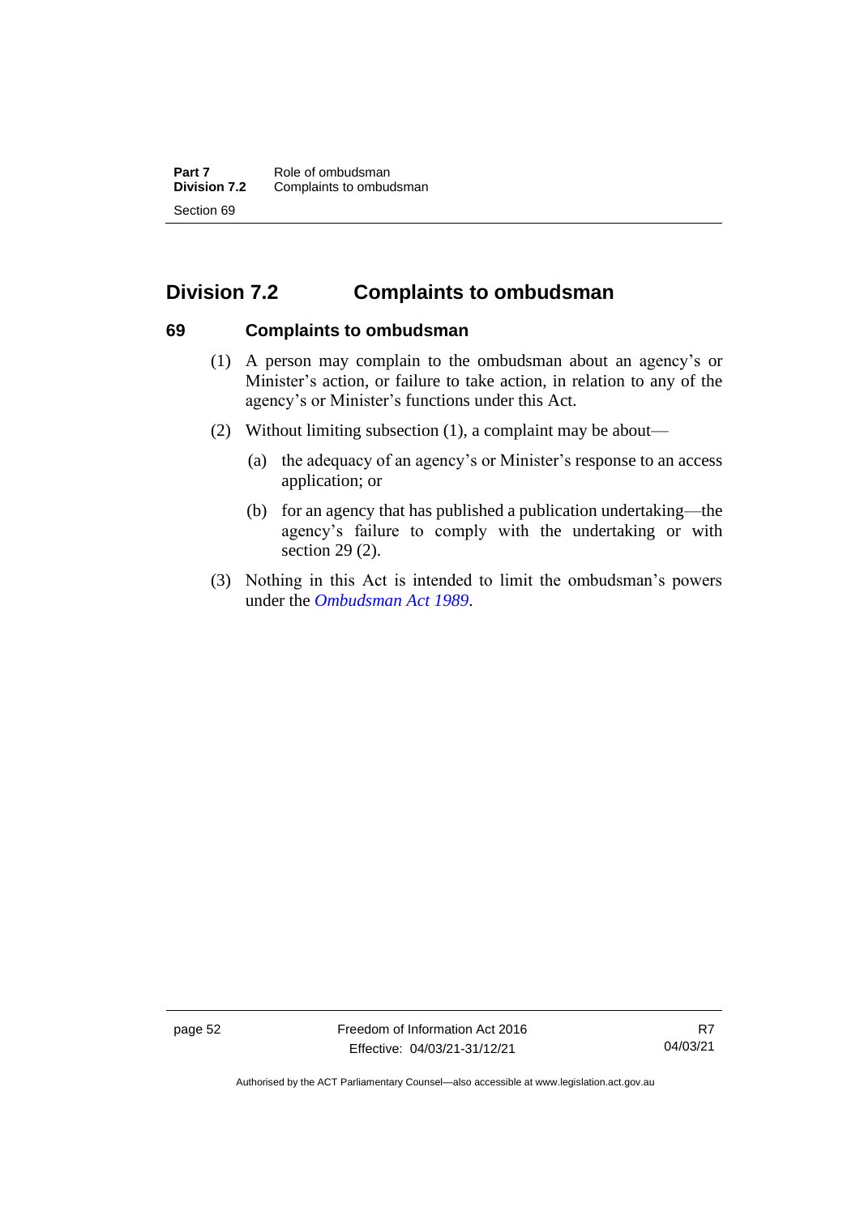## Division 7.2 Complaints to ombudsman

### 69 Complaints to ombudsman

(1) A person may complain to the ombudsman about an agency's or Minister's action, or failure to take action, in relation to any of the agency's or Minister's functions under this Act.

(2) Without limiting subsection (1), a complaint may be about—

(a) the adequacy of an agency's or Minister's response to an access application; or

(b) for an agency that has published a publication undertaking—the agency's failure to comply with the undertaking or with section 29 (2).

(3) Nothing in this Act is intended to limit the ombudsman's powers under the *Ombudsman Act 1989*.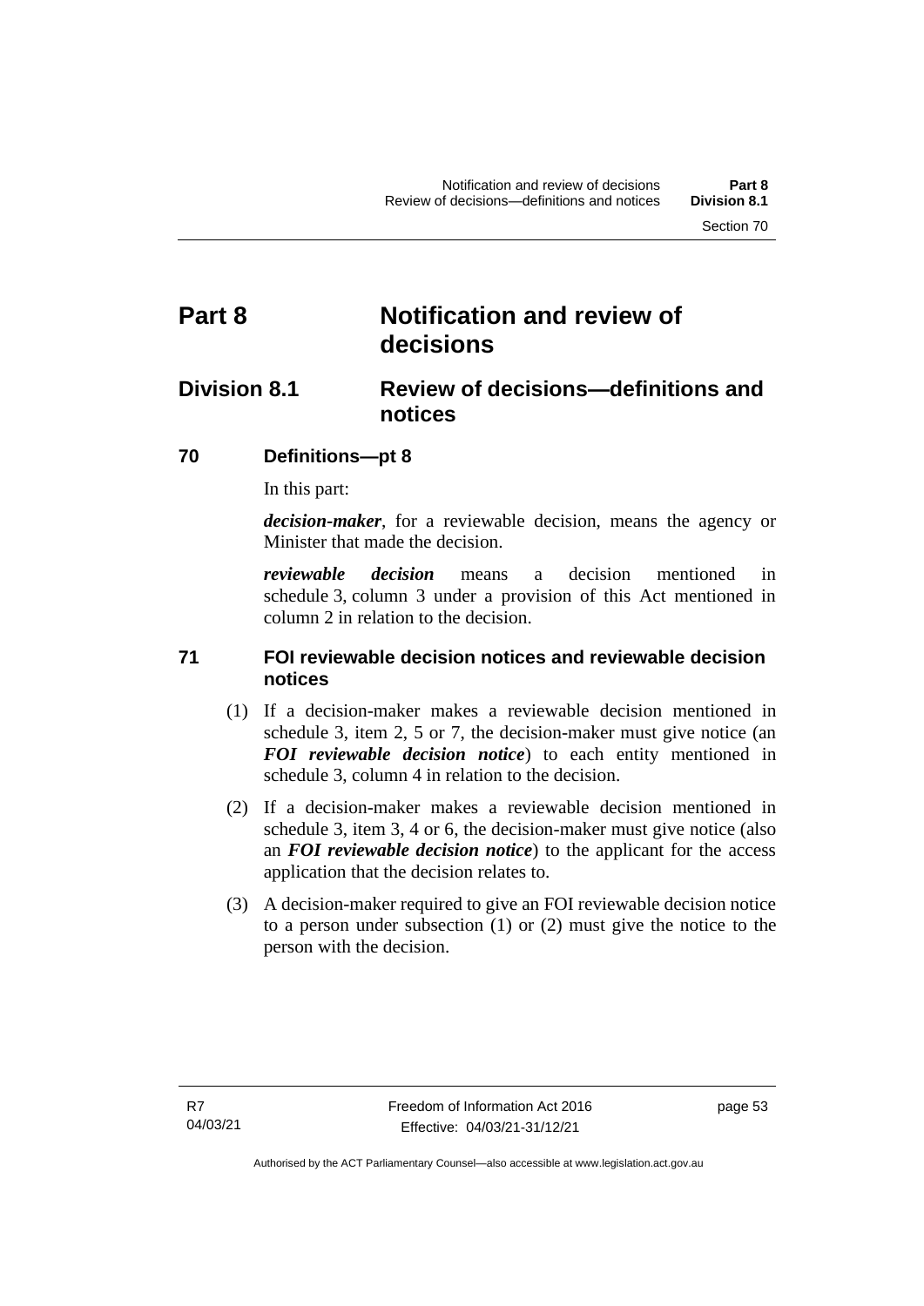# Part 8 Notification and review of decisions

## Division 8.1 Review of decisions—definitions and notices

### 70 Definitions—pt 8

In this part:

***decision-maker***, for a reviewable decision, means the agency or Minister that made the decision.

***reviewable decision*** means a decision mentioned in schedule 3, column 3 under a provision of this Act mentioned in column 2 in relation to the decision.

### 71 FOI reviewable decision notices and reviewable decision notices

(1) If a decision-maker makes a reviewable decision mentioned in schedule 3, item 2, 5 or 7, the decision-maker must give notice (an ***FOI reviewable decision notice***) to each entity mentioned in schedule 3, column 4 in relation to the decision.

(2) If a decision-maker makes a reviewable decision mentioned in schedule 3, item 3, 4 or 6, the decision-maker must give notice (also an ***FOI reviewable decision notice***) to the applicant for the access application that the decision relates to.

(3) A decision-maker required to give an FOI reviewable decision notice to a person under subsection (1) or (2) must give the notice to the person with the decision.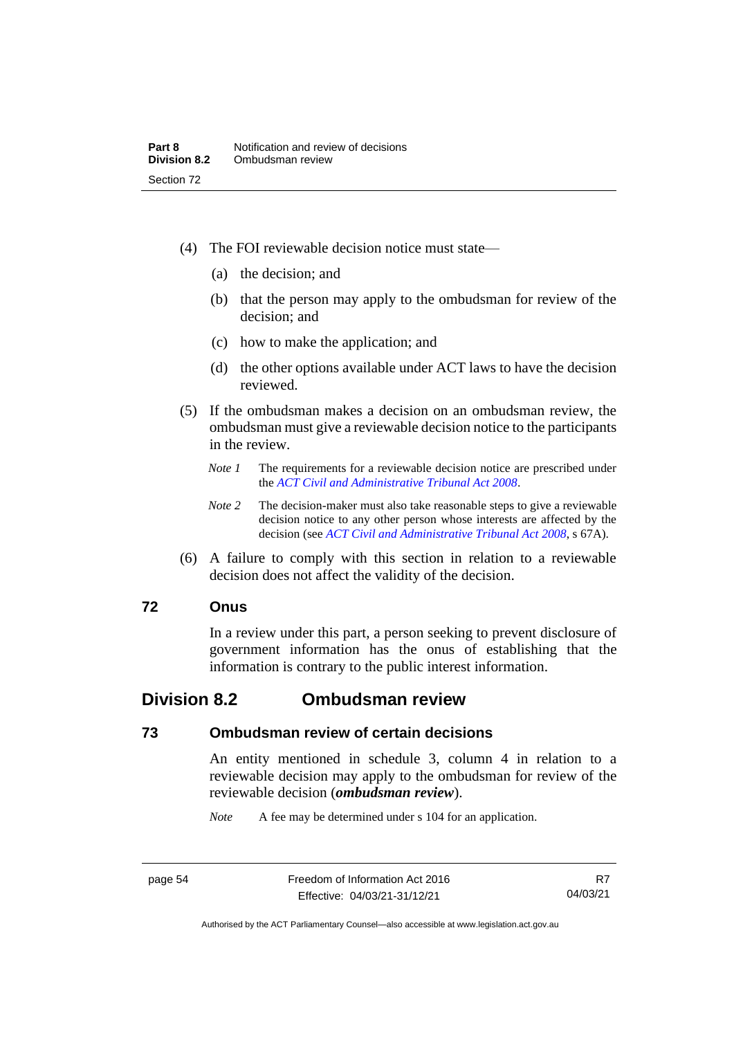(4) The FOI reviewable decision notice must state—

(a) the decision; and

(b) that the person may apply to the ombudsman for review of the decision; and

(c) how to make the application; and

(d) the other options available under ACT laws to have the decision reviewed.

(5) If the ombudsman makes a decision on an ombudsman review, the ombudsman must give a reviewable decision notice to the participants in the review.

*Note 1* The requirements for a reviewable decision notice are prescribed under the *ACT Civil and Administrative Tribunal Act 2008*.

*Note 2* The decision-maker must also take reasonable steps to give a reviewable decision notice to any other person whose interests are affected by the decision (see *ACT Civil and Administrative Tribunal Act 2008*, s 67A).

(6) A failure to comply with this section in relation to a reviewable decision does not affect the validity of the decision.

### 72 Onus

In a review under this part, a person seeking to prevent disclosure of government information has the onus of establishing that the information is contrary to the public interest information.

## Division 8.2 Ombudsman review

### 73 Ombudsman review of certain decisions

An entity mentioned in schedule 3, column 4 in relation to a reviewable decision may apply to the ombudsman for review of the reviewable decision (***ombudsman review***).

*Note* A fee may be determined under s 104 for an application.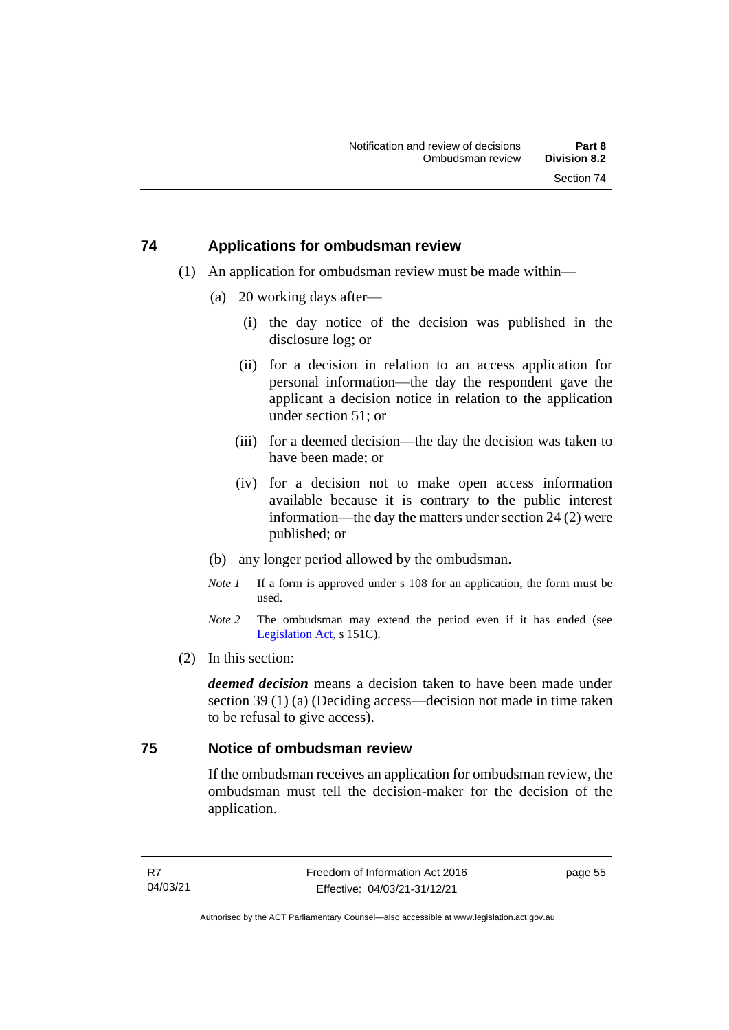## 74 Applications for ombudsman review

(1) An application for ombudsman review must be made within—

(a) 20 working days after—

(i) the day notice of the decision was published in the disclosure log; or

(ii) for a decision in relation to an access application for personal information—the day the respondent gave the applicant a decision notice in relation to the application under section 51; or

(iii) for a deemed decision—the day the decision was taken to have been made; or

(iv) for a decision not to make open access information available because it is contrary to the public interest information—the day the matters under section 24 (2) were published; or

(b) any longer period allowed by the ombudsman.

*Note 1* If a form is approved under s 108 for an application, the form must be used.

*Note 2* The ombudsman may extend the period even if it has ended (see Legislation Act, s 151C).

(2) In this section:

***deemed decision*** means a decision taken to have been made under section 39 (1) (a) (Deciding access—decision not made in time taken to be refusal to give access).

## 75 Notice of ombudsman review

If the ombudsman receives an application for ombudsman review, the ombudsman must tell the decision-maker for the decision of the application.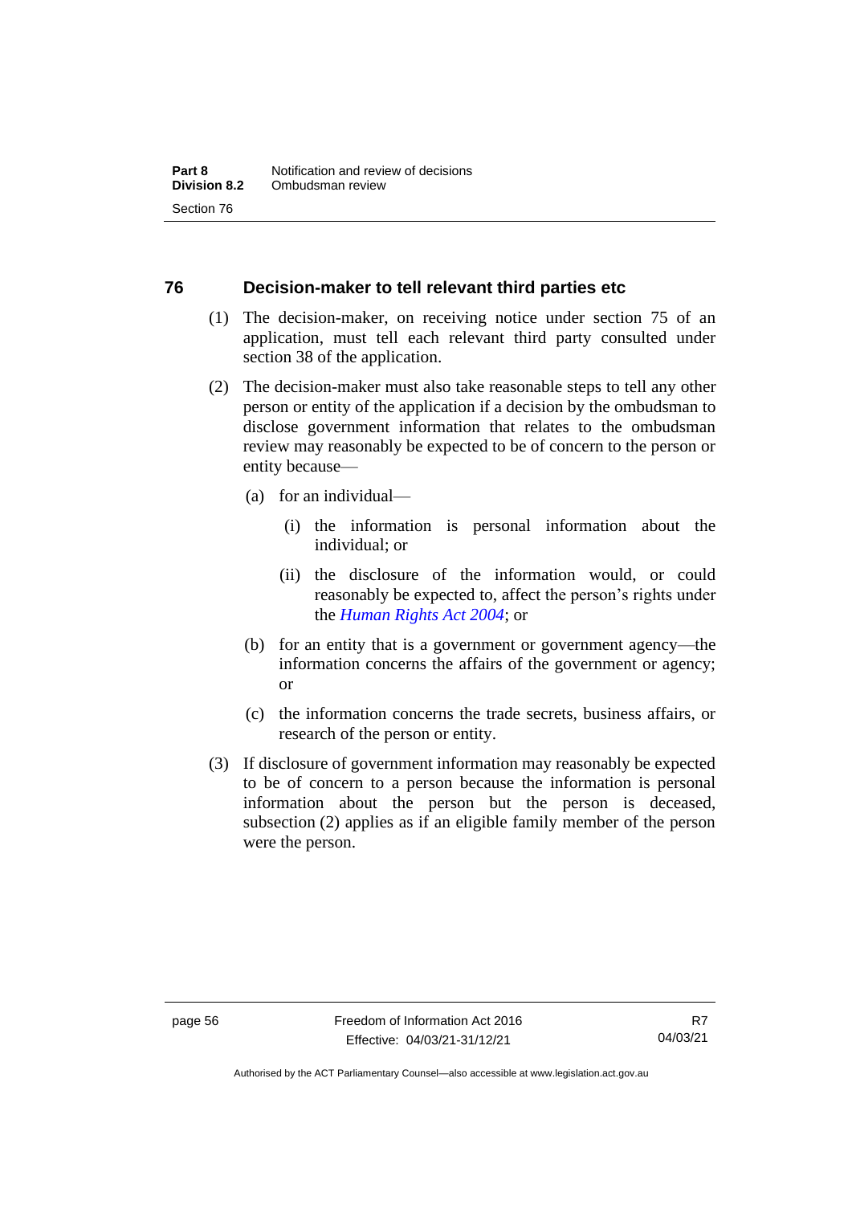## 76 Decision-maker to tell relevant third parties etc

(1) The decision-maker, on receiving notice under section 75 of an application, must tell each relevant third party consulted under section 38 of the application.

(2) The decision-maker must also take reasonable steps to tell any other person or entity of the application if a decision by the ombudsman to disclose government information that relates to the ombudsman review may reasonably be expected to be of concern to the person or entity because—

- (a) for an individual—
  - (i) the information is personal information about the individual; or
  - (ii) the disclosure of the information would, or could reasonably be expected to, affect the person's rights under the *Human Rights Act 2004*; or
- (b) for an entity that is a government or government agency—the information concerns the affairs of the government or agency; or
- (c) the information concerns the trade secrets, business affairs, or research of the person or entity.

(3) If disclosure of government information may reasonably be expected to be of concern to a person because the information is personal information about the person but the person is deceased, subsection (2) applies as if an eligible family member of the person were the person.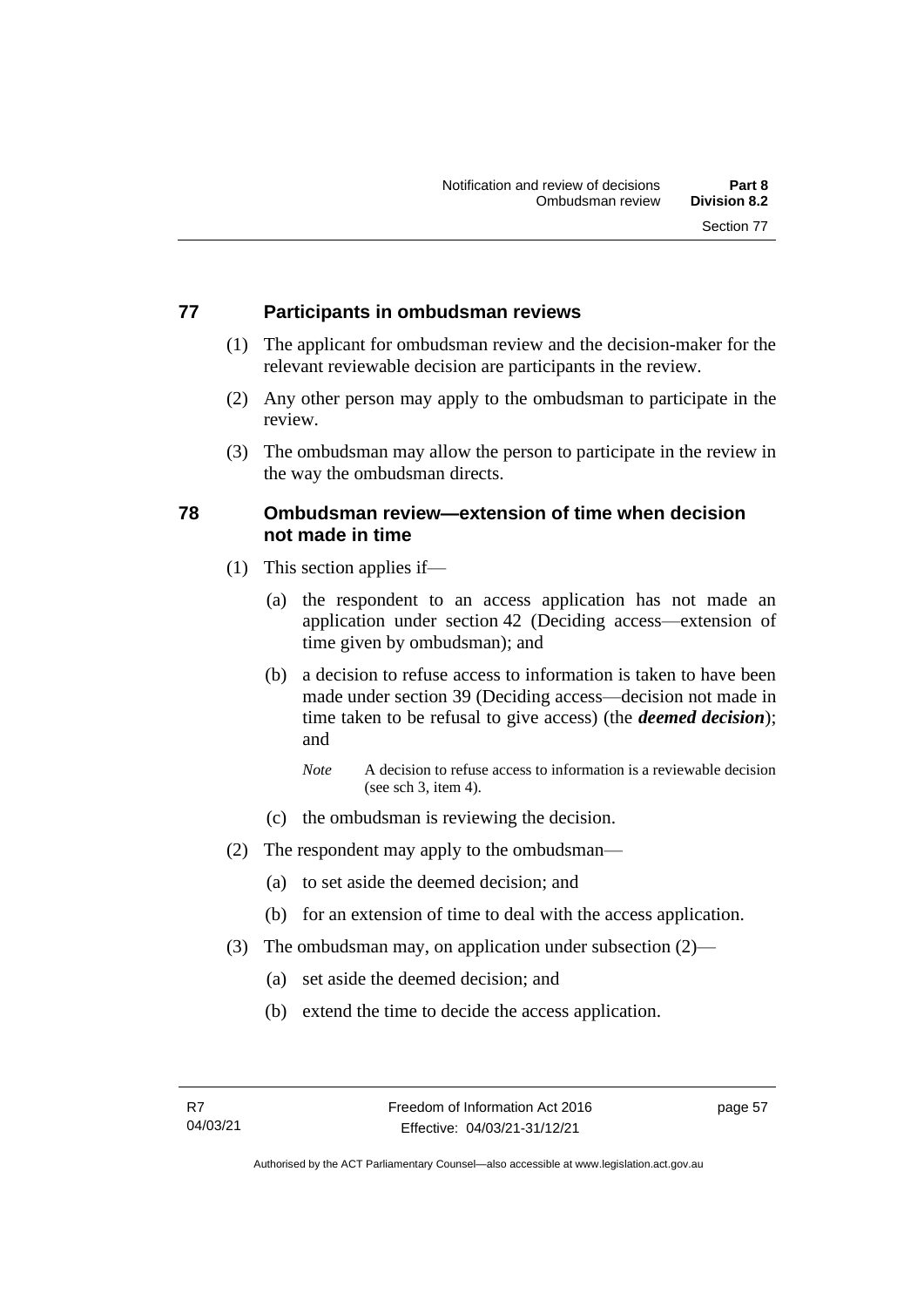## 77 Participants in ombudsman reviews

(1) The applicant for ombudsman review and the decision-maker for the relevant reviewable decision are participants in the review.

(2) Any other person may apply to the ombudsman to participate in the review.

(3) The ombudsman may allow the person to participate in the review in the way the ombudsman directs.

## 78 Ombudsman review—extension of time when decision not made in time

(1) This section applies if—

(a) the respondent to an access application has not made an application under section 42 (Deciding access—extension of time given by ombudsman); and

(b) a decision to refuse access to information is taken to have been made under section 39 (Deciding access—decision not made in time taken to be refusal to give access) (the ***deemed decision***); and

*Note* A decision to refuse access to information is a reviewable decision (see sch 3, item 4).

(c) the ombudsman is reviewing the decision.

(2) The respondent may apply to the ombudsman—

(a) to set aside the deemed decision; and

(b) for an extension of time to deal with the access application.

(3) The ombudsman may, on application under subsection (2)—

(a) set aside the deemed decision; and

(b) extend the time to decide the access application.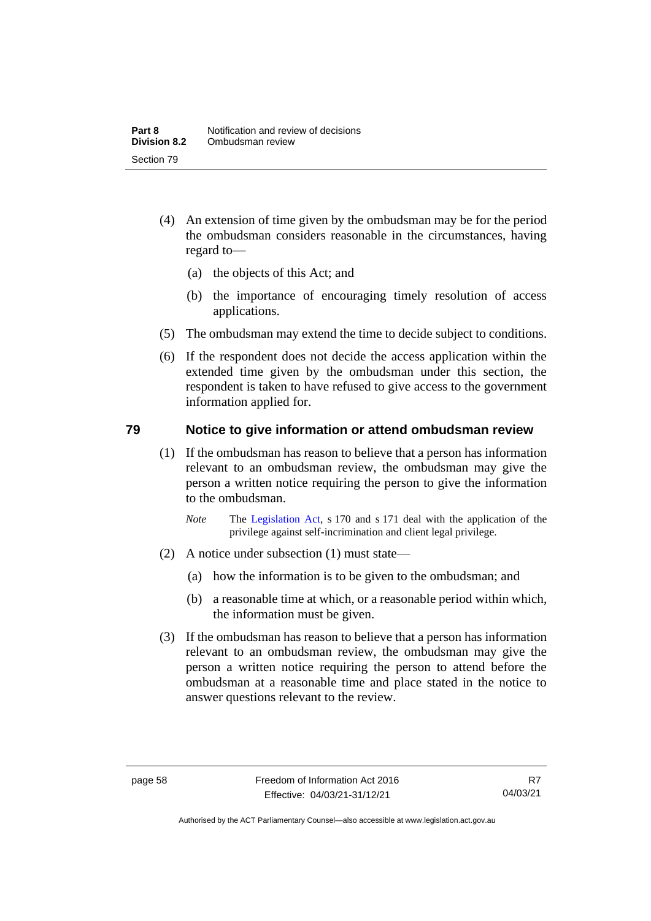(4) An extension of time given by the ombudsman may be for the period the ombudsman considers reasonable in the circumstances, having regard to—

(a) the objects of this Act; and

(b) the importance of encouraging timely resolution of access applications.

(5) The ombudsman may extend the time to decide subject to conditions.

(6) If the respondent does not decide the access application within the extended time given by the ombudsman under this section, the respondent is taken to have refused to give access to the government information applied for.

## 79 Notice to give information or attend ombudsman review

(1) If the ombudsman has reason to believe that a person has information relevant to an ombudsman review, the ombudsman may give the person a written notice requiring the person to give the information to the ombudsman.

*Note* The Legislation Act, s 170 and s 171 deal with the application of the privilege against self-incrimination and client legal privilege.

(2) A notice under subsection (1) must state—

(a) how the information is to be given to the ombudsman; and

(b) a reasonable time at which, or a reasonable period within which, the information must be given.

(3) If the ombudsman has reason to believe that a person has information relevant to an ombudsman review, the ombudsman may give the person a written notice requiring the person to attend before the ombudsman at a reasonable time and place stated in the notice to answer questions relevant to the review.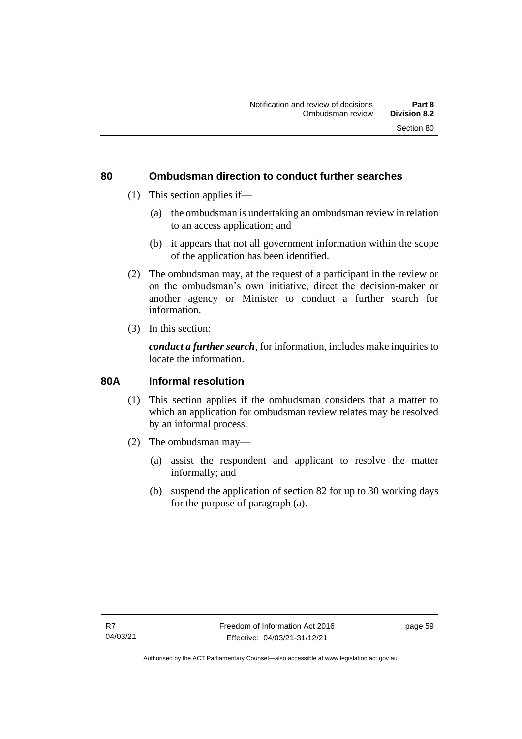## 80 Ombudsman direction to conduct further searches

(1) This section applies if—

(a) the ombudsman is undertaking an ombudsman review in relation to an access application; and

(b) it appears that not all government information within the scope of the application has been identified.

(2) The ombudsman may, at the request of a participant in the review or on the ombudsman's own initiative, direct the decision-maker or another agency or Minister to conduct a further search for information.

(3) In this section:

***conduct a further search***, for information, includes make inquiries to locate the information.

## 80A Informal resolution

(1) This section applies if the ombudsman considers that a matter to which an application for ombudsman review relates may be resolved by an informal process.

(2) The ombudsman may—

(a) assist the respondent and applicant to resolve the matter informally; and

(b) suspend the application of section 82 for up to 30 working days for the purpose of paragraph (a).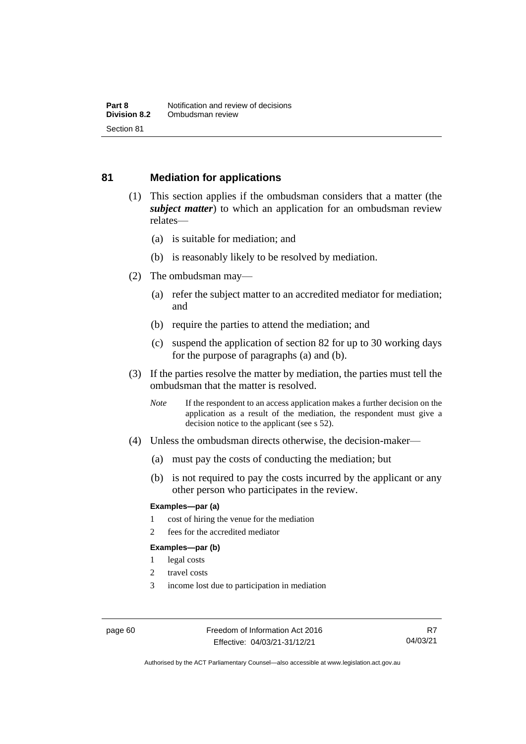## 81 Mediation for applications

(1) This section applies if the ombudsman considers that a matter (the ***subject matter***) to which an application for an ombudsman review relates—

(a) is suitable for mediation; and

(b) is reasonably likely to be resolved by mediation.

(2) The ombudsman may—

(a) refer the subject matter to an accredited mediator for mediation; and

(b) require the parties to attend the mediation; and

(c) suspend the application of section 82 for up to 30 working days for the purpose of paragraphs (a) and (b).

(3) If the parties resolve the matter by mediation, the parties must tell the ombudsman that the matter is resolved.

*Note* If the respondent to an access application makes a further decision on the application as a result of the mediation, the respondent must give a decision notice to the applicant (see s 52).

(4) Unless the ombudsman directs otherwise, the decision-maker—

(a) must pay the costs of conducting the mediation; but

(b) is not required to pay the costs incurred by the applicant or any other person who participates in the review.

**Examples—par (a)**

1 cost of hiring the venue for the mediation

2 fees for the accredited mediator

**Examples—par (b)**

1 legal costs

2 travel costs

3 income lost due to participation in mediation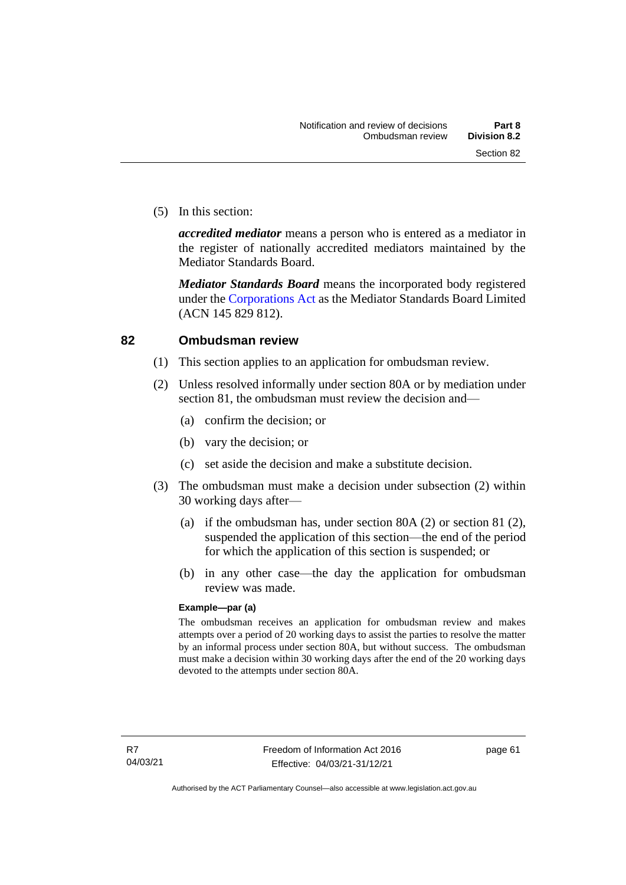(5) In this section:

***accredited mediator*** means a person who is entered as a mediator in the register of nationally accredited mediators maintained by the Mediator Standards Board.

***Mediator Standards Board*** means the incorporated body registered under the Corporations Act as the Mediator Standards Board Limited (ACN 145 829 812).

## 82 Ombudsman review

(1) This section applies to an application for ombudsman review.

(2) Unless resolved informally under section 80A or by mediation under section 81, the ombudsman must review the decision and—

(a) confirm the decision; or

(b) vary the decision; or

(c) set aside the decision and make a substitute decision.

(3) The ombudsman must make a decision under subsection (2) within 30 working days after—

(a) if the ombudsman has, under section 80A (2) or section 81 (2), suspended the application of this section—the end of the period for which the application of this section is suspended; or

(b) in any other case—the day the application for ombudsman review was made.

**Example—par (a)**

The ombudsman receives an application for ombudsman review and makes attempts over a period of 20 working days to assist the parties to resolve the matter by an informal process under section 80A, but without success. The ombudsman must make a decision within 30 working days after the end of the 20 working days devoted to the attempts under section 80A.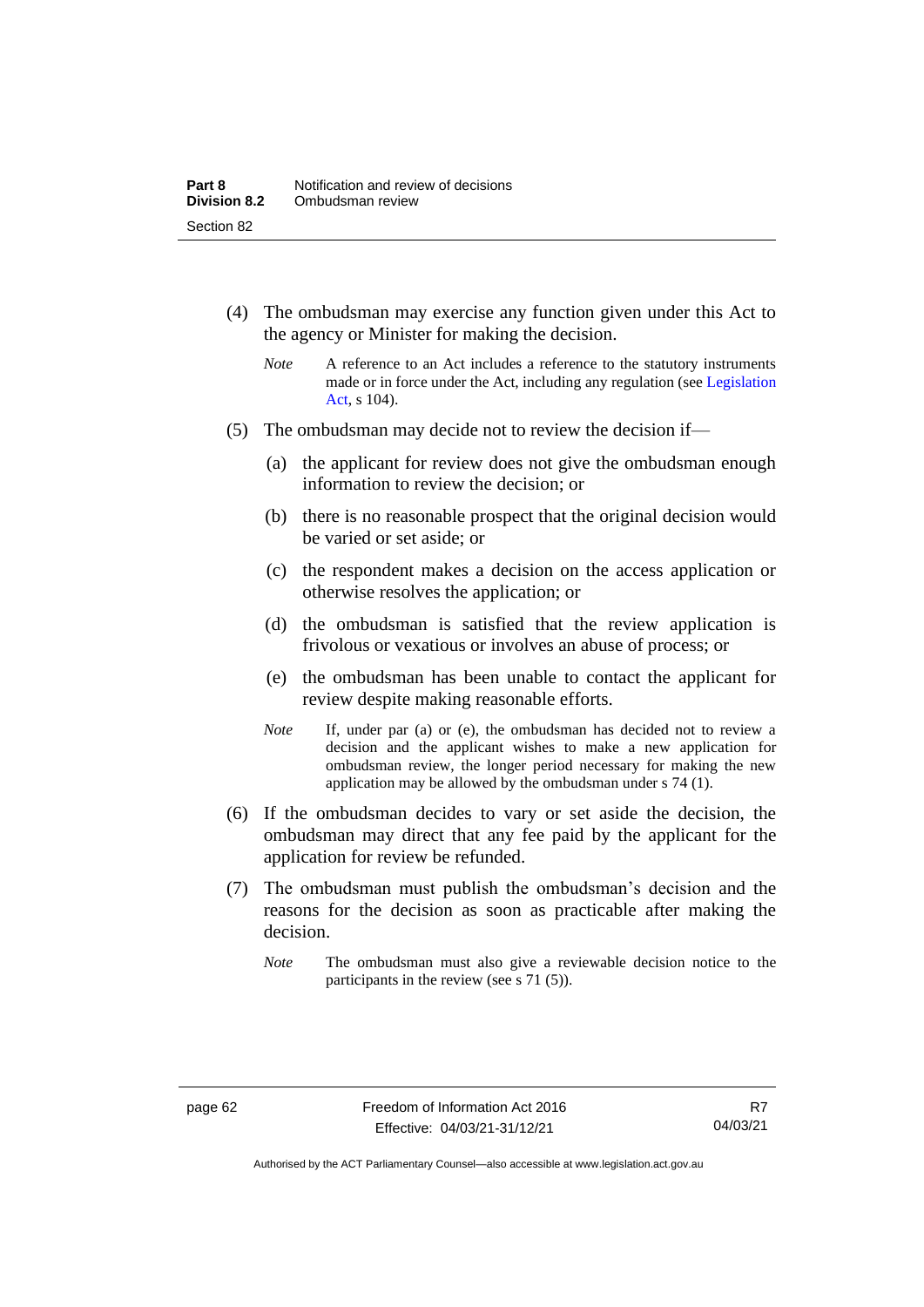(4) The ombudsman may exercise any function given under this Act to the agency or Minister for making the decision.

*Note* A reference to an Act includes a reference to the statutory instruments made or in force under the Act, including any regulation (see Legislation Act, s 104).

(5) The ombudsman may decide not to review the decision if—

(a) the applicant for review does not give the ombudsman enough information to review the decision; or

(b) there is no reasonable prospect that the original decision would be varied or set aside; or

(c) the respondent makes a decision on the access application or otherwise resolves the application; or

(d) the ombudsman is satisfied that the review application is frivolous or vexatious or involves an abuse of process; or

(e) the ombudsman has been unable to contact the applicant for review despite making reasonable efforts.

*Note* If, under par (a) or (e), the ombudsman has decided not to review a decision and the applicant wishes to make a new application for ombudsman review, the longer period necessary for making the new application may be allowed by the ombudsman under s 74 (1).

(6) If the ombudsman decides to vary or set aside the decision, the ombudsman may direct that any fee paid by the applicant for the application for review be refunded.

(7) The ombudsman must publish the ombudsman's decision and the reasons for the decision as soon as practicable after making the decision.

*Note* The ombudsman must also give a reviewable decision notice to the participants in the review (see s 71 (5)).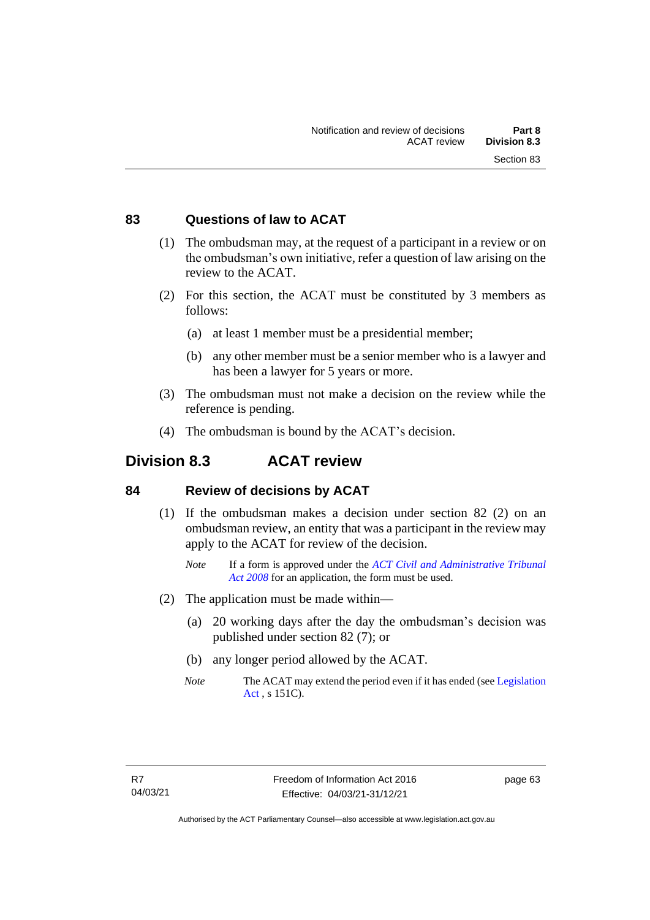### 83 Questions of law to ACAT

(1) The ombudsman may, at the request of a participant in a review or on the ombudsman's own initiative, refer a question of law arising on the review to the ACAT.

(2) For this section, the ACAT must be constituted by 3 members as follows:

  (a) at least 1 member must be a presidential member;

  (b) any other member must be a senior member who is a lawyer and has been a lawyer for 5 years or more.

(3) The ombudsman must not make a decision on the review while the reference is pending.

(4) The ombudsman is bound by the ACAT's decision.

## Division 8.3 ACAT review

### 84 Review of decisions by ACAT

(1) If the ombudsman makes a decision under section 82 (2) on an ombudsman review, an entity that was a participant in the review may apply to the ACAT for review of the decision.

*Note* If a form is approved under the *ACT Civil and Administrative Tribunal Act 2008* for an application, the form must be used.

(2) The application must be made within—

  (a) 20 working days after the day the ombudsman's decision was published under section 82 (7); or

  (b) any longer period allowed by the ACAT.

*Note* The ACAT may extend the period even if it has ended (see Legislation Act , s 151C).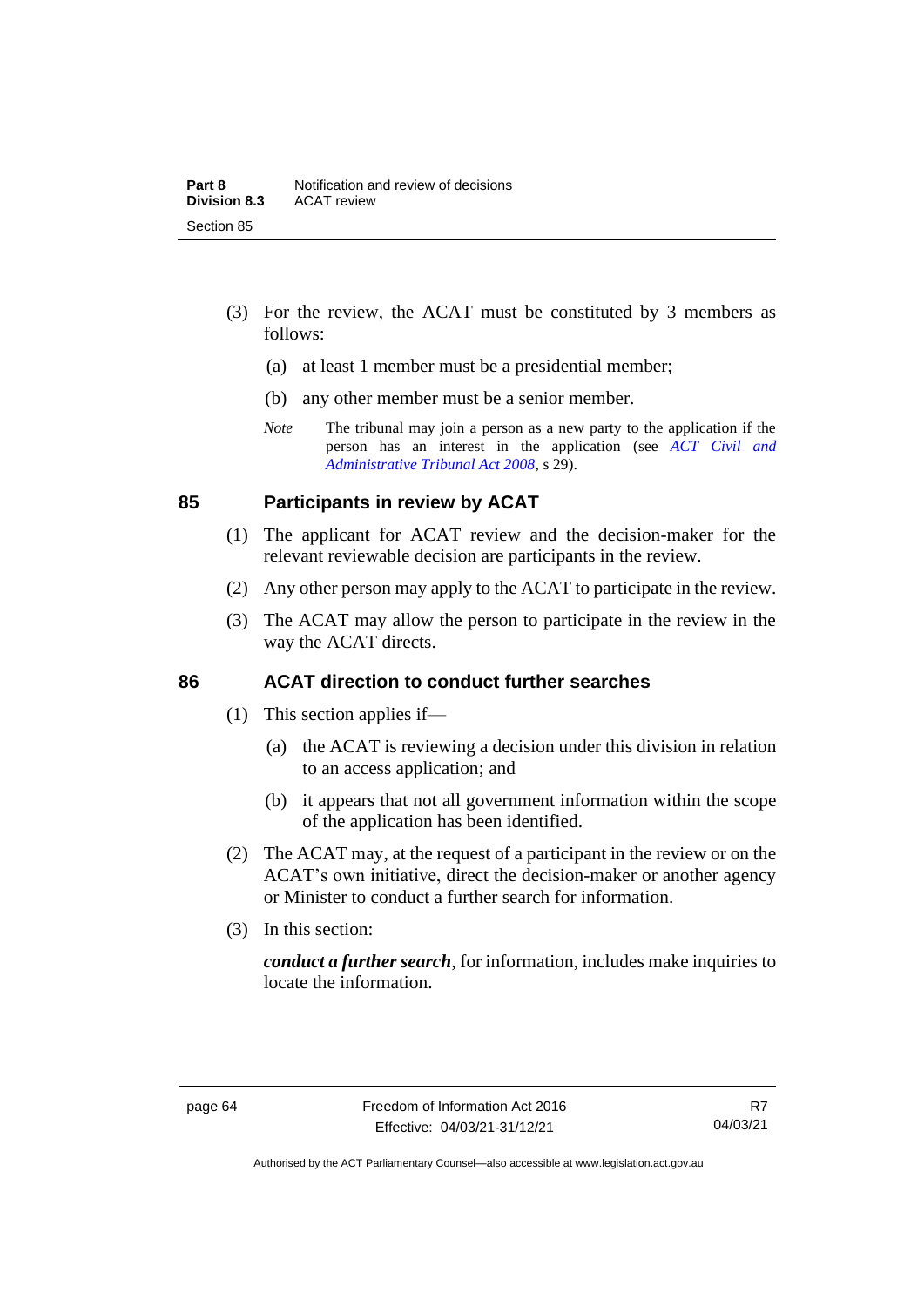(3) For the review, the ACAT must be constituted by 3 members as follows:

  (a) at least 1 member must be a presidential member;

  (b) any other member must be a senior member.

*Note* The tribunal may join a person as a new party to the application if the person has an interest in the application (see *ACT Civil and Administrative Tribunal Act 2008*, s 29).

## 85 Participants in review by ACAT

(1) The applicant for ACAT review and the decision-maker for the relevant reviewable decision are participants in the review.

(2) Any other person may apply to the ACAT to participate in the review.

(3) The ACAT may allow the person to participate in the review in the way the ACAT directs.

## 86 ACAT direction to conduct further searches

(1) This section applies if—

  (a) the ACAT is reviewing a decision under this division in relation to an access application; and

  (b) it appears that not all government information within the scope of the application has been identified.

(2) The ACAT may, at the request of a participant in the review or on the ACAT's own initiative, direct the decision-maker or another agency or Minister to conduct a further search for information.

(3) In this section:

***conduct a further search***, for information, includes make inquiries to locate the information.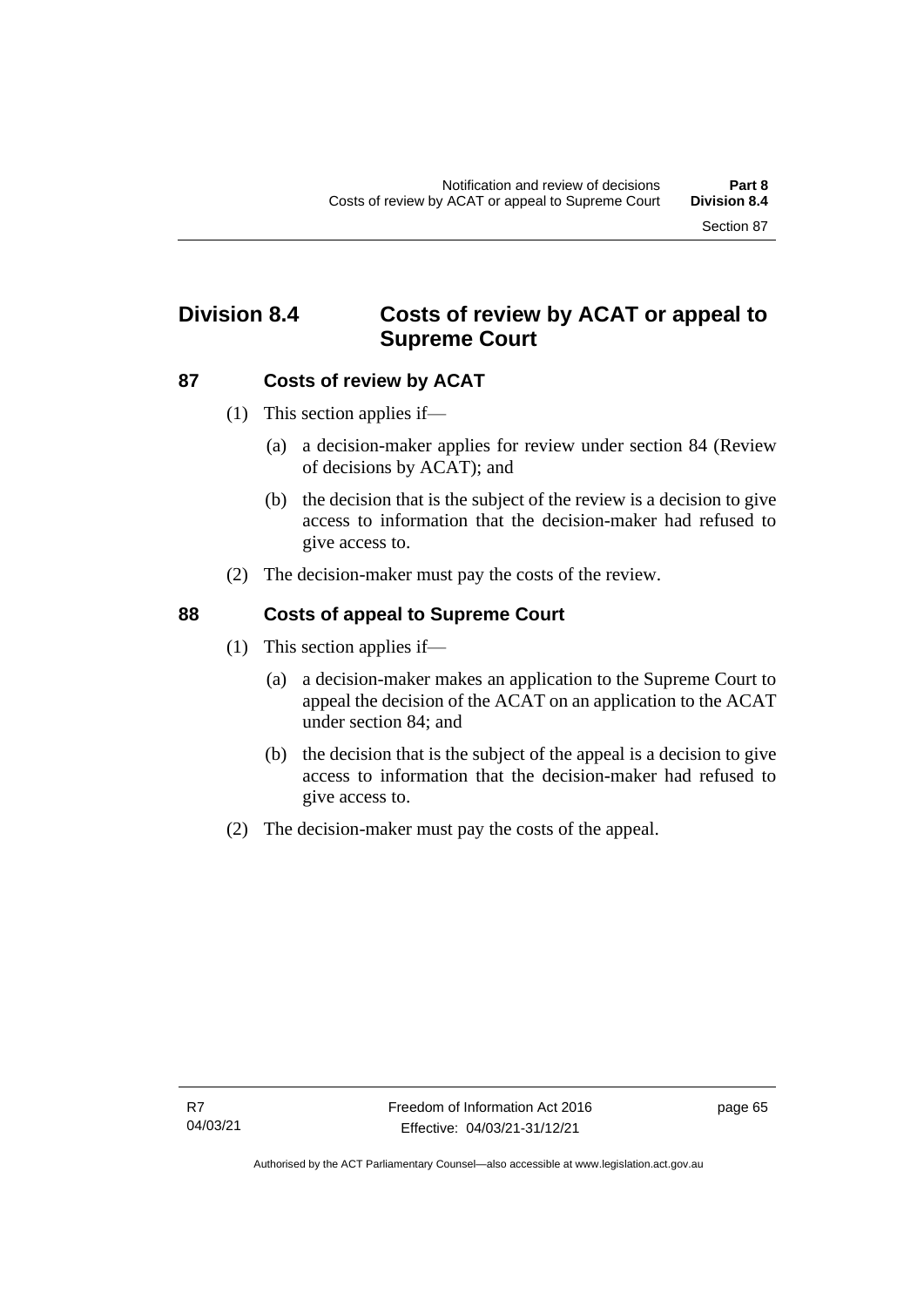## Division 8.4 Costs of review by ACAT or appeal to Supreme Court

### 87 Costs of review by ACAT

(1) This section applies if—

(a) a decision-maker applies for review under section 84 (Review of decisions by ACAT); and

(b) the decision that is the subject of the review is a decision to give access to information that the decision-maker had refused to give access to.

(2) The decision-maker must pay the costs of the review.

### 88 Costs of appeal to Supreme Court

(1) This section applies if—

(a) a decision-maker makes an application to the Supreme Court to appeal the decision of the ACAT on an application to the ACAT under section 84; and

(b) the decision that is the subject of the appeal is a decision to give access to information that the decision-maker had refused to give access to.

(2) The decision-maker must pay the costs of the appeal.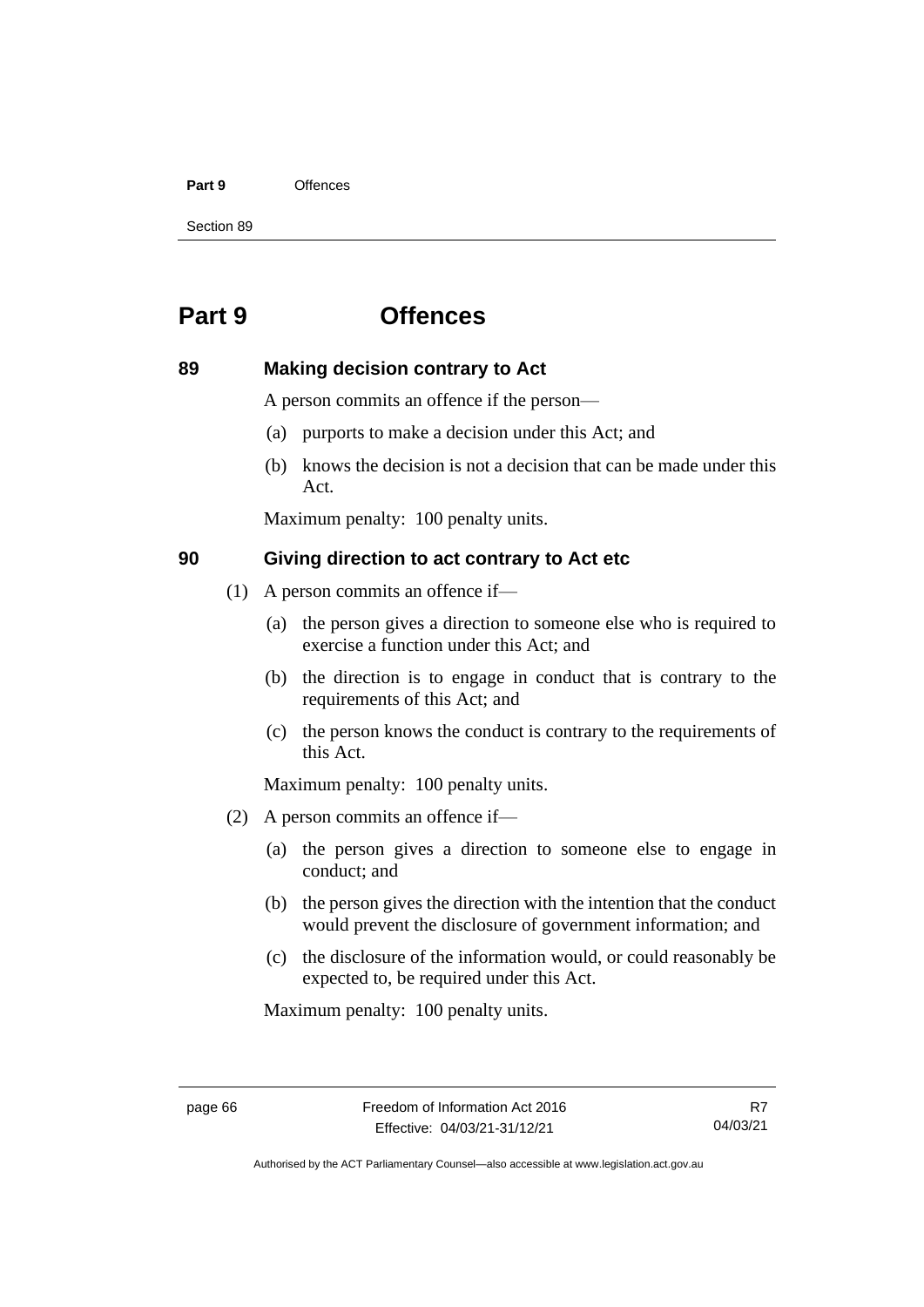# Part 9 Offences

## 89 Making decision contrary to Act

A person commits an offence if the person—

(a) purports to make a decision under this Act; and

(b) knows the decision is not a decision that can be made under this Act.

Maximum penalty: 100 penalty units.

## 90 Giving direction to act contrary to Act etc

(1) A person commits an offence if—

(a) the person gives a direction to someone else who is required to exercise a function under this Act; and

(b) the direction is to engage in conduct that is contrary to the requirements of this Act; and

(c) the person knows the conduct is contrary to the requirements of this Act.

Maximum penalty: 100 penalty units.

(2) A person commits an offence if—

(a) the person gives a direction to someone else to engage in conduct; and

(b) the person gives the direction with the intention that the conduct would prevent the disclosure of government information; and

(c) the disclosure of the information would, or could reasonably be expected to, be required under this Act.

Maximum penalty: 100 penalty units.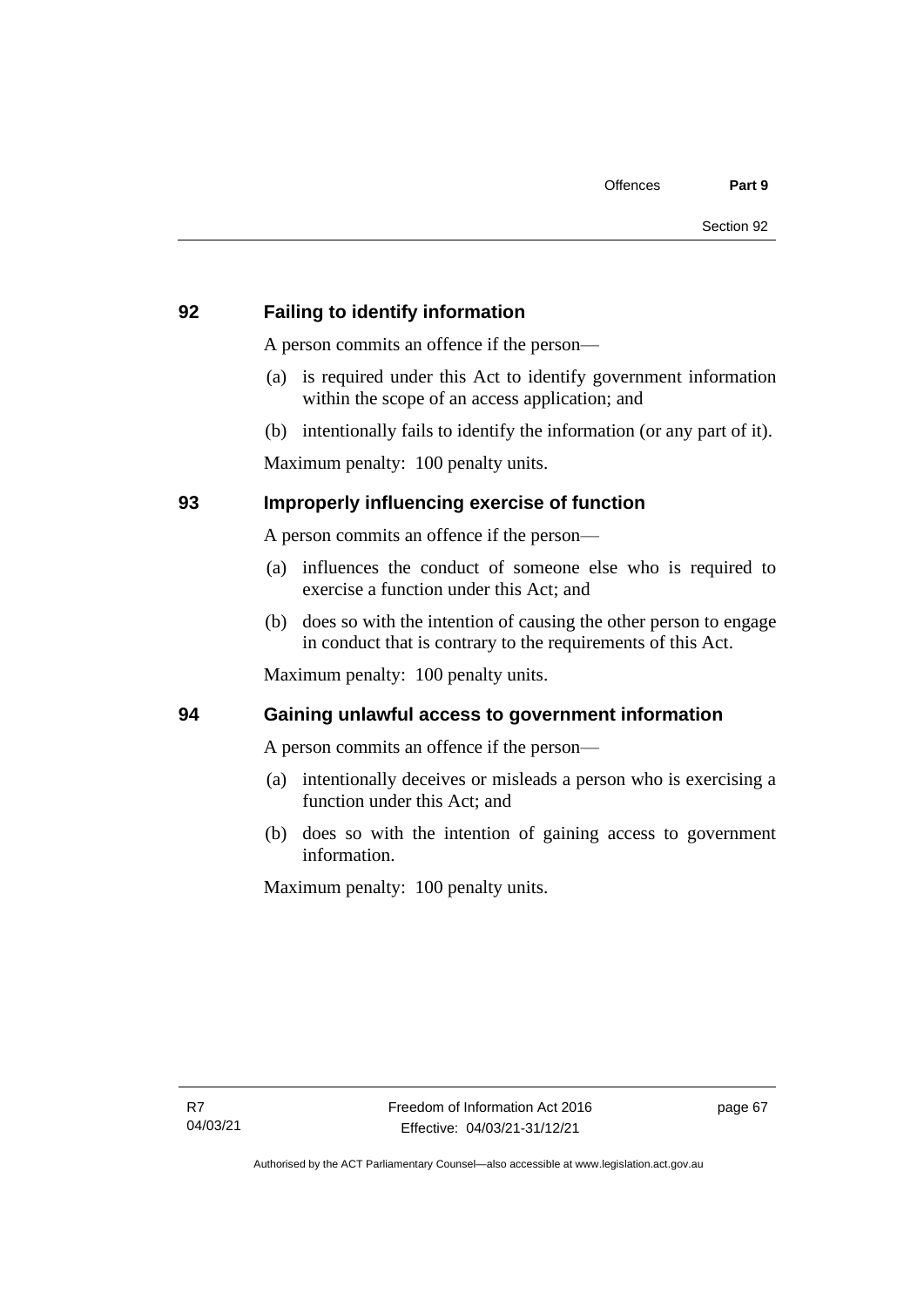## 92 Failing to identify information

A person commits an offence if the person—

(a) is required under this Act to identify government information within the scope of an access application; and

(b) intentionally fails to identify the information (or any part of it).

Maximum penalty: 100 penalty units.

## 93 Improperly influencing exercise of function

A person commits an offence if the person—

(a) influences the conduct of someone else who is required to exercise a function under this Act; and

(b) does so with the intention of causing the other person to engage in conduct that is contrary to the requirements of this Act.

Maximum penalty: 100 penalty units.

## 94 Gaining unlawful access to government information

A person commits an offence if the person—

(a) intentionally deceives or misleads a person who is exercising a function under this Act; and

(b) does so with the intention of gaining access to government information.

Maximum penalty: 100 penalty units.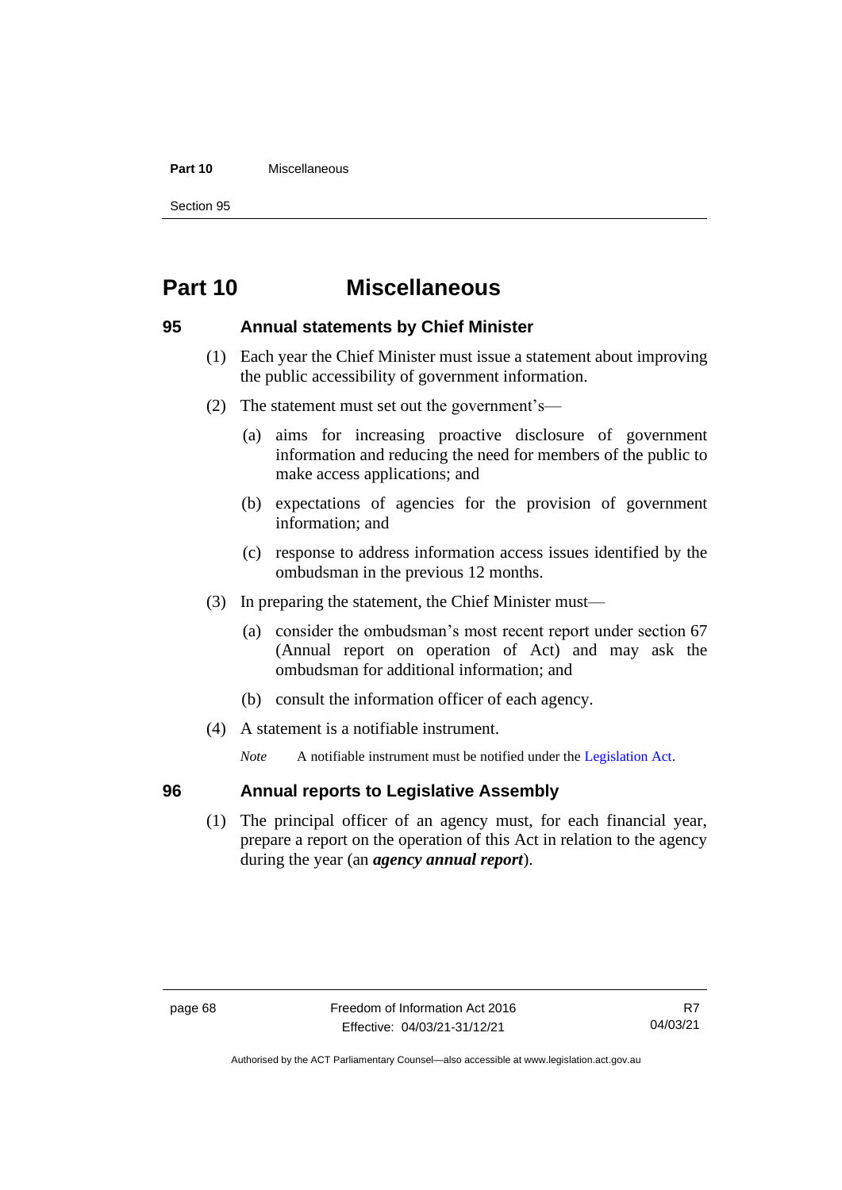# Part 10 Miscellaneous

## 95 Annual statements by Chief Minister

(1) Each year the Chief Minister must issue a statement about improving the public accessibility of government information.

(2) The statement must set out the government's—

(a) aims for increasing proactive disclosure of government information and reducing the need for members of the public to make access applications; and

(b) expectations of agencies for the provision of government information; and

(c) response to address information access issues identified by the ombudsman in the previous 12 months.

(3) In preparing the statement, the Chief Minister must—

(a) consider the ombudsman's most recent report under section 67 (Annual report on operation of Act) and may ask the ombudsman for additional information; and

(b) consult the information officer of each agency.

(4) A statement is a notifiable instrument.

*Note* A notifiable instrument must be notified under the Legislation Act.

## 96 Annual reports to Legislative Assembly

(1) The principal officer of an agency must, for each financial year, prepare a report on the operation of this Act in relation to the agency during the year (an ***agency annual report***).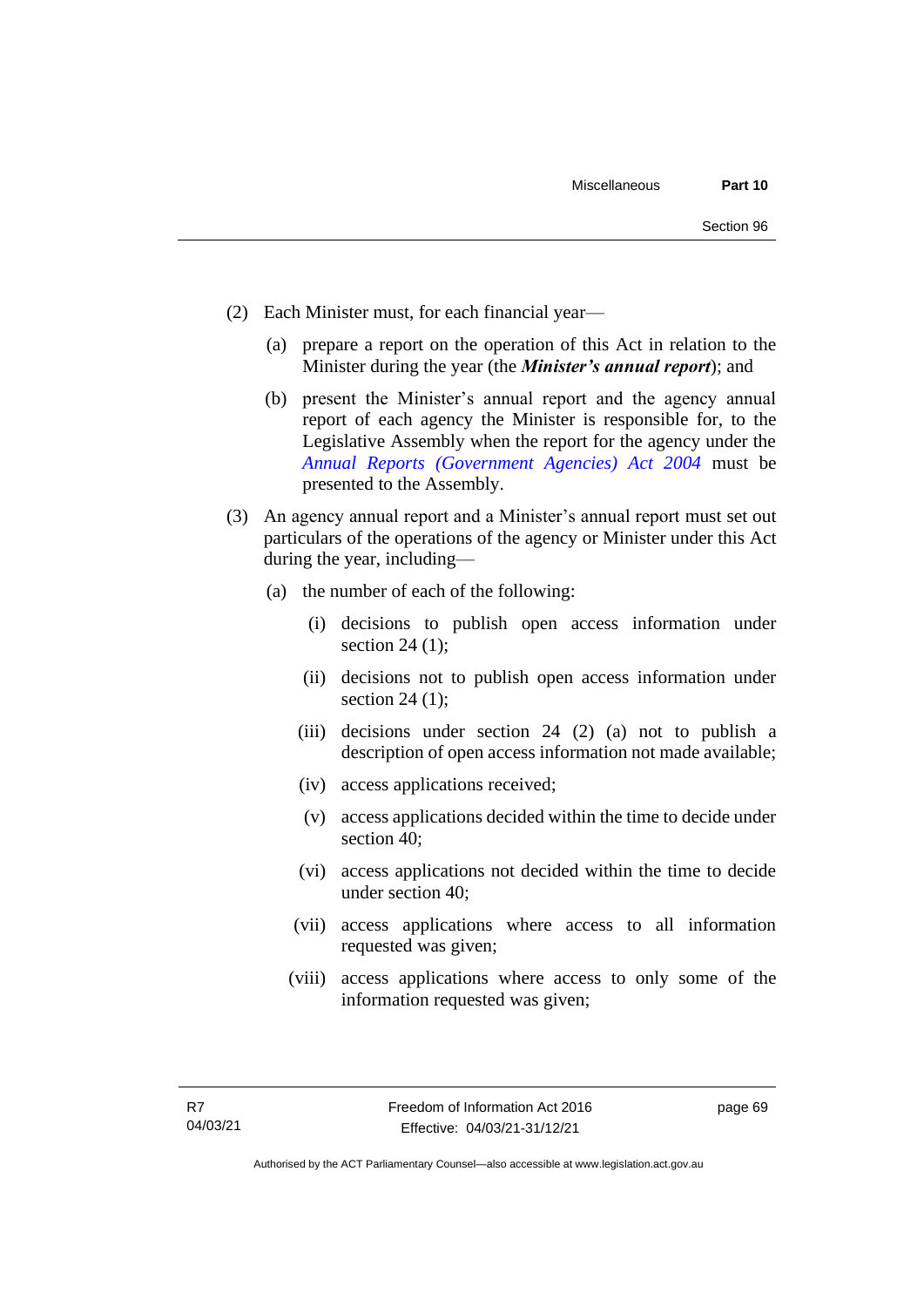(2) Each Minister must, for each financial year—

(a) prepare a report on the operation of this Act in relation to the Minister during the year (the ***Minister's annual report***); and

(b) present the Minister's annual report and the agency annual report of each agency the Minister is responsible for, to the Legislative Assembly when the report for the agency under the *Annual Reports (Government Agencies) Act 2004* must be presented to the Assembly.

(3) An agency annual report and a Minister's annual report must set out particulars of the operations of the agency or Minister under this Act during the year, including—

(a) the number of each of the following:

(i) decisions to publish open access information under section 24 (1);

(ii) decisions not to publish open access information under section 24 (1);

(iii) decisions under section 24 (2) (a) not to publish a description of open access information not made available;

(iv) access applications received;

(v) access applications decided within the time to decide under section 40;

(vi) access applications not decided within the time to decide under section 40;

(vii) access applications where access to all information requested was given;

(viii) access applications where access to only some of the information requested was given;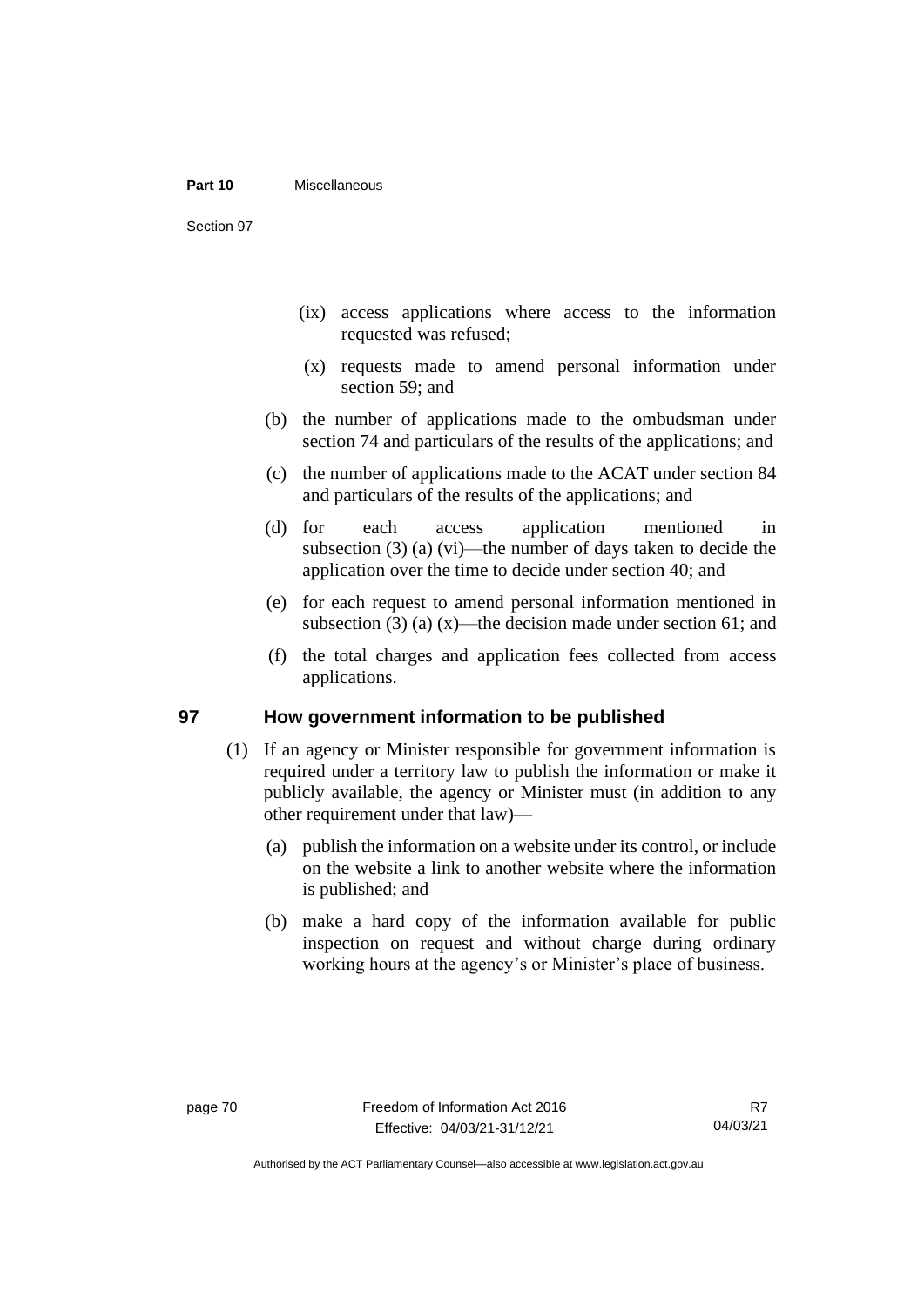(ix) access applications where access to the information requested was refused;

(x) requests made to amend personal information under section 59; and

(b) the number of applications made to the ombudsman under section 74 and particulars of the results of the applications; and

(c) the number of applications made to the ACAT under section 84 and particulars of the results of the applications; and

(d) for each access application mentioned in subsection (3) (a) (vi)—the number of days taken to decide the application over the time to decide under section 40; and

(e) for each request to amend personal information mentioned in subsection (3) (a) (x)—the decision made under section 61; and

(f) the total charges and application fees collected from access applications.

## 97 How government information to be published

(1) If an agency or Minister responsible for government information is required under a territory law to publish the information or make it publicly available, the agency or Minister must (in addition to any other requirement under that law)—

(a) publish the information on a website under its control, or include on the website a link to another website where the information is published; and

(b) make a hard copy of the information available for public inspection on request and without charge during ordinary working hours at the agency's or Minister's place of business.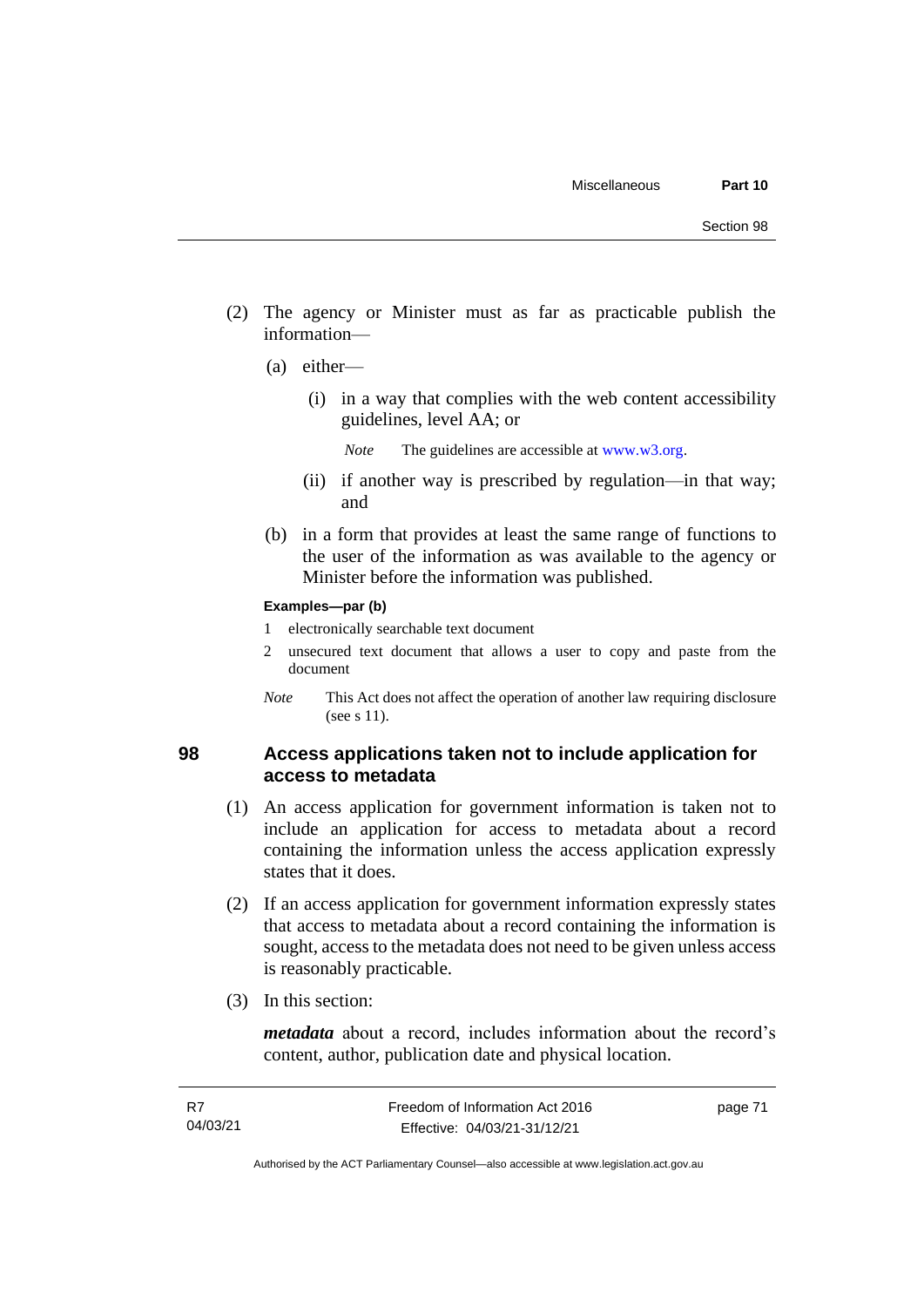(2) The agency or Minister must as far as practicable publish the information—

(a) either—

(i) in a way that complies with the web content accessibility guidelines, level AA; or

*Note* The guidelines are accessible at www.w3.org.

(ii) if another way is prescribed by regulation—in that way; and

(b) in a form that provides at least the same range of functions to the user of the information as was available to the agency or Minister before the information was published.

**Examples—par (b)**

1 electronically searchable text document

2 unsecured text document that allows a user to copy and paste from the document

*Note* This Act does not affect the operation of another law requiring disclosure (see s 11).

## 98 Access applications taken not to include application for access to metadata

(1) An access application for government information is taken not to include an application for access to metadata about a record containing the information unless the access application expressly states that it does.

(2) If an access application for government information expressly states that access to metadata about a record containing the information is sought, access to the metadata does not need to be given unless access is reasonably practicable.

(3) In this section:

***metadata*** about a record, includes information about the record's content, author, publication date and physical location.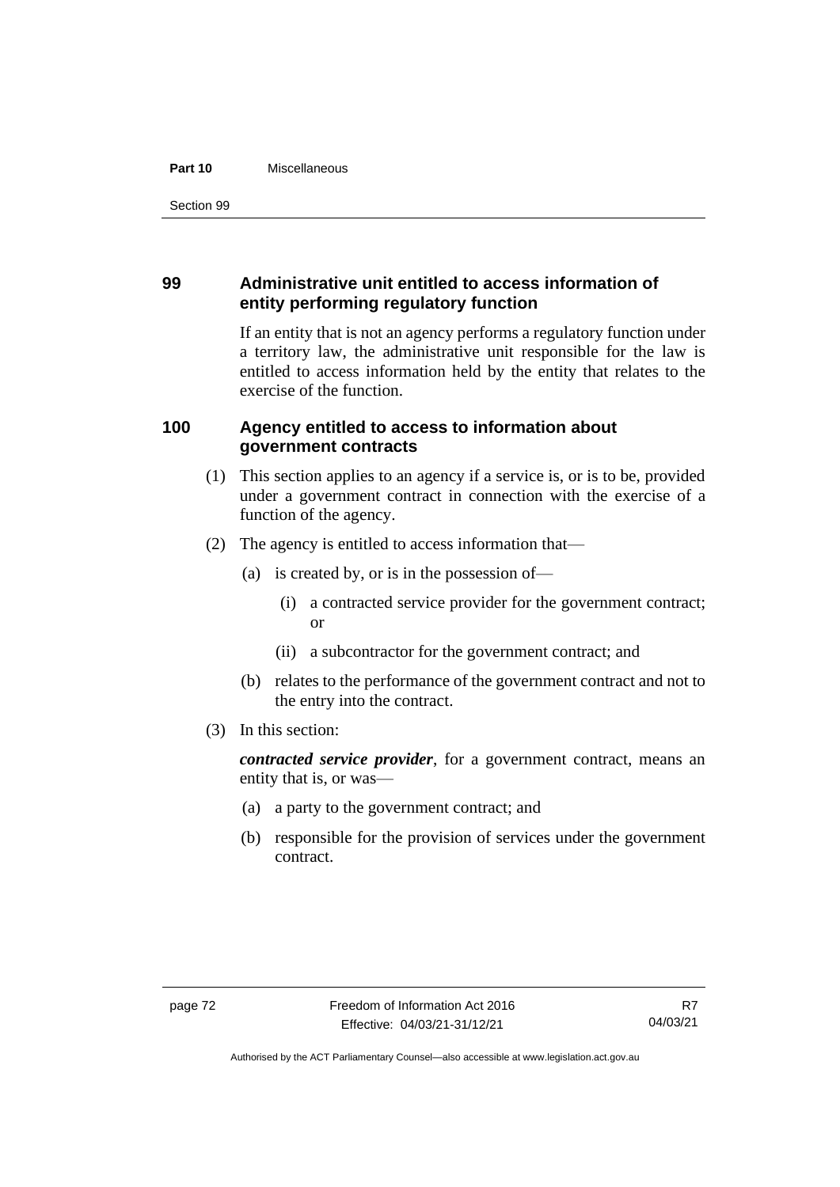## 99 Administrative unit entitled to access information of entity performing regulatory function

If an entity that is not an agency performs a regulatory function under a territory law, the administrative unit responsible for the law is entitled to access information held by the entity that relates to the exercise of the function.

## 100 Agency entitled to access to information about government contracts

(1) This section applies to an agency if a service is, or is to be, provided under a government contract in connection with the exercise of a function of the agency.

(2) The agency is entitled to access information that—

- (a) is created by, or is in the possession of—
  - (i) a contracted service provider for the government contract; or
  - (ii) a subcontractor for the government contract; and
- (b) relates to the performance of the government contract and not to the entry into the contract.

(3) In this section:

***contracted service provider***, for a government contract, means an entity that is, or was—

- (a) a party to the government contract; and
- (b) responsible for the provision of services under the government contract.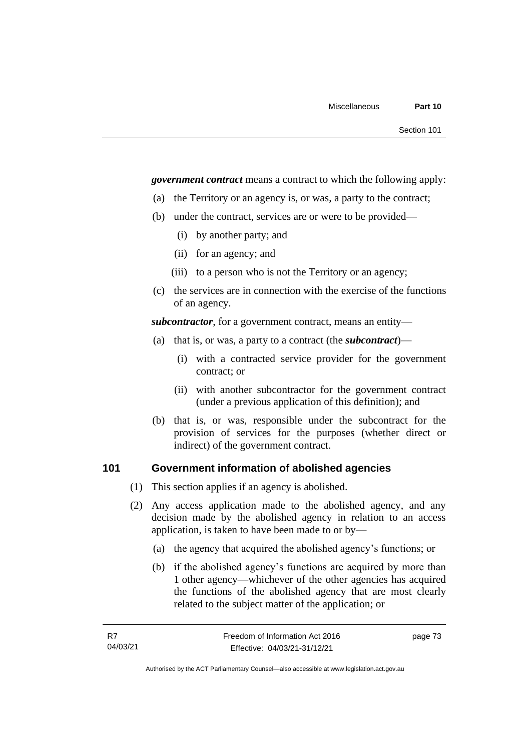***government contract*** means a contract to which the following apply:

(a) the Territory or an agency is, or was, a party to the contract;

(b) under the contract, services are or were to be provided—

(i) by another party; and

(ii) for an agency; and

(iii) to a person who is not the Territory or an agency;

(c) the services are in connection with the exercise of the functions of an agency.

***subcontractor***, for a government contract, means an entity—

(a) that is, or was, a party to a contract (the ***subcontract***)—

(i) with a contracted service provider for the government contract; or

(ii) with another subcontractor for the government contract (under a previous application of this definition); and

(b) that is, or was, responsible under the subcontract for the provision of services for the purposes (whether direct or indirect) of the government contract.

## 101 Government information of abolished agencies

(1) This section applies if an agency is abolished.

(2) Any access application made to the abolished agency, and any decision made by the abolished agency in relation to an access application, is taken to have been made to or by—

(a) the agency that acquired the abolished agency's functions; or

(b) if the abolished agency's functions are acquired by more than 1 other agency—whichever of the other agencies has acquired the functions of the abolished agency that are most clearly related to the subject matter of the application; or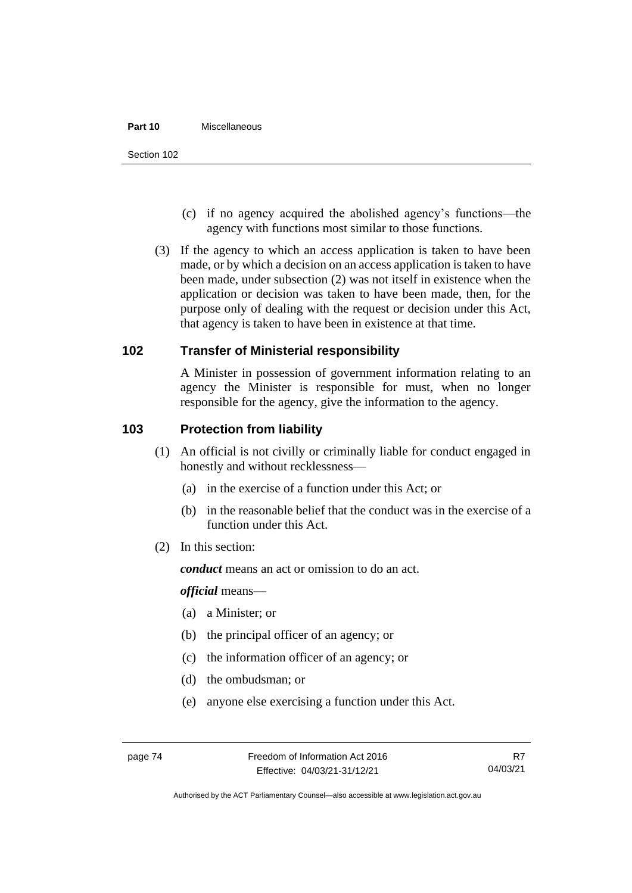(c) if no agency acquired the abolished agency's functions—the agency with functions most similar to those functions.

(3) If the agency to which an access application is taken to have been made, or by which a decision on an access application is taken to have been made, under subsection (2) was not itself in existence when the application or decision was taken to have been made, then, for the purpose only of dealing with the request or decision under this Act, that agency is taken to have been in existence at that time.

## 102 Transfer of Ministerial responsibility

A Minister in possession of government information relating to an agency the Minister is responsible for must, when no longer responsible for the agency, give the information to the agency.

## 103 Protection from liability

(1) An official is not civilly or criminally liable for conduct engaged in honestly and without recklessness—

(a) in the exercise of a function under this Act; or

(b) in the reasonable belief that the conduct was in the exercise of a function under this Act.

(2) In this section:

***conduct*** means an act or omission to do an act.

***official*** means—

(a) a Minister; or

(b) the principal officer of an agency; or

(c) the information officer of an agency; or

(d) the ombudsman; or

(e) anyone else exercising a function under this Act.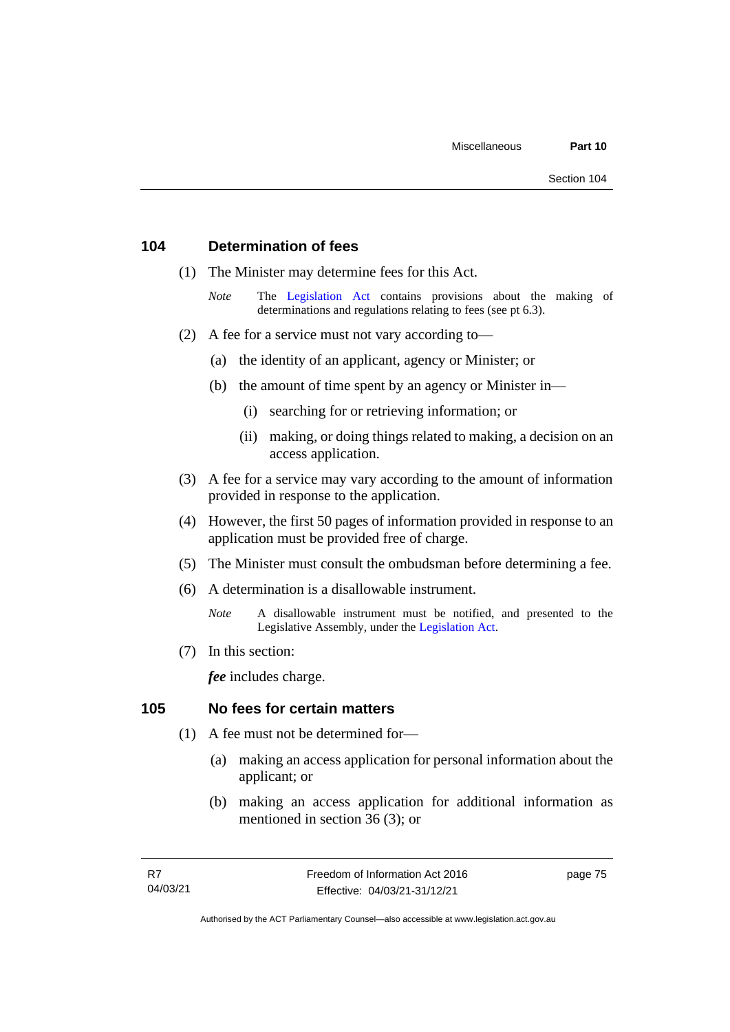## 104 Determination of fees

(1) The Minister may determine fees for this Act.

*Note* The Legislation Act contains provisions about the making of determinations and regulations relating to fees (see pt 6.3).

(2) A fee for a service must not vary according to—

(a) the identity of an applicant, agency or Minister; or

(b) the amount of time spent by an agency or Minister in—

(i) searching for or retrieving information; or

(ii) making, or doing things related to making, a decision on an access application.

(3) A fee for a service may vary according to the amount of information provided in response to the application.

(4) However, the first 50 pages of information provided in response to an application must be provided free of charge.

(5) The Minister must consult the ombudsman before determining a fee.

(6) A determination is a disallowable instrument.

*Note* A disallowable instrument must be notified, and presented to the Legislative Assembly, under the Legislation Act.

(7) In this section:

***fee*** includes charge.

## 105 No fees for certain matters

(1) A fee must not be determined for—

(a) making an access application for personal information about the applicant; or

(b) making an access application for additional information as mentioned in section 36 (3); or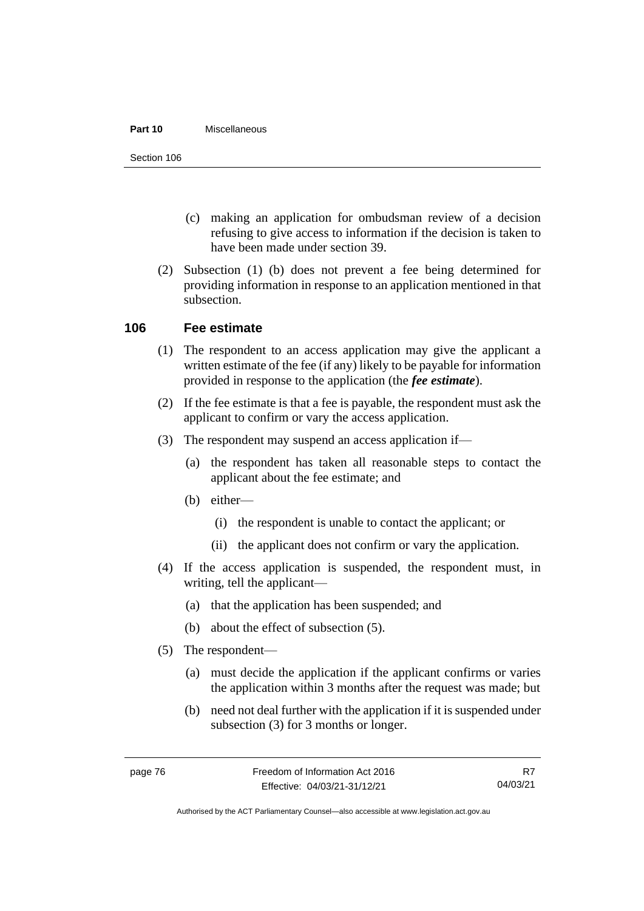(c) making an application for ombudsman review of a decision refusing to give access to information if the decision is taken to have been made under section 39.

(2) Subsection (1) (b) does not prevent a fee being determined for providing information in response to an application mentioned in that subsection.

## 106 Fee estimate

(1) The respondent to an access application may give the applicant a written estimate of the fee (if any) likely to be payable for information provided in response to the application (the ***fee estimate***).

(2) If the fee estimate is that a fee is payable, the respondent must ask the applicant to confirm or vary the access application.

(3) The respondent may suspend an access application if—

(a) the respondent has taken all reasonable steps to contact the applicant about the fee estimate; and

(b) either—

(i) the respondent is unable to contact the applicant; or

(ii) the applicant does not confirm or vary the application.

(4) If the access application is suspended, the respondent must, in writing, tell the applicant—

(a) that the application has been suspended; and

(b) about the effect of subsection (5).

(5) The respondent—

(a) must decide the application if the applicant confirms or varies the application within 3 months after the request was made; but

(b) need not deal further with the application if it is suspended under subsection (3) for 3 months or longer.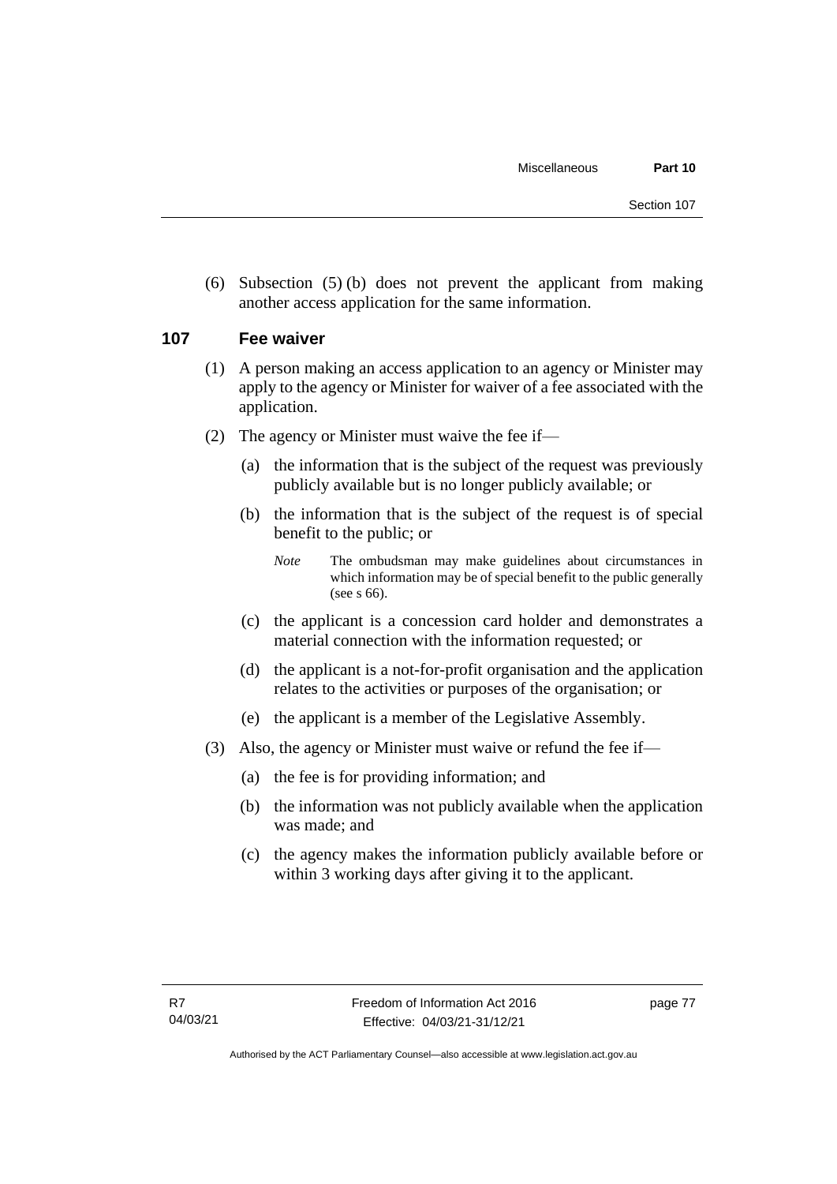(6) Subsection (5) (b) does not prevent the applicant from making another access application for the same information.

## 107 Fee waiver

(1) A person making an access application to an agency or Minister may apply to the agency or Minister for waiver of a fee associated with the application.

(2) The agency or Minister must waive the fee if—

(a) the information that is the subject of the request was previously publicly available but is no longer publicly available; or

(b) the information that is the subject of the request is of special benefit to the public; or

*Note* The ombudsman may make guidelines about circumstances in which information may be of special benefit to the public generally (see s 66).

(c) the applicant is a concession card holder and demonstrates a material connection with the information requested; or

(d) the applicant is a not-for-profit organisation and the application relates to the activities or purposes of the organisation; or

(e) the applicant is a member of the Legislative Assembly.

(3) Also, the agency or Minister must waive or refund the fee if—

(a) the fee is for providing information; and

(b) the information was not publicly available when the application was made; and

(c) the agency makes the information publicly available before or within 3 working days after giving it to the applicant.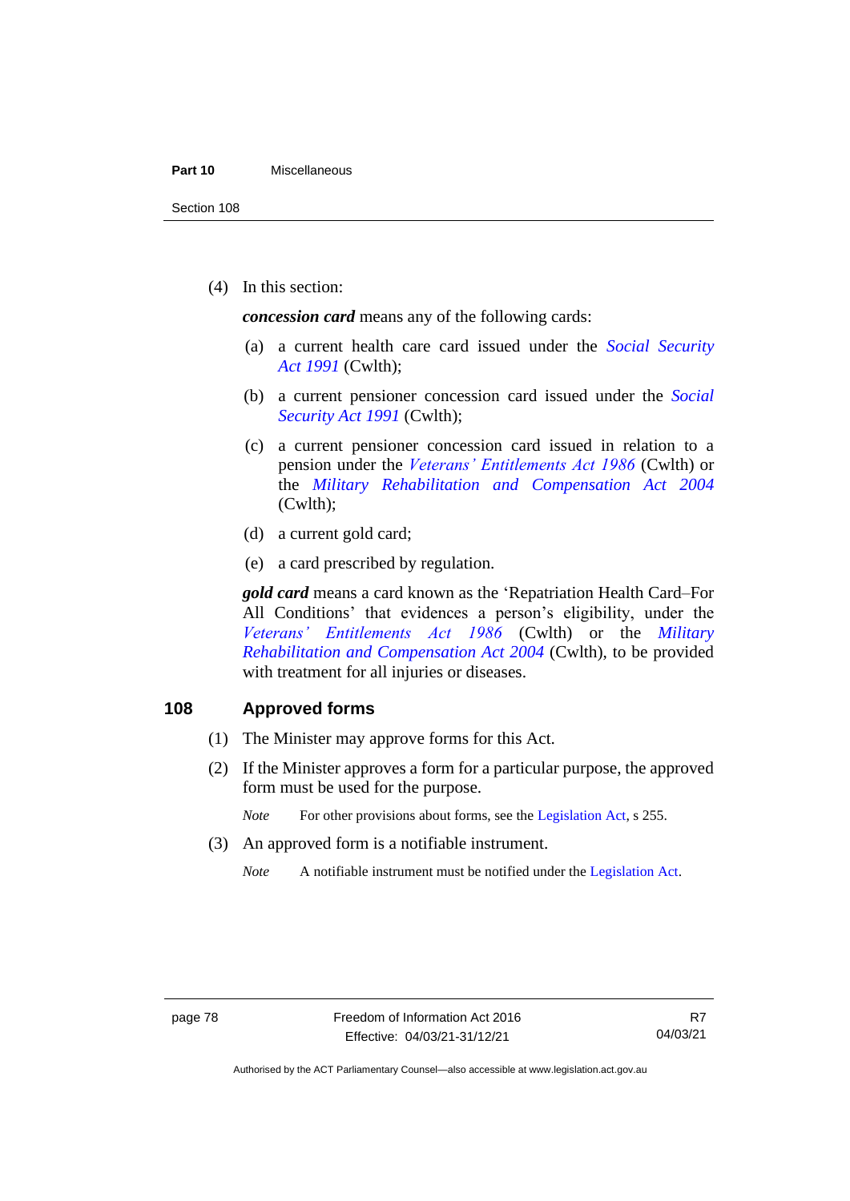(4) In this section:

***concession card*** means any of the following cards:

(a) a current health care card issued under the *Social Security Act 1991* (Cwlth);

(b) a current pensioner concession card issued under the *Social Security Act 1991* (Cwlth);

(c) a current pensioner concession card issued in relation to a pension under the *Veterans' Entitlements Act 1986* (Cwlth) or the *Military Rehabilitation and Compensation Act 2004* (Cwlth);

(d) a current gold card;

(e) a card prescribed by regulation.

***gold card*** means a card known as the 'Repatriation Health Card–For All Conditions' that evidences a person's eligibility, under the *Veterans' Entitlements Act 1986* (Cwlth) or the *Military Rehabilitation and Compensation Act 2004* (Cwlth), to be provided with treatment for all injuries or diseases.

## 108 Approved forms

(1) The Minister may approve forms for this Act.

(2) If the Minister approves a form for a particular purpose, the approved form must be used for the purpose.

*Note* For other provisions about forms, see the Legislation Act, s 255.

(3) An approved form is a notifiable instrument.

*Note* A notifiable instrument must be notified under the Legislation Act.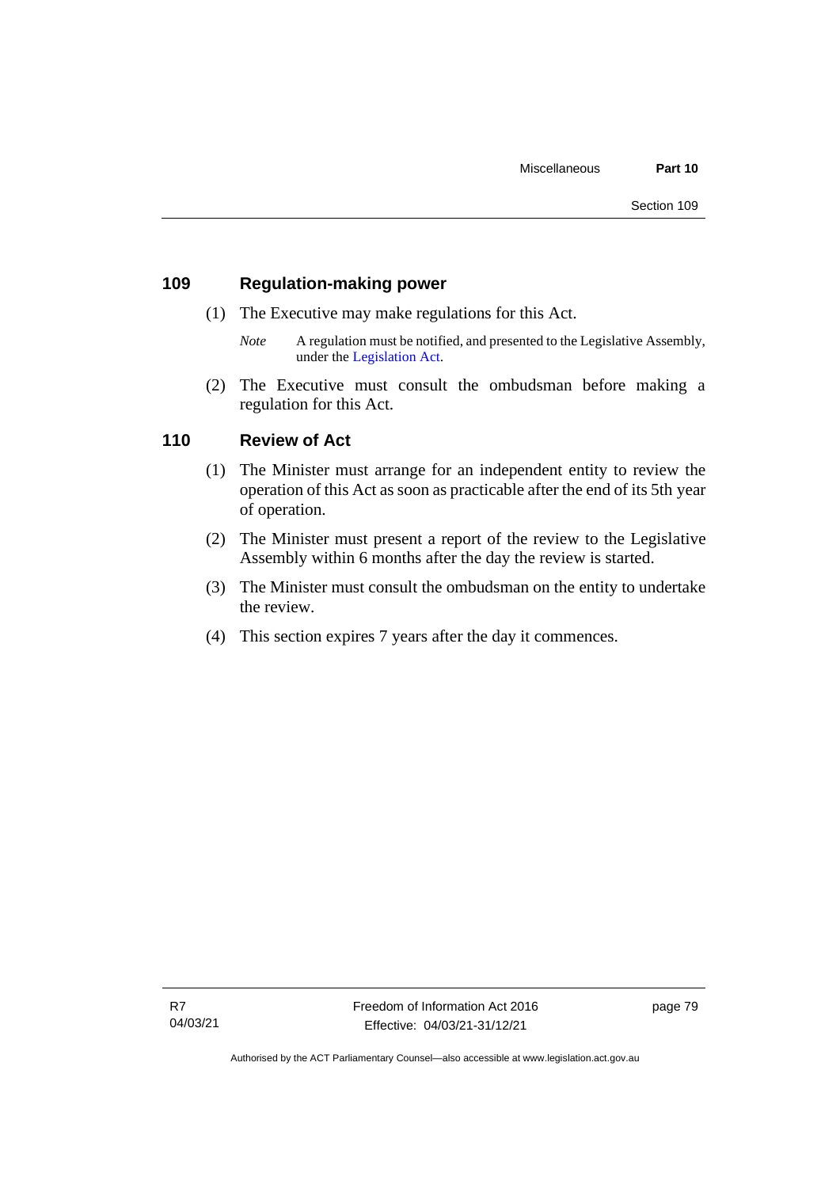## 109 Regulation-making power

(1) The Executive may make regulations for this Act.

*Note* A regulation must be notified, and presented to the Legislative Assembly, under the Legislation Act.

(2) The Executive must consult the ombudsman before making a regulation for this Act.

## 110 Review of Act

(1) The Minister must arrange for an independent entity to review the operation of this Act as soon as practicable after the end of its 5th year of operation.

(2) The Minister must present a report of the review to the Legislative Assembly within 6 months after the day the review is started.

(3) The Minister must consult the ombudsman on the entity to undertake the review.

(4) This section expires 7 years after the day it commences.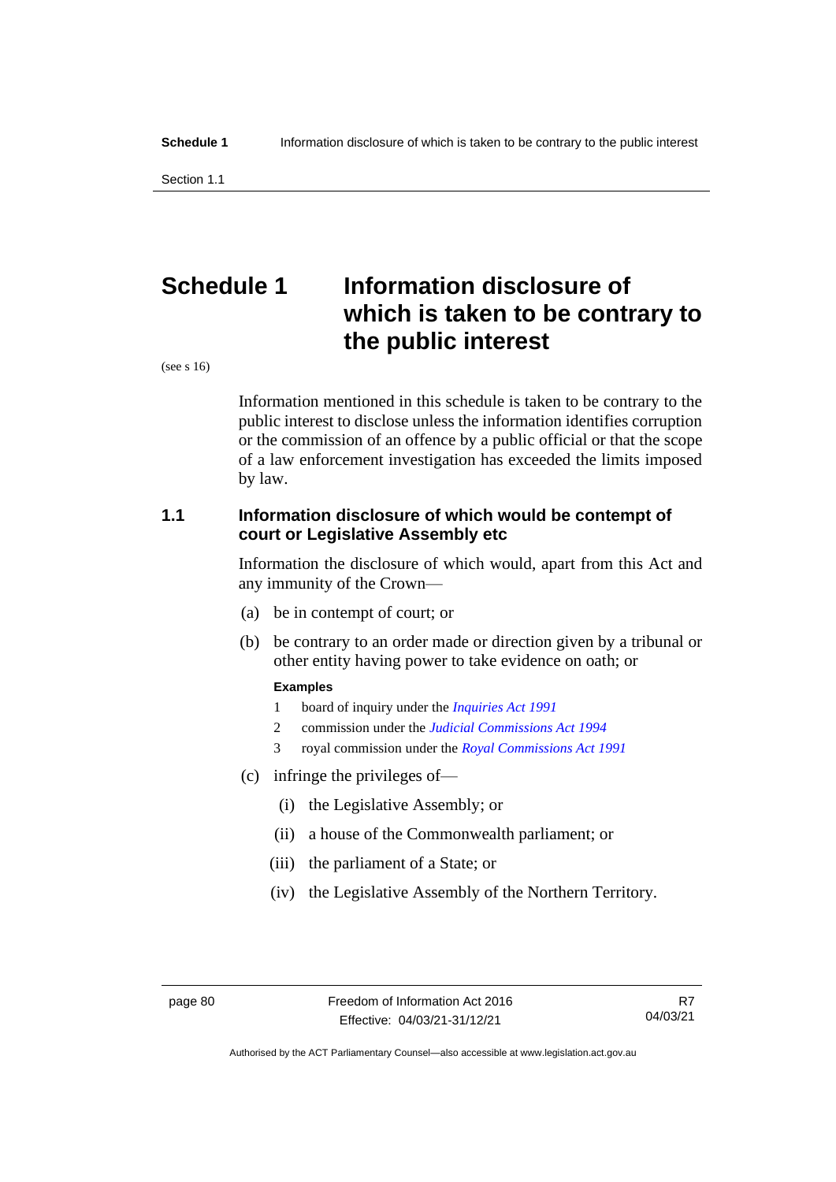# Schedule 1 Information disclosure of which is taken to be contrary to the public interest

(see s 16)

Information mentioned in this schedule is taken to be contrary to the public interest to disclose unless the information identifies corruption or the commission of an offence by a public official or that the scope of a law enforcement investigation has exceeded the limits imposed by law.

## 1.1 Information disclosure of which would be contempt of court or Legislative Assembly etc

Information the disclosure of which would, apart from this Act and any immunity of the Crown—

(a) be in contempt of court; or

(b) be contrary to an order made or direction given by a tribunal or other entity having power to take evidence on oath; or

**Examples**

1 board of inquiry under the *Inquiries Act 1991*

2 commission under the *Judicial Commissions Act 1994*

3 royal commission under the *Royal Commissions Act 1991*

(c) infringe the privileges of—

(i) the Legislative Assembly; or

(ii) a house of the Commonwealth parliament; or

(iii) the parliament of a State; or

(iv) the Legislative Assembly of the Northern Territory.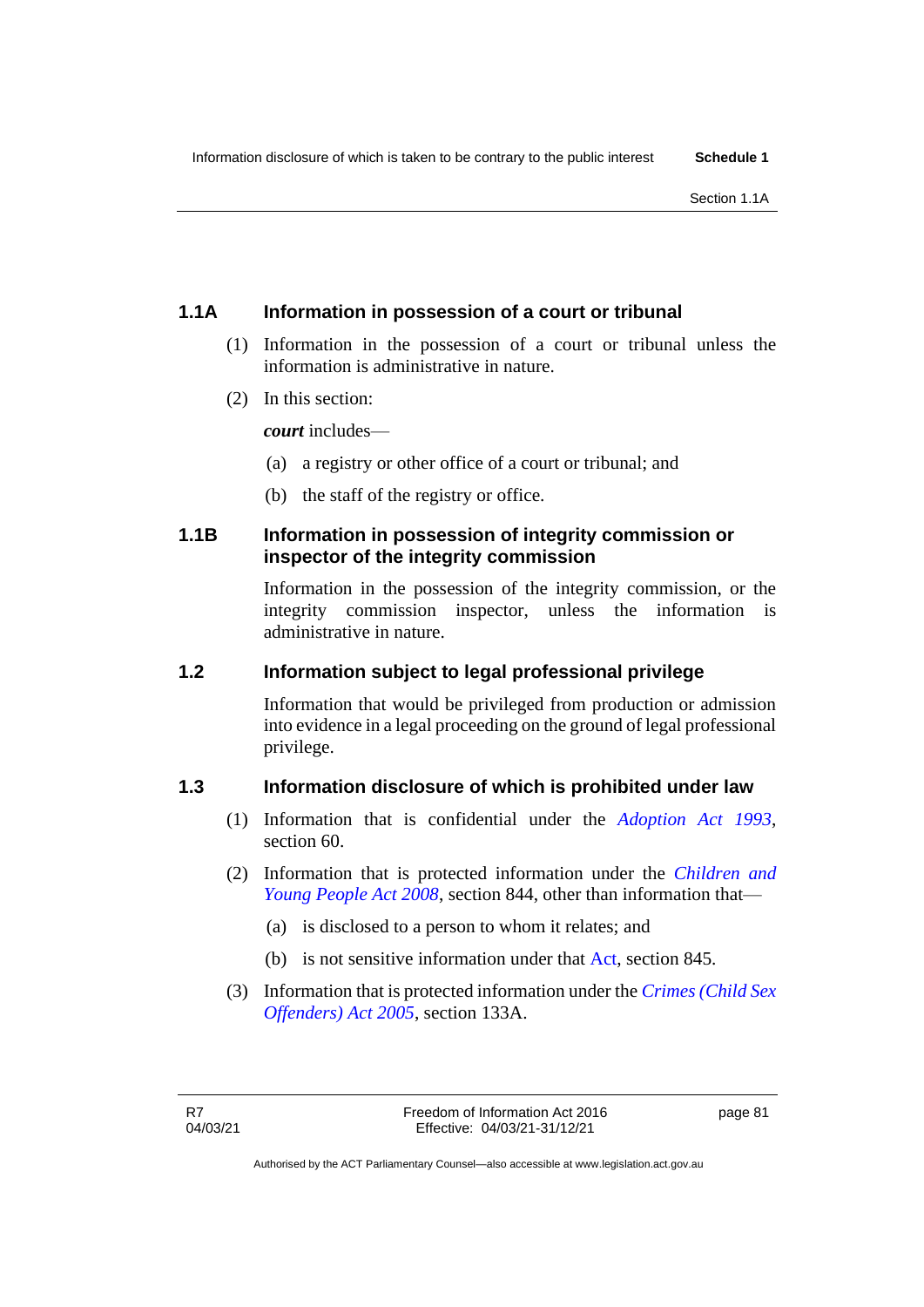### 1.1A Information in possession of a court or tribunal

(1) Information in the possession of a court or tribunal unless the information is administrative in nature.

(2) In this section:

***court*** includes—

(a) a registry or other office of a court or tribunal; and

(b) the staff of the registry or office.

### 1.1B Information in possession of integrity commission or inspector of the integrity commission

Information in the possession of the integrity commission, or the integrity commission inspector, unless the information is administrative in nature.

### 1.2 Information subject to legal professional privilege

Information that would be privileged from production or admission into evidence in a legal proceeding on the ground of legal professional privilege.

### 1.3 Information disclosure of which is prohibited under law

(1) Information that is confidential under the *Adoption Act 1993*, section 60.

(2) Information that is protected information under the *Children and Young People Act 2008*, section 844, other than information that—

(a) is disclosed to a person to whom it relates; and

(b) is not sensitive information under that Act, section 845.

(3) Information that is protected information under the *Crimes (Child Sex Offenders) Act 2005*, section 133A.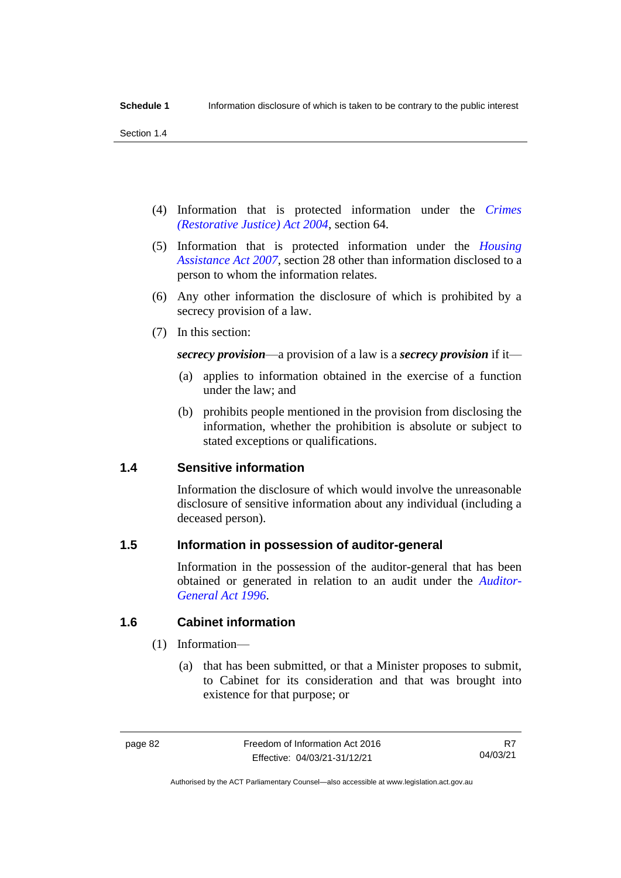(4) Information that is protected information under the *Crimes (Restorative Justice) Act 2004*, section 64.

(5) Information that is protected information under the *Housing Assistance Act 2007*, section 28 other than information disclosed to a person to whom the information relates.

(6) Any other information the disclosure of which is prohibited by a secrecy provision of a law.

(7) In this section:

***secrecy provision***—a provision of a law is a ***secrecy provision*** if it—

(a) applies to information obtained in the exercise of a function under the law; and

(b) prohibits people mentioned in the provision from disclosing the information, whether the prohibition is absolute or subject to stated exceptions or qualifications.

## 1.4 Sensitive information

Information the disclosure of which would involve the unreasonable disclosure of sensitive information about any individual (including a deceased person).

## 1.5 Information in possession of auditor-general

Information in the possession of the auditor-general that has been obtained or generated in relation to an audit under the *Auditor-General Act 1996*.

## 1.6 Cabinet information

(1) Information—

(a) that has been submitted, or that a Minister proposes to submit, to Cabinet for its consideration and that was brought into existence for that purpose; or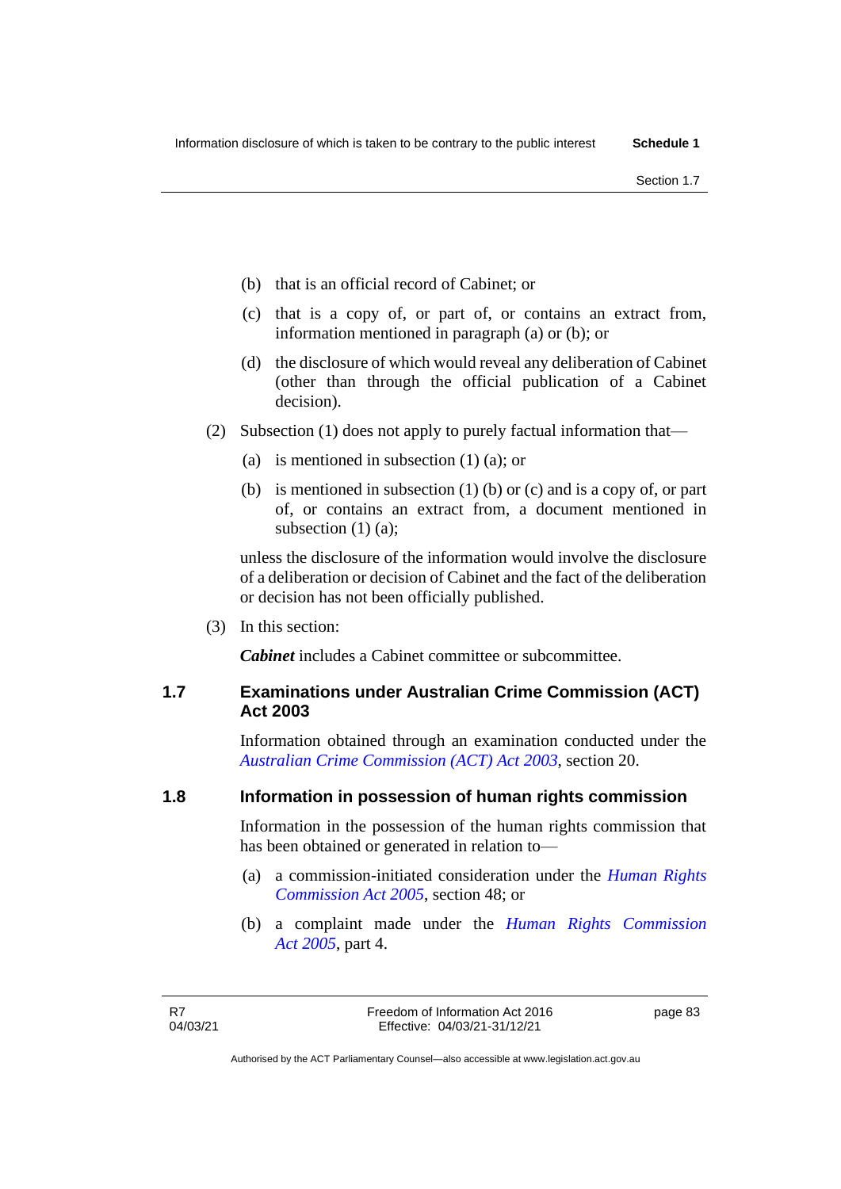(b) that is an official record of Cabinet; or

(c) that is a copy of, or part of, or contains an extract from, information mentioned in paragraph (a) or (b); or

(d) the disclosure of which would reveal any deliberation of Cabinet (other than through the official publication of a Cabinet decision).

(2) Subsection (1) does not apply to purely factual information that—

(a) is mentioned in subsection (1) (a); or

(b) is mentioned in subsection (1) (b) or (c) and is a copy of, or part of, or contains an extract from, a document mentioned in subsection (1) (a);

unless the disclosure of the information would involve the disclosure of a deliberation or decision of Cabinet and the fact of the deliberation or decision has not been officially published.

(3) In this section:

***Cabinet*** includes a Cabinet committee or subcommittee.

### 1.7 Examinations under Australian Crime Commission (ACT) Act 2003

Information obtained through an examination conducted under the *Australian Crime Commission (ACT) Act 2003*, section 20.

### 1.8 Information in possession of human rights commission

Information in the possession of the human rights commission that has been obtained or generated in relation to—

(a) a commission-initiated consideration under the *Human Rights Commission Act 2005*, section 48; or

(b) a complaint made under the *Human Rights Commission Act 2005*, part 4.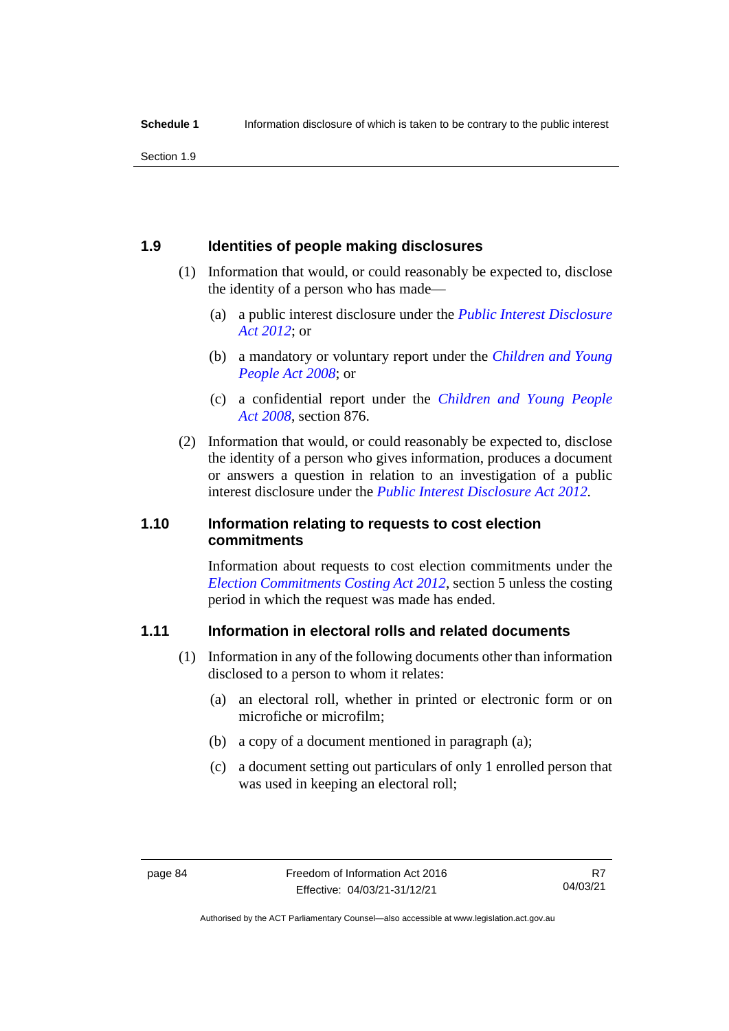## 1.9 Identities of people making disclosures

(1) Information that would, or could reasonably be expected to, disclose the identity of a person who has made—

(a) a public interest disclosure under the *Public Interest Disclosure Act 2012*; or

(b) a mandatory or voluntary report under the *Children and Young People Act 2008*; or

(c) a confidential report under the *Children and Young People Act 2008*, section 876.

(2) Information that would, or could reasonably be expected to, disclose the identity of a person who gives information, produces a document or answers a question in relation to an investigation of a public interest disclosure under the *Public Interest Disclosure Act 2012*.

## 1.10 Information relating to requests to cost election commitments

Information about requests to cost election commitments under the *Election Commitments Costing Act 2012*, section 5 unless the costing period in which the request was made has ended.

## 1.11 Information in electoral rolls and related documents

(1) Information in any of the following documents other than information disclosed to a person to whom it relates:

(a) an electoral roll, whether in printed or electronic form or on microfiche or microfilm;

(b) a copy of a document mentioned in paragraph (a);

(c) a document setting out particulars of only 1 enrolled person that was used in keeping an electoral roll;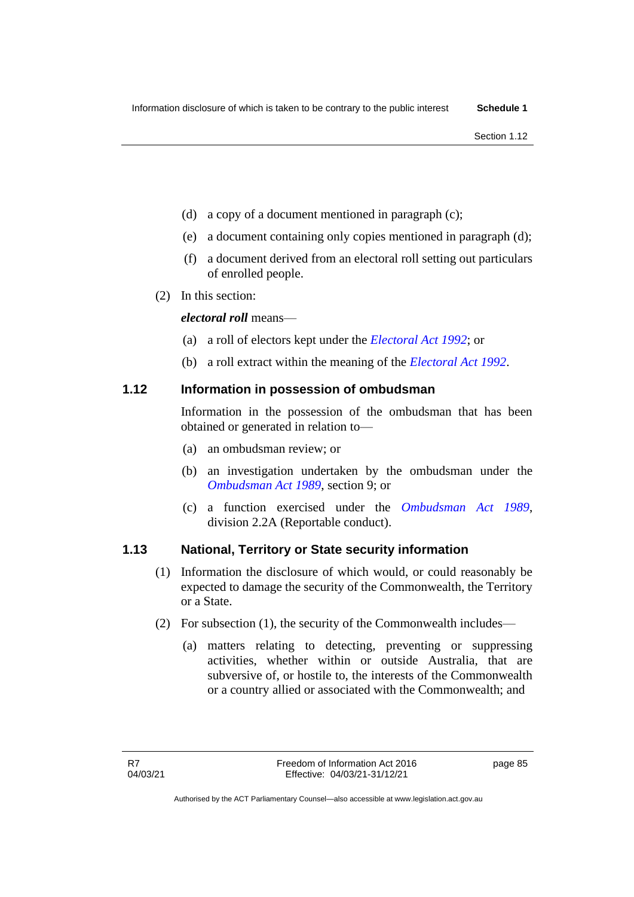(d) a copy of a document mentioned in paragraph (c);

(e) a document containing only copies mentioned in paragraph (d);

(f) a document derived from an electoral roll setting out particulars of enrolled people.

(2) In this section:

***electoral roll*** means—

(a) a roll of electors kept under the *Electoral Act 1992*; or

(b) a roll extract within the meaning of the *Electoral Act 1992*.

## 1.12 Information in possession of ombudsman

Information in the possession of the ombudsman that has been obtained or generated in relation to—

(a) an ombudsman review; or

(b) an investigation undertaken by the ombudsman under the *Ombudsman Act 1989*, section 9; or

(c) a function exercised under the *Ombudsman Act 1989*, division 2.2A (Reportable conduct).

## 1.13 National, Territory or State security information

(1) Information the disclosure of which would, or could reasonably be expected to damage the security of the Commonwealth, the Territory or a State.

(2) For subsection (1), the security of the Commonwealth includes—

(a) matters relating to detecting, preventing or suppressing activities, whether within or outside Australia, that are subversive of, or hostile to, the interests of the Commonwealth or a country allied or associated with the Commonwealth; and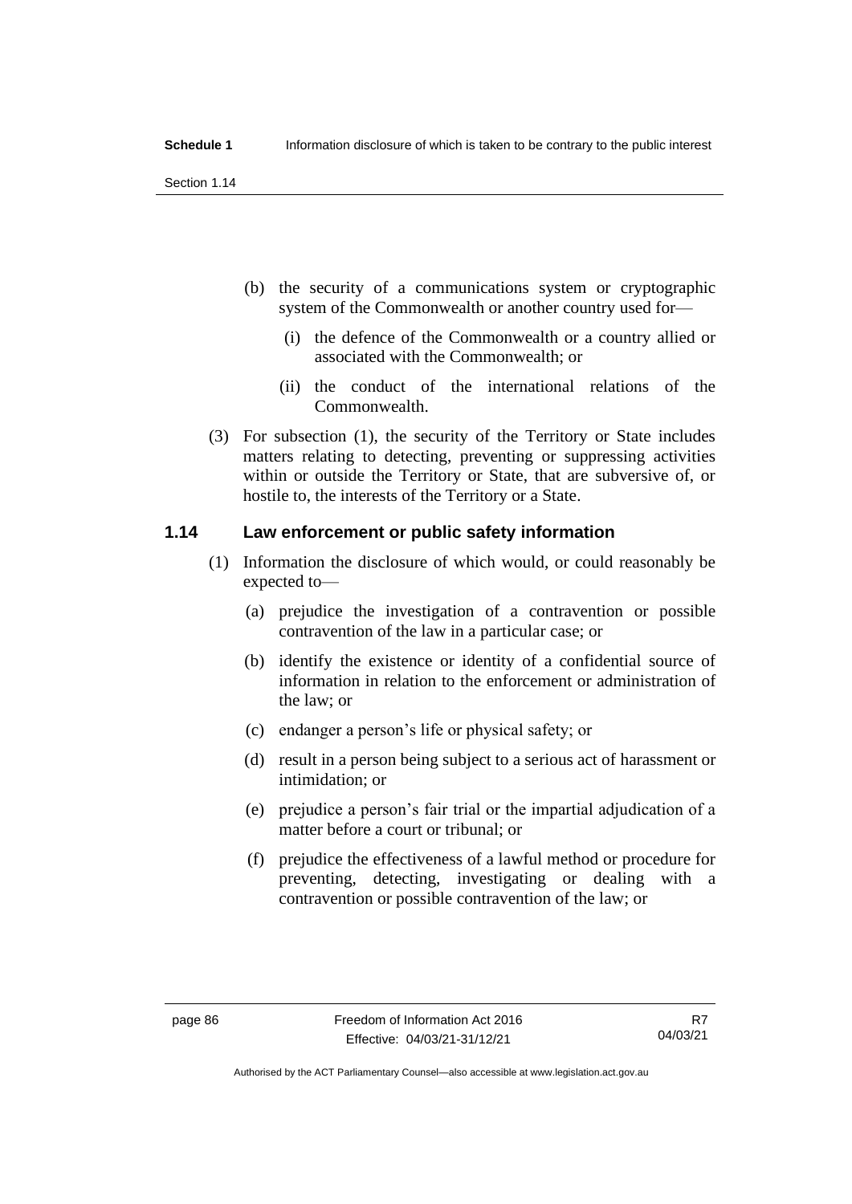(b) the security of a communications system or cryptographic system of the Commonwealth or another country used for—

(i) the defence of the Commonwealth or a country allied or associated with the Commonwealth; or

(ii) the conduct of the international relations of the Commonwealth.

(3) For subsection (1), the security of the Territory or State includes matters relating to detecting, preventing or suppressing activities within or outside the Territory or State, that are subversive of, or hostile to, the interests of the Territory or a State.

## 1.14 Law enforcement or public safety information

(1) Information the disclosure of which would, or could reasonably be expected to—

(a) prejudice the investigation of a contravention or possible contravention of the law in a particular case; or

(b) identify the existence or identity of a confidential source of information in relation to the enforcement or administration of the law; or

(c) endanger a person's life or physical safety; or

(d) result in a person being subject to a serious act of harassment or intimidation; or

(e) prejudice a person's fair trial or the impartial adjudication of a matter before a court or tribunal; or

(f) prejudice the effectiveness of a lawful method or procedure for preventing, detecting, investigating or dealing with a contravention or possible contravention of the law; or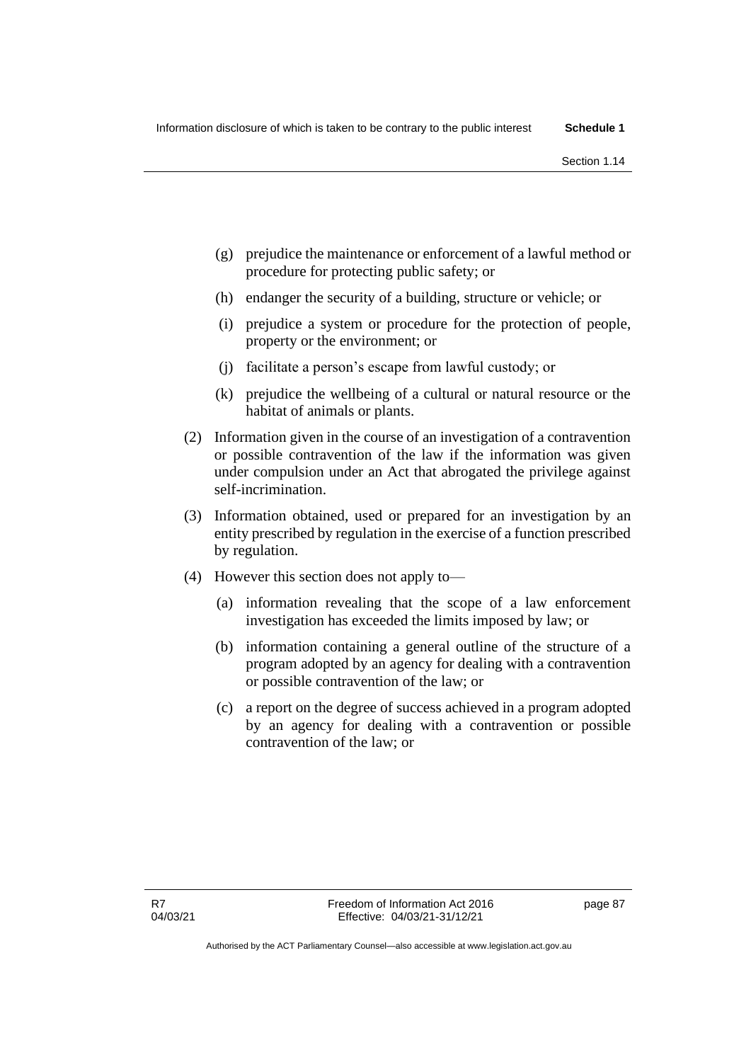(g) prejudice the maintenance or enforcement of a lawful method or procedure for protecting public safety; or

(h) endanger the security of a building, structure or vehicle; or

(i) prejudice a system or procedure for the protection of people, property or the environment; or

(j) facilitate a person's escape from lawful custody; or

(k) prejudice the wellbeing of a cultural or natural resource or the habitat of animals or plants.

(2) Information given in the course of an investigation of a contravention or possible contravention of the law if the information was given under compulsion under an Act that abrogated the privilege against self-incrimination.

(3) Information obtained, used or prepared for an investigation by an entity prescribed by regulation in the exercise of a function prescribed by regulation.

(4) However this section does not apply to—

(a) information revealing that the scope of a law enforcement investigation has exceeded the limits imposed by law; or

(b) information containing a general outline of the structure of a program adopted by an agency for dealing with a contravention or possible contravention of the law; or

(c) a report on the degree of success achieved in a program adopted by an agency for dealing with a contravention or possible contravention of the law; or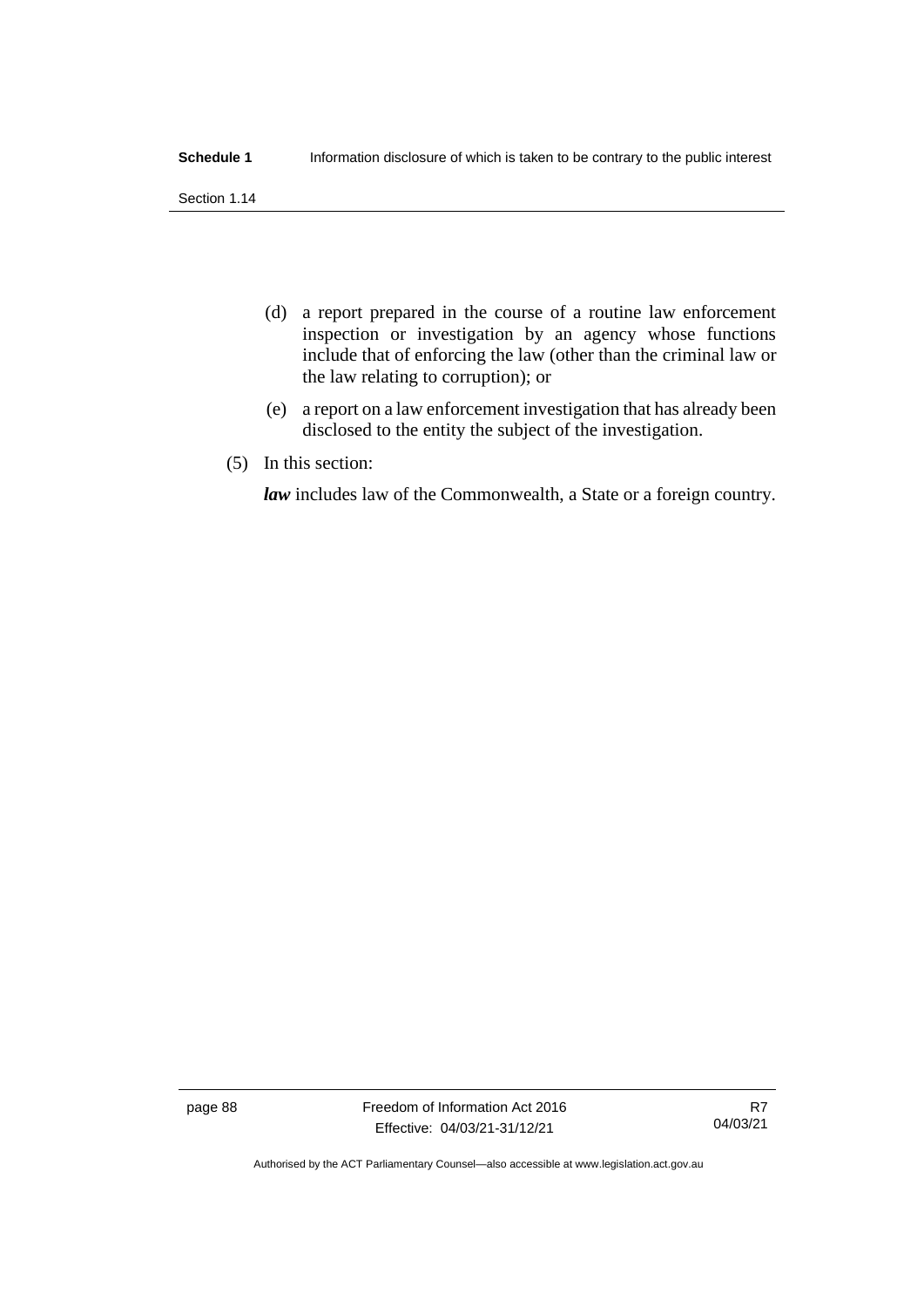(d) a report prepared in the course of a routine law enforcement inspection or investigation by an agency whose functions include that of enforcing the law (other than the criminal law or the law relating to corruption); or

(e) a report on a law enforcement investigation that has already been disclosed to the entity the subject of the investigation.

(5) In this section:

***law*** includes law of the Commonwealth, a State or a foreign country.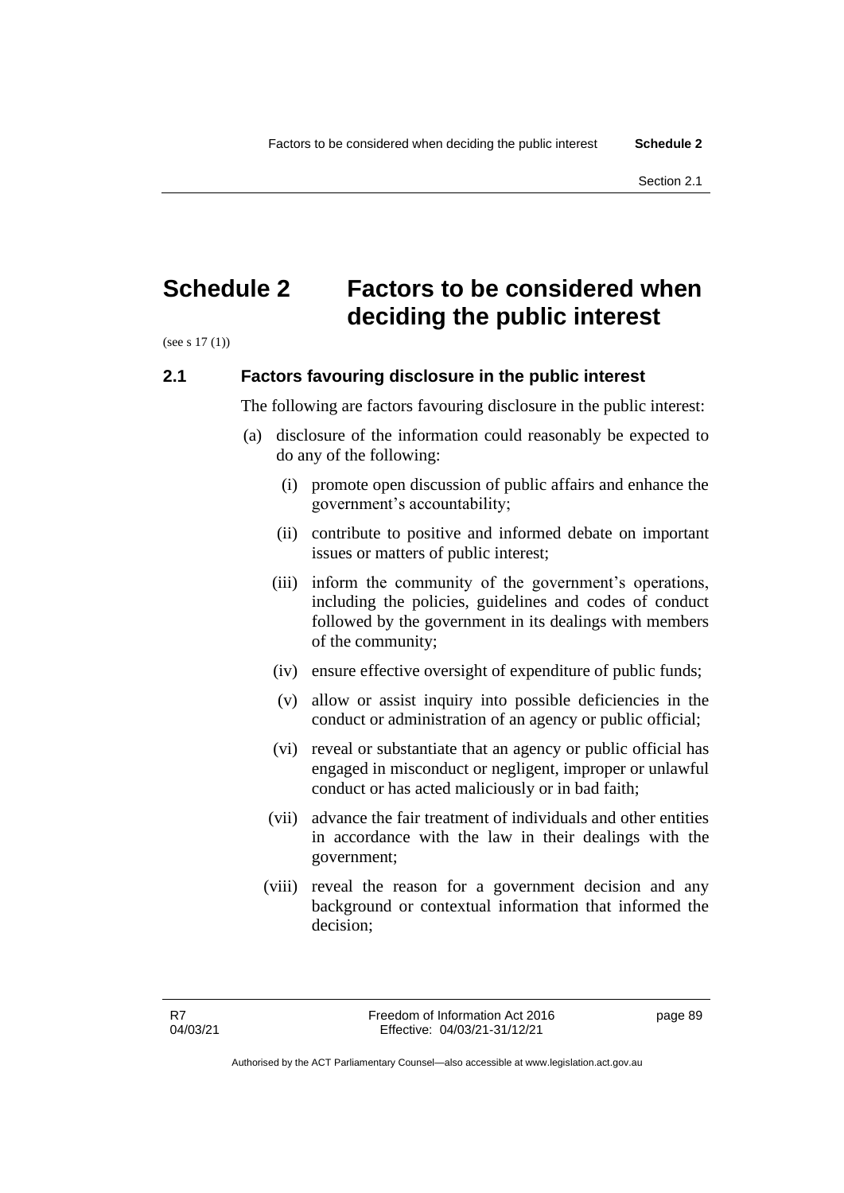# Schedule 2 Factors to be considered when deciding the public interest

(see s 17 (1))

## 2.1 Factors favouring disclosure in the public interest

The following are factors favouring disclosure in the public interest:

(a) disclosure of the information could reasonably be expected to do any of the following:

(i) promote open discussion of public affairs and enhance the government's accountability;

(ii) contribute to positive and informed debate on important issues or matters of public interest;

(iii) inform the community of the government's operations, including the policies, guidelines and codes of conduct followed by the government in its dealings with members of the community;

(iv) ensure effective oversight of expenditure of public funds;

(v) allow or assist inquiry into possible deficiencies in the conduct or administration of an agency or public official;

(vi) reveal or substantiate that an agency or public official has engaged in misconduct or negligent, improper or unlawful conduct or has acted maliciously or in bad faith;

(vii) advance the fair treatment of individuals and other entities in accordance with the law in their dealings with the government;

(viii) reveal the reason for a government decision and any background or contextual information that informed the decision;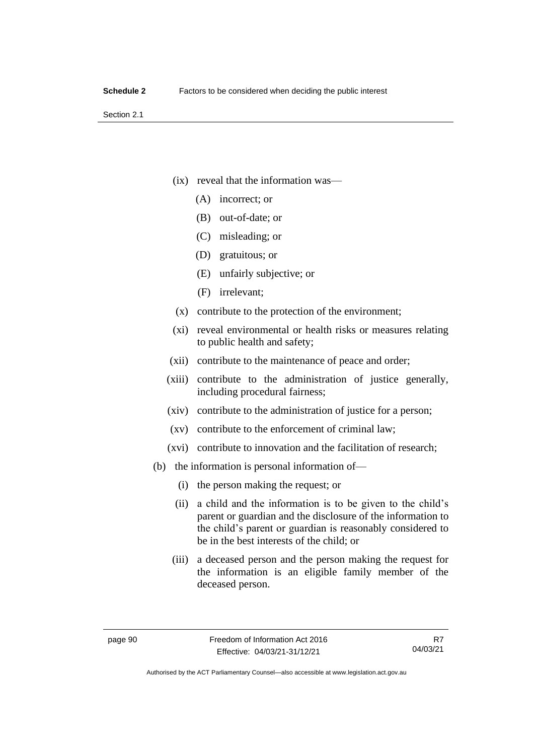- (ix) reveal that the information was—
  - (A) incorrect; or
  - (B) out-of-date; or
  - (C) misleading; or
  - (D) gratuitous; or
  - (E) unfairly subjective; or
  - (F) irrelevant;
- (x) contribute to the protection of the environment;
- (xi) reveal environmental or health risks or measures relating to public health and safety;
- (xii) contribute to the maintenance of peace and order;
- (xiii) contribute to the administration of justice generally, including procedural fairness;
- (xiv) contribute to the administration of justice for a person;
- (xv) contribute to the enforcement of criminal law;
- (xvi) contribute to innovation and the facilitation of research;

(b) the information is personal information of—

- (i) the person making the request; or
- (ii) a child and the information is to be given to the child's parent or guardian and the disclosure of the information to the child's parent or guardian is reasonably considered to be in the best interests of the child; or
- (iii) a deceased person and the person making the request for the information is an eligible family member of the deceased person.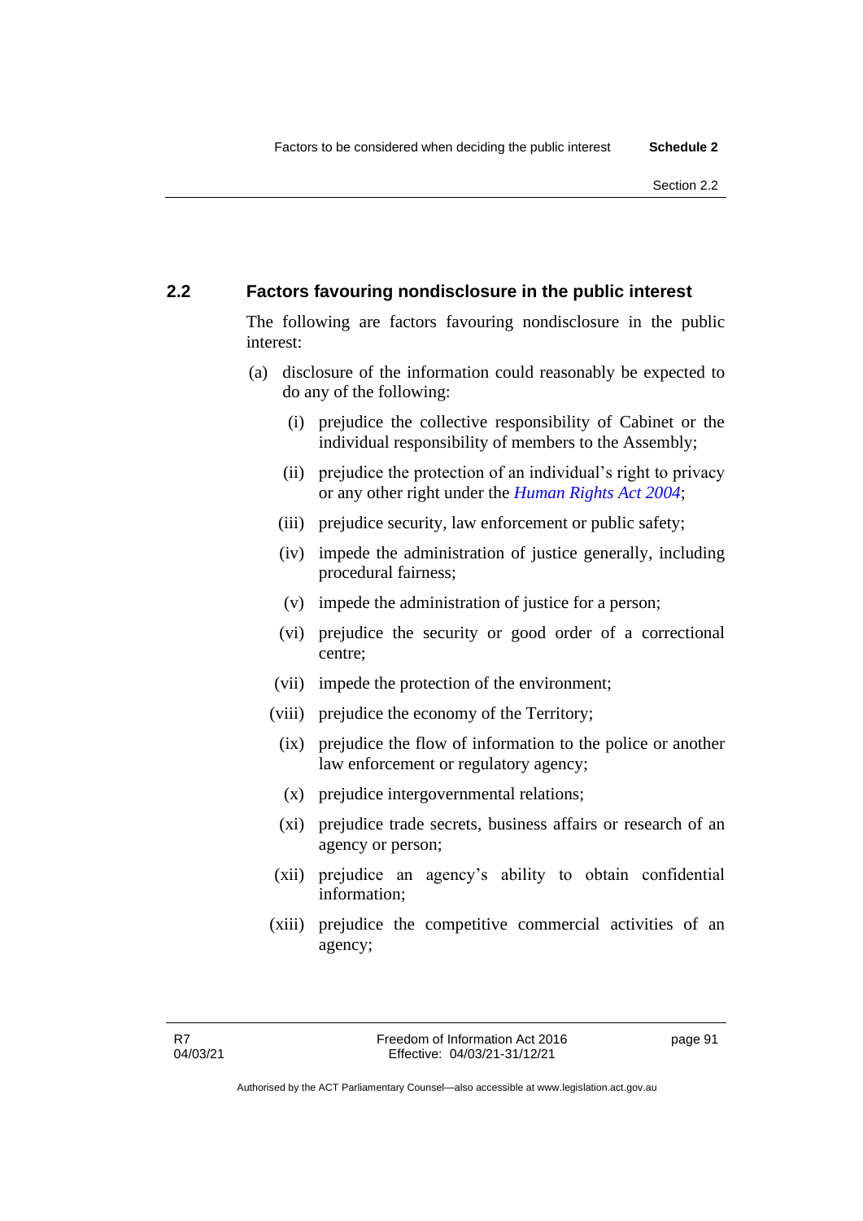## 2.2 Factors favouring nondisclosure in the public interest

The following are factors favouring nondisclosure in the public interest:

(a) disclosure of the information could reasonably be expected to do any of the following:

(i) prejudice the collective responsibility of Cabinet or the individual responsibility of members to the Assembly;

(ii) prejudice the protection of an individual's right to privacy or any other right under the *Human Rights Act 2004*;

(iii) prejudice security, law enforcement or public safety;

(iv) impede the administration of justice generally, including procedural fairness;

(v) impede the administration of justice for a person;

(vi) prejudice the security or good order of a correctional centre;

(vii) impede the protection of the environment;

(viii) prejudice the economy of the Territory;

(ix) prejudice the flow of information to the police or another law enforcement or regulatory agency;

(x) prejudice intergovernmental relations;

(xi) prejudice trade secrets, business affairs or research of an agency or person;

(xii) prejudice an agency's ability to obtain confidential information;

(xiii) prejudice the competitive commercial activities of an agency;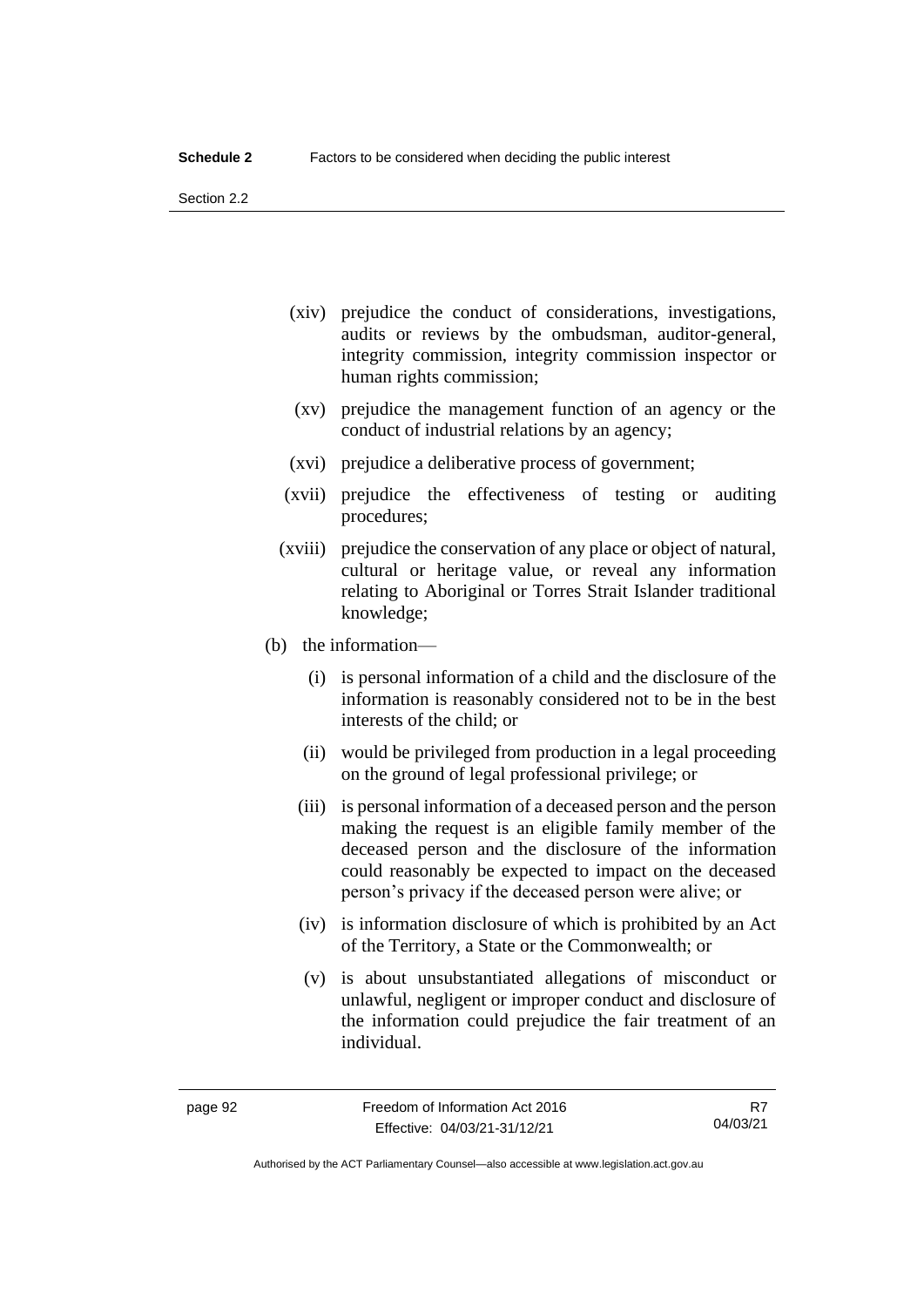(xiv) prejudice the conduct of considerations, investigations, audits or reviews by the ombudsman, auditor-general, integrity commission, integrity commission inspector or human rights commission;

(xv) prejudice the management function of an agency or the conduct of industrial relations by an agency;

(xvi) prejudice a deliberative process of government;

(xvii) prejudice the effectiveness of testing or auditing procedures;

(xviii) prejudice the conservation of any place or object of natural, cultural or heritage value, or reveal any information relating to Aboriginal or Torres Strait Islander traditional knowledge;

(b) the information—

(i) is personal information of a child and the disclosure of the information is reasonably considered not to be in the best interests of the child; or

(ii) would be privileged from production in a legal proceeding on the ground of legal professional privilege; or

(iii) is personal information of a deceased person and the person making the request is an eligible family member of the deceased person and the disclosure of the information could reasonably be expected to impact on the deceased person's privacy if the deceased person were alive; or

(iv) is information disclosure of which is prohibited by an Act of the Territory, a State or the Commonwealth; or

(v) is about unsubstantiated allegations of misconduct or unlawful, negligent or improper conduct and disclosure of the information could prejudice the fair treatment of an individual.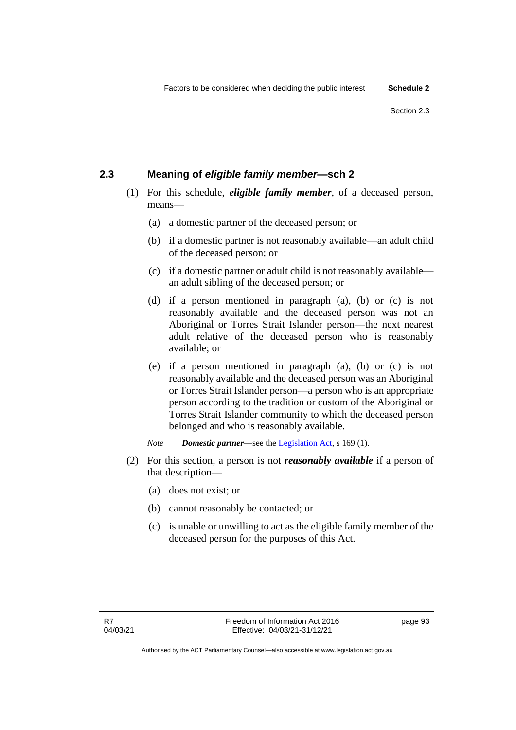## 2.3 Meaning of *eligible family member*—sch 2

(1) For this schedule, ***eligible family member***, of a deceased person, means—

(a) a domestic partner of the deceased person; or

(b) if a domestic partner is not reasonably available—an adult child of the deceased person; or

(c) if a domestic partner or adult child is not reasonably available—an adult sibling of the deceased person; or

(d) if a person mentioned in paragraph (a), (b) or (c) is not reasonably available and the deceased person was not an Aboriginal or Torres Strait Islander person—the next nearest adult relative of the deceased person who is reasonably available; or

(e) if a person mentioned in paragraph (a), (b) or (c) is not reasonably available and the deceased person was an Aboriginal or Torres Strait Islander person—a person who is an appropriate person according to the tradition or custom of the Aboriginal or Torres Strait Islander community to which the deceased person belonged and who is reasonably available.

*Note* ***Domestic partner***—see the Legislation Act, s 169 (1).

(2) For this section, a person is not ***reasonably available*** if a person of that description—

(a) does not exist; or

(b) cannot reasonably be contacted; or

(c) is unable or unwilling to act as the eligible family member of the deceased person for the purposes of this Act.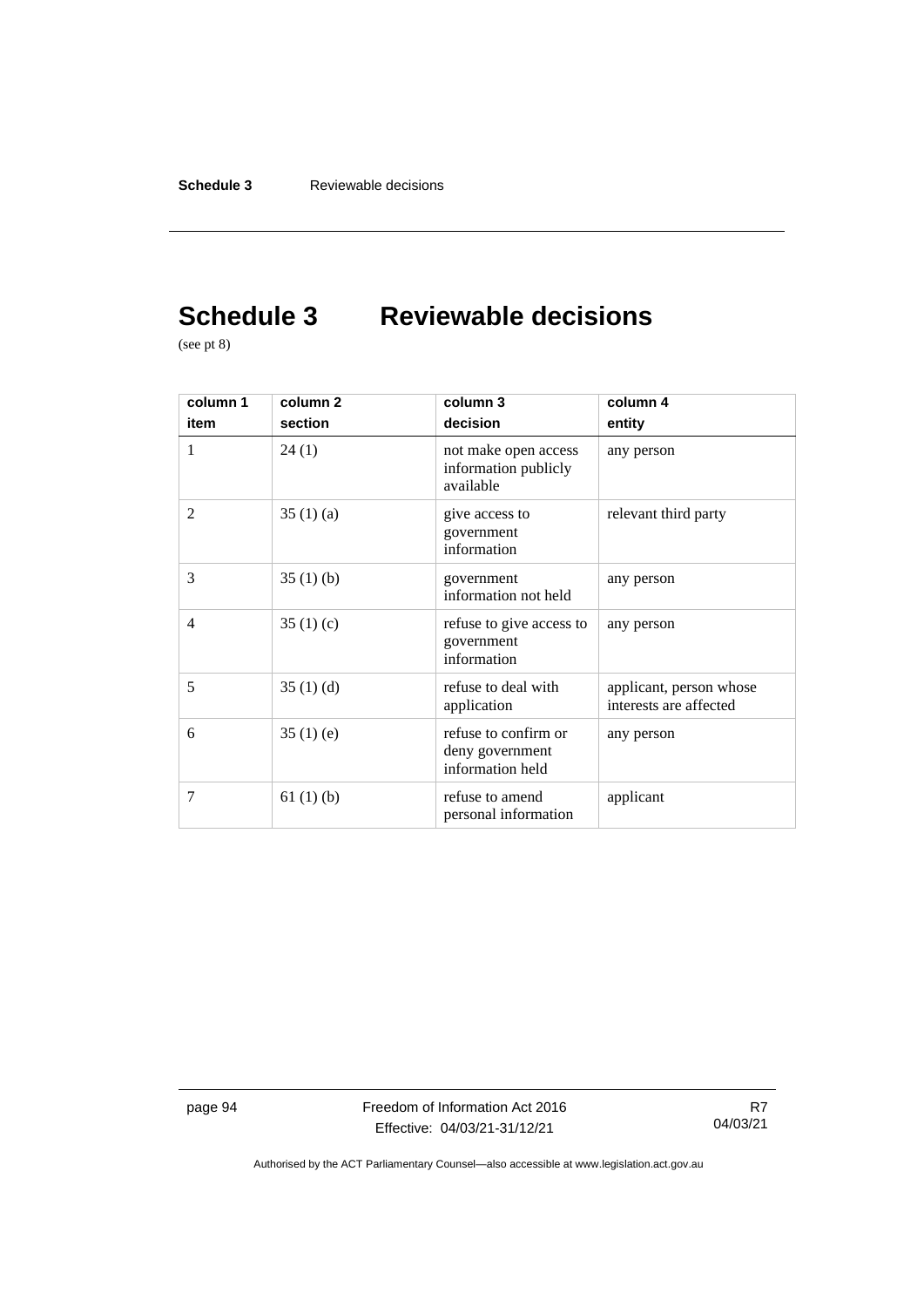# Schedule 3 Reviewable decisions

(see pt 8)

| column 1<br>item | column 2<br>section | column 3<br>decision | column 4<br>entity |
|---|---|---|---|
| 1 | 24 (1) | not make open access information publicly available | any person |
| 2 | 35 (1) (a) | give access to government information | relevant third party |
| 3 | 35 (1) (b) | government information not held | any person |
| 4 | 35 (1) (c) | refuse to give access to government information | any person |
| 5 | 35 (1) (d) | refuse to deal with application | applicant, person whose interests are affected |
| 6 | 35 (1) (e) | refuse to confirm or deny government information held | any person |
| 7 | 61 (1) (b) | refuse to amend personal information | applicant |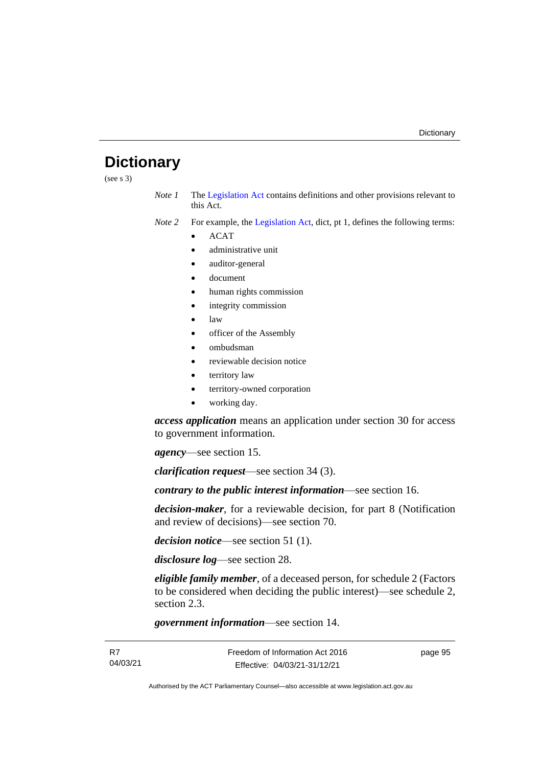# Dictionary

(see s 3)

*Note 1* The Legislation Act contains definitions and other provisions relevant to this Act.

*Note 2* For example, the Legislation Act, dict, pt 1, defines the following terms:

- ACAT
- administrative unit
- auditor-general
- document
- human rights commission
- integrity commission
- law
- officer of the Assembly
- ombudsman
- reviewable decision notice
- territory law
- territory-owned corporation
- working day.

***access application*** means an application under section 30 for access to government information.

***agency***—see section 15.

***clarification request***—see section 34 (3).

***contrary to the public interest information***—see section 16.

***decision-maker***, for a reviewable decision, for part 8 (Notification and review of decisions)—see section 70.

***decision notice***—see section 51 (1).

***disclosure log***—see section 28.

***eligible family member***, of a deceased person, for schedule 2 (Factors to be considered when deciding the public interest)—see schedule 2, section 2.3.

***government information***—see section 14.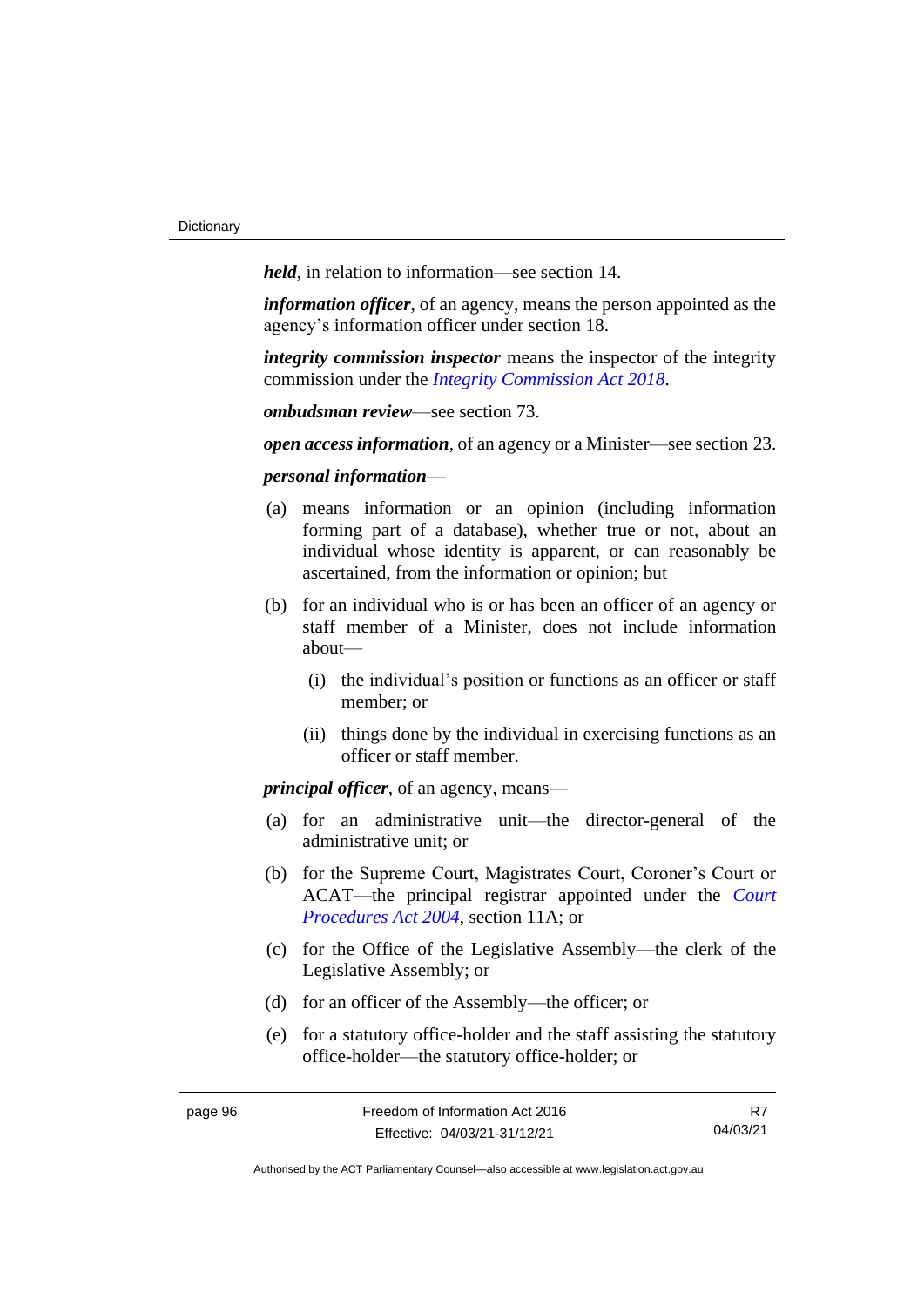***held***, in relation to information—see section 14.

***information officer***, of an agency, means the person appointed as the agency's information officer under section 18.

***integrity commission inspector*** means the inspector of the integrity commission under the *Integrity Commission Act 2018*.

***ombudsman review***—see section 73.

***open access information***, of an agency or a Minister—see section 23.

***personal information***—

(a) means information or an opinion (including information forming part of a database), whether true or not, about an individual whose identity is apparent, or can reasonably be ascertained, from the information or opinion; but

(b) for an individual who is or has been an officer of an agency or staff member of a Minister, does not include information about—

  (i) the individual's position or functions as an officer or staff member; or

  (ii) things done by the individual in exercising functions as an officer or staff member.

***principal officer***, of an agency, means—

(a) for an administrative unit—the director-general of the administrative unit; or

(b) for the Supreme Court, Magistrates Court, Coroner's Court or ACAT—the principal registrar appointed under the *Court Procedures Act 2004*, section 11A; or

(c) for the Office of the Legislative Assembly—the clerk of the Legislative Assembly; or

(d) for an officer of the Assembly—the officer; or

(e) for a statutory office-holder and the staff assisting the statutory office-holder—the statutory office-holder; or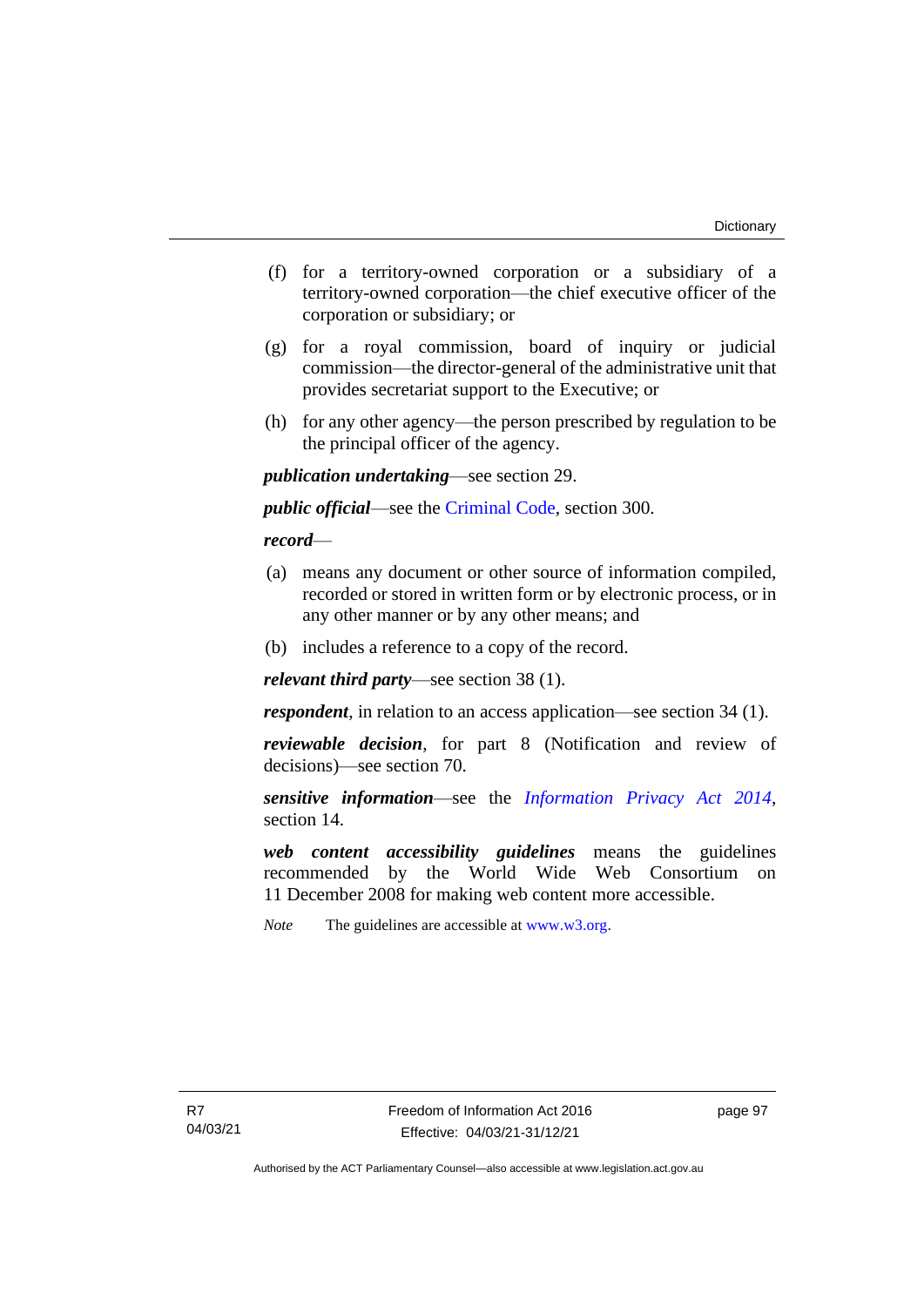(f) for a territory-owned corporation or a subsidiary of a territory-owned corporation—the chief executive officer of the corporation or subsidiary; or

(g) for a royal commission, board of inquiry or judicial commission—the director-general of the administrative unit that provides secretariat support to the Executive; or

(h) for any other agency—the person prescribed by regulation to be the principal officer of the agency.

***publication undertaking***—see section 29.

***public official***—see the Criminal Code, section 300.

***record***—

(a) means any document or other source of information compiled, recorded or stored in written form or by electronic process, or in any other manner or by any other means; and

(b) includes a reference to a copy of the record.

***relevant third party***—see section 38 (1).

***respondent***, in relation to an access application—see section 34 (1).

***reviewable decision***, for part 8 (Notification and review of decisions)—see section 70.

***sensitive information***—see the *Information Privacy Act 2014*, section 14.

***web content accessibility guidelines*** means the guidelines recommended by the World Wide Web Consortium on 11 December 2008 for making web content more accessible.

*Note* The guidelines are accessible at www.w3.org.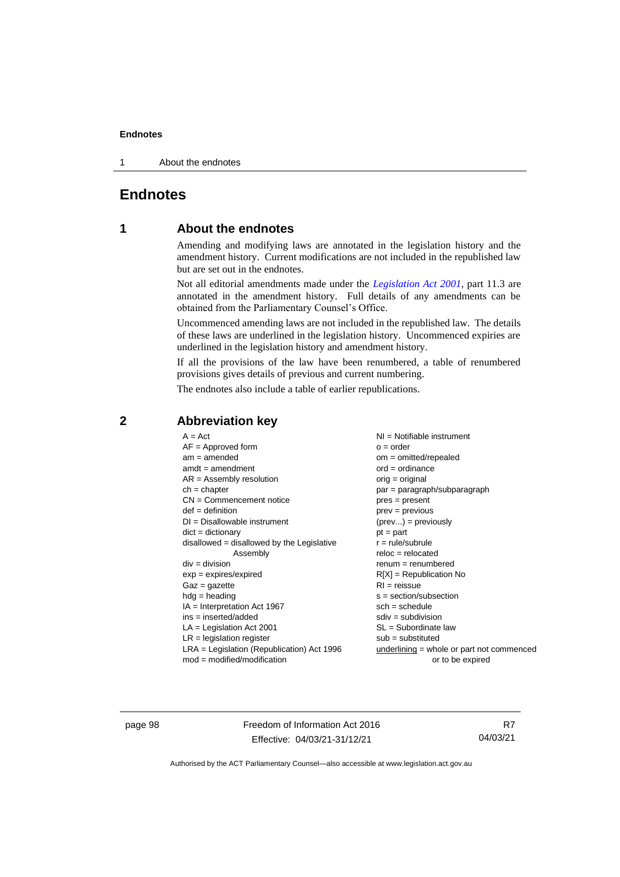# Endnotes

## 1 About the endnotes

Amending and modifying laws are annotated in the legislation history and the amendment history. Current modifications are not included in the republished law but are set out in the endnotes.

Not all editorial amendments made under the *Legislation Act 2001*, part 11.3 are annotated in the amendment history. Full details of any amendments can be obtained from the Parliamentary Counsel's Office.

Uncommenced amending laws are not included in the republished law. The details of these laws are underlined in the legislation history. Uncommenced expiries are underlined in the legislation history and amendment history.

If all the provisions of the law have been renumbered, a table of renumbered provisions gives details of previous and current numbering.

The endnotes also include a table of earlier republications.

## 2 Abbreviation key

A = Act
AF = Approved form
am = amended
amdt = amendment
AR = Assembly resolution
ch = chapter
CN = Commencement notice
def = definition
DI = Disallowable instrument
dict = dictionary
disallowed = disallowed by the Legislative Assembly
div = division
exp = expires/expired
Gaz = gazette
hdg = heading
IA = Interpretation Act 1967
ins = inserted/added
LA = Legislation Act 2001
LR = legislation register
LRA = Legislation (Republication) Act 1996
mod = modified/modification
NI = Notifiable instrument
o = order
om = omitted/repealed
ord = ordinance
orig = original
par = paragraph/subparagraph
pres = present
prev = previous
(prev...) = previously
pt = part
r = rule/subrule
reloc = relocated
renum = renumbered
R[X] = Republication No
RI = reissue
s = section/subsection
sch = schedule
sdiv = subdivision
SL = Subordinate law
sub = substituted
underlining = whole or part not commenced or to be expired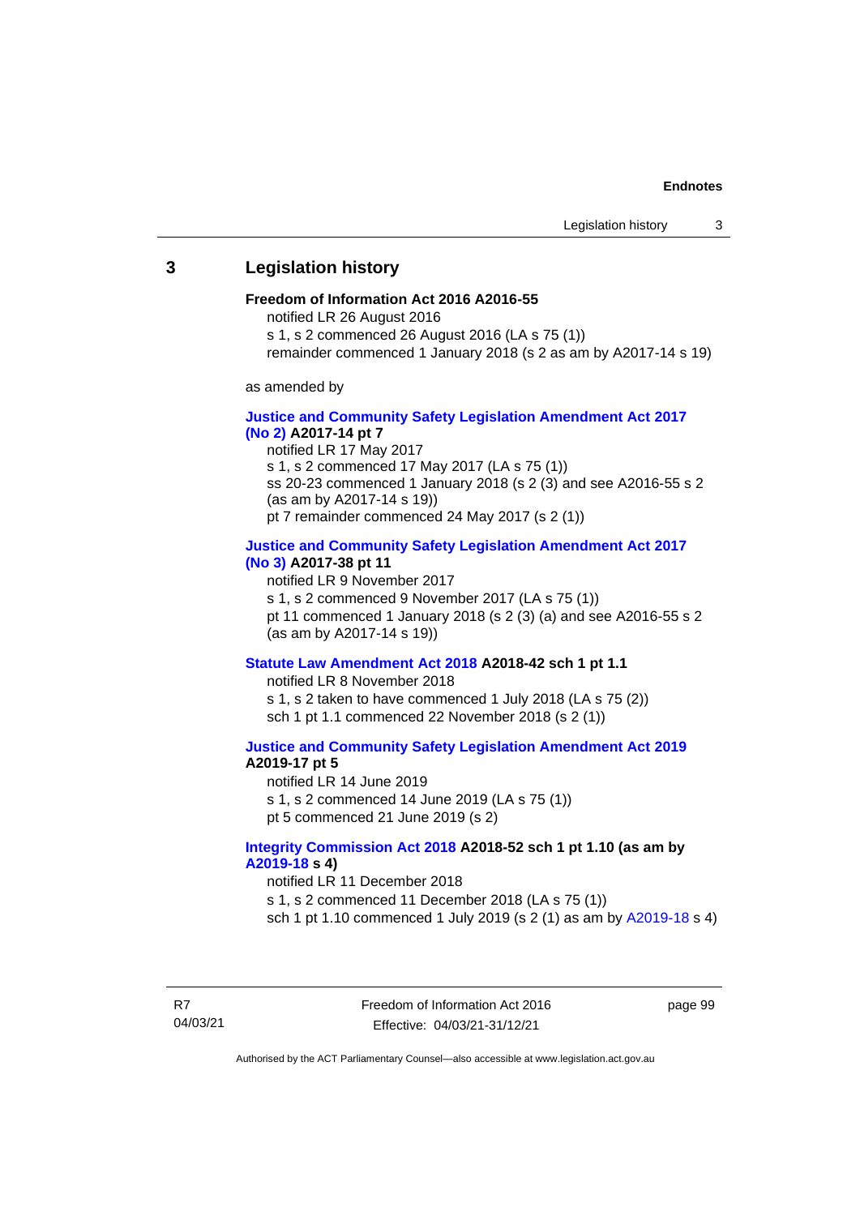## 3 Legislation history

**Freedom of Information Act 2016 A2016-55**

notified LR 26 August 2016

s 1, s 2 commenced 26 August 2016 (LA s 75 (1))

remainder commenced 1 January 2018 (s 2 as am by A2017-14 s 19)

as amended by

**Justice and Community Safety Legislation Amendment Act 2017 (No 2) A2017-14 pt 7**

notified LR 17 May 2017

s 1, s 2 commenced 17 May 2017 (LA s 75 (1))

ss 20-23 commenced 1 January 2018 (s 2 (3) and see A2016-55 s 2 (as am by A2017-14 s 19))

pt 7 remainder commenced 24 May 2017 (s 2 (1))

**Justice and Community Safety Legislation Amendment Act 2017 (No 3) A2017-38 pt 11**

notified LR 9 November 2017

s 1, s 2 commenced 9 November 2017 (LA s 75 (1))

pt 11 commenced 1 January 2018 (s 2 (3) (a) and see A2016-55 s 2 (as am by A2017-14 s 19))

**Statute Law Amendment Act 2018 A2018-42 sch 1 pt 1.1**

notified LR 8 November 2018

s 1, s 2 taken to have commenced 1 July 2018 (LA s 75 (2))

sch 1 pt 1.1 commenced 22 November 2018 (s 2 (1))

**Justice and Community Safety Legislation Amendment Act 2019 A2019-17 pt 5**

notified LR 14 June 2019

s 1, s 2 commenced 14 June 2019 (LA s 75 (1))

pt 5 commenced 21 June 2019 (s 2)

**Integrity Commission Act 2018 A2018-52 sch 1 pt 1.10 (as am by A2019-18 s 4)**

notified LR 11 December 2018

s 1, s 2 commenced 11 December 2018 (LA s 75 (1))

sch 1 pt 1.10 commenced 1 July 2019 (s 2 (1) as am by A2019-18 s 4)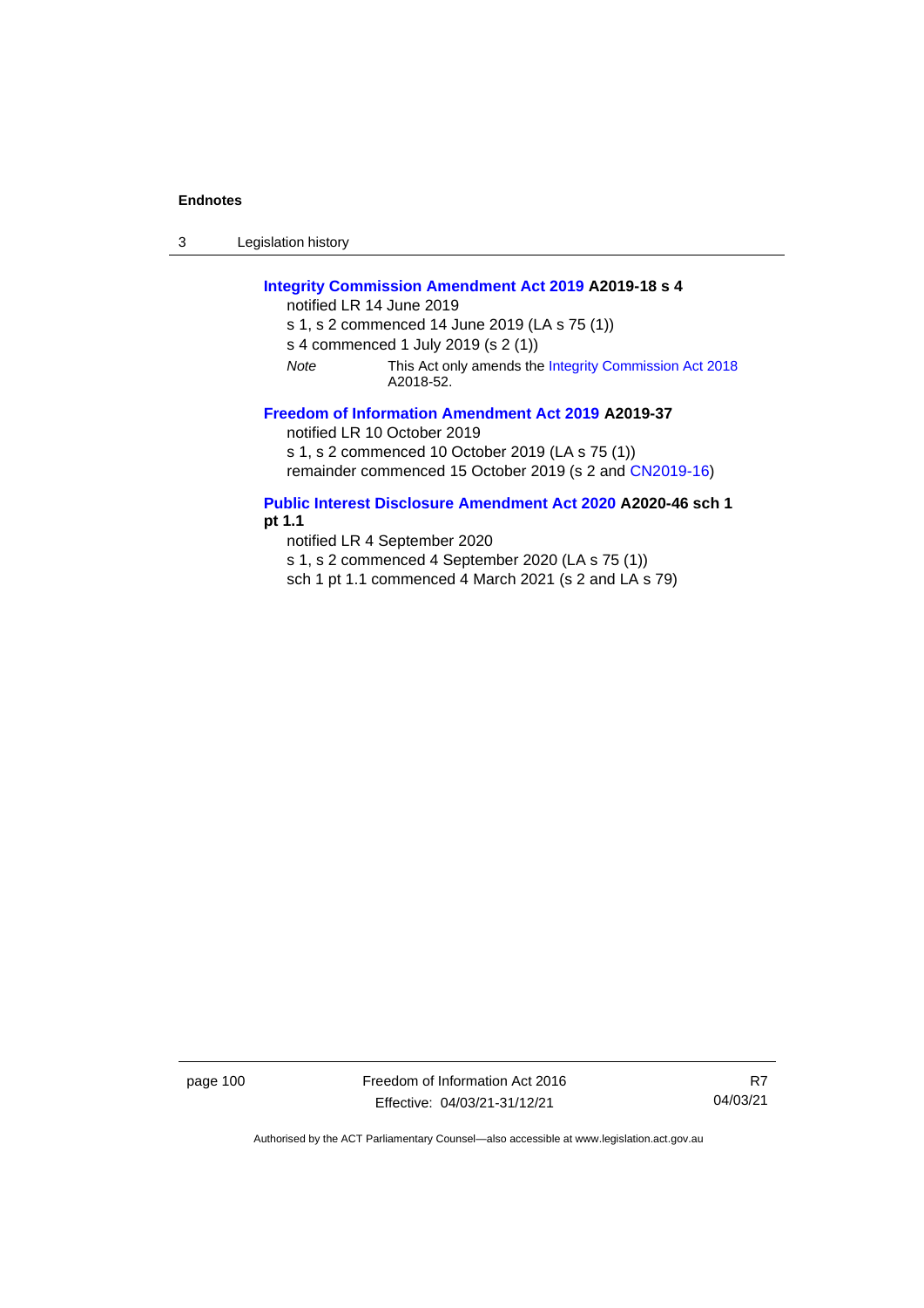**Integrity Commission Amendment Act 2019 A2019-18 s 4**

notified LR 14 June 2019

s 1, s 2 commenced 14 June 2019 (LA s 75 (1))

s 4 commenced 1 July 2019 (s 2 (1))

*Note* This Act only amends the Integrity Commission Act 2018 A2018-52.

**Freedom of Information Amendment Act 2019 A2019-37**

notified LR 10 October 2019

s 1, s 2 commenced 10 October 2019 (LA s 75 (1))

remainder commenced 15 October 2019 (s 2 and CN2019-16)

**Public Interest Disclosure Amendment Act 2020 A2020-46 sch 1 pt 1.1**

notified LR 4 September 2020

s 1, s 2 commenced 4 September 2020 (LA s 75 (1))

sch 1 pt 1.1 commenced 4 March 2021 (s 2 and LA s 79)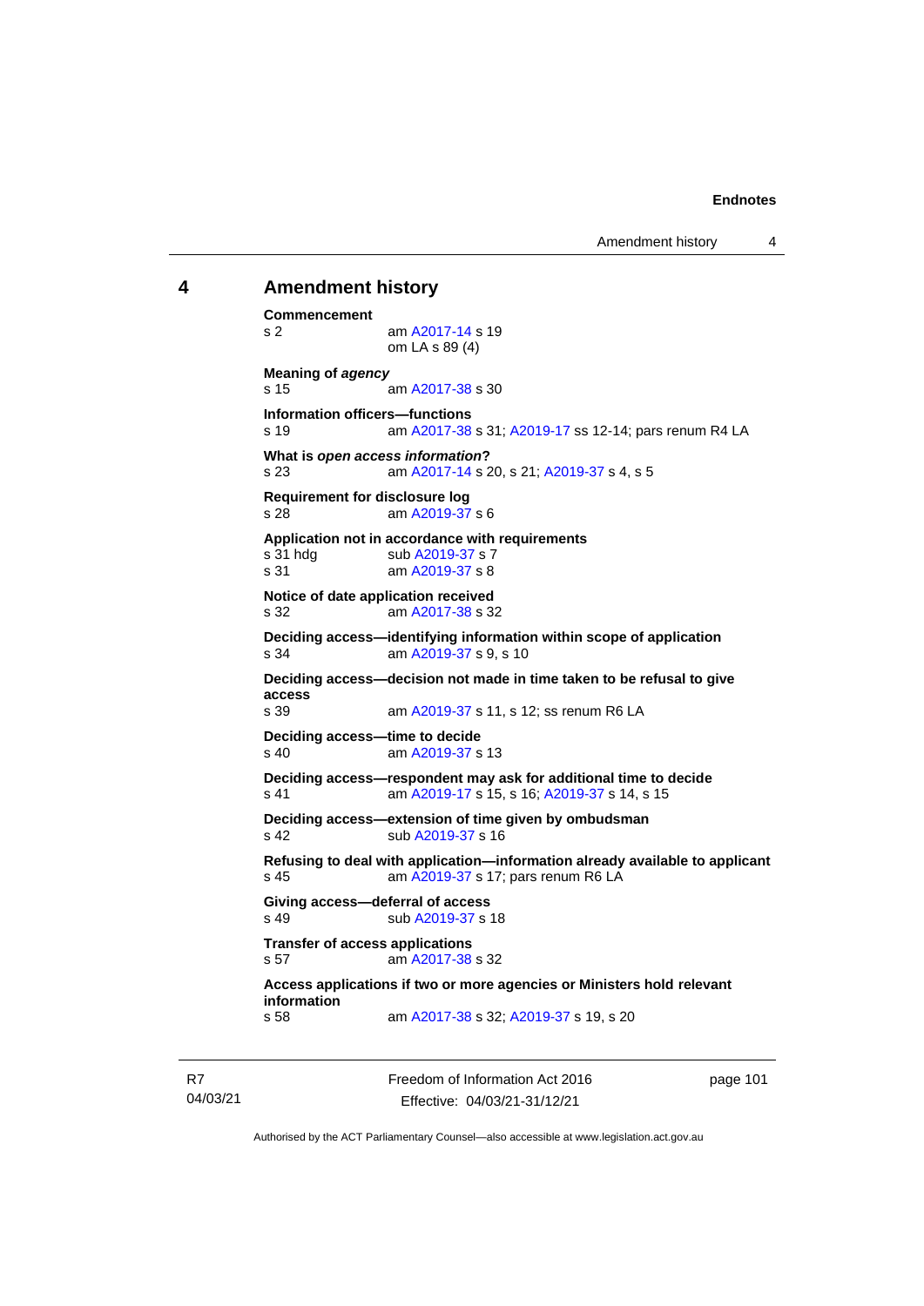## 4 Amendment history

**Commencement**
s 2 am A2017-14 s 19
om LA s 89 (4)

**Meaning of *agency***
s 15 am A2017-38 s 30

**Information officers—functions**
s 19 am A2017-38 s 31; A2019-17 ss 12-14; pars renum R4 LA

**What is *open access information*?**
s 23 am A2017-14 s 20, s 21; A2019-37 s 4, s 5

**Requirement for disclosure log**
s 28 am A2019-37 s 6

**Application not in accordance with requirements**
s 31 hdg sub A2019-37 s 7
s 31 am A2019-37 s 8

**Notice of date application received**
s 32 am A2017-38 s 32

**Deciding access—identifying information within scope of application**
s 34 am A2019-37 s 9, s 10

**Deciding access—decision not made in time taken to be refusal to give access**
s 39 am A2019-37 s 11, s 12; ss renum R6 LA

**Deciding access—time to decide**
s 40 am A2019-37 s 13

**Deciding access—respondent may ask for additional time to decide**
s 41 am A2019-17 s 15, s 16; A2019-37 s 14, s 15

**Deciding access—extension of time given by ombudsman**
s 42 sub A2019-37 s 16

**Refusing to deal with application—information already available to applicant**
s 45 am A2019-37 s 17; pars renum R6 LA

**Giving access—deferral of access**
s 49 sub A2019-37 s 18

**Transfer of access applications**
s 57 am A2017-38 s 32

**Access applications if two or more agencies or Ministers hold relevant information**
s 58 am A2017-38 s 32; A2019-37 s 19, s 20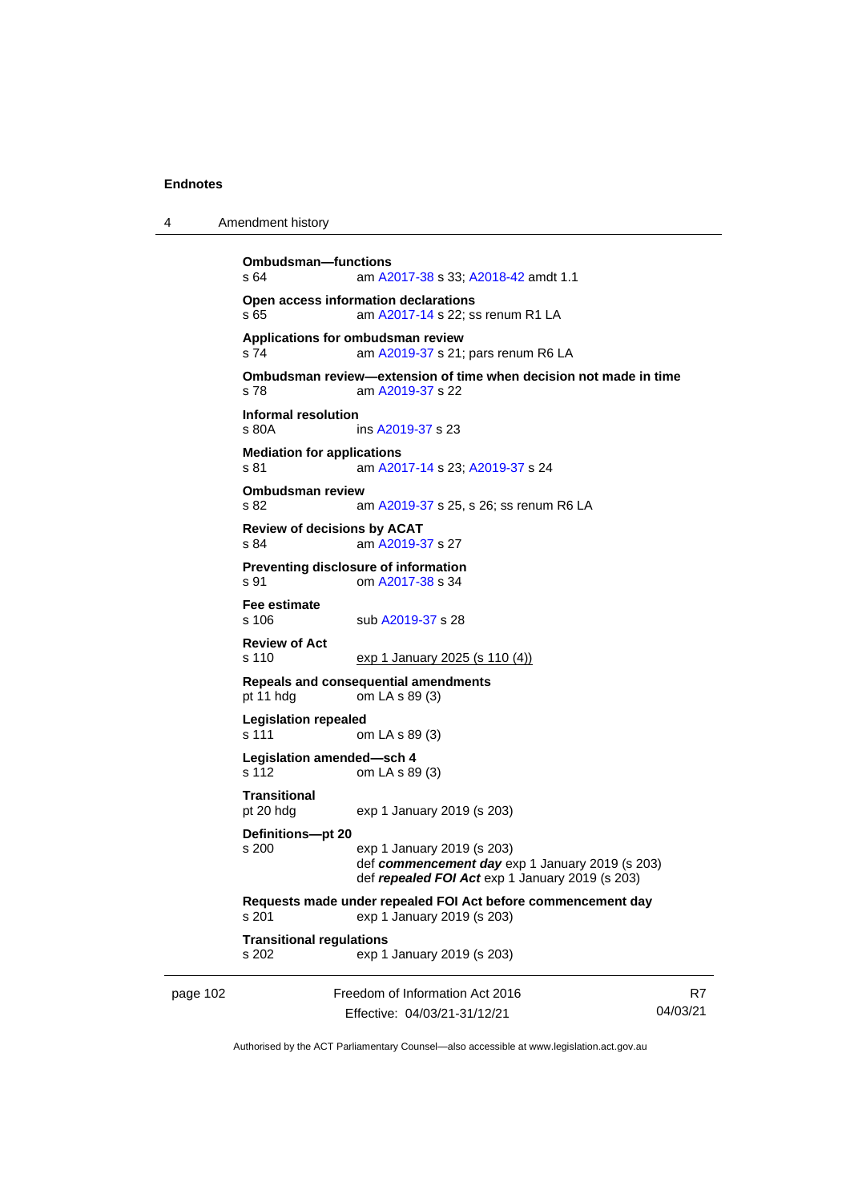**Ombudsman—functions**
s 64 am A2017-38 s 33; A2018-42 amdt 1.1

**Open access information declarations**
s 65 am A2017-14 s 22; ss renum R1 LA

**Applications for ombudsman review**
s 74 am A2019-37 s 21; pars renum R6 LA

**Ombudsman review—extension of time when decision not made in time**
s 78 am A2019-37 s 22

**Informal resolution**
s 80A ins A2019-37 s 23

**Mediation for applications**
s 81 am A2017-14 s 23; A2019-37 s 24

**Ombudsman review**
s 82 am A2019-37 s 25, s 26; ss renum R6 LA

**Review of decisions by ACAT**
s 84 am A2019-37 s 27

**Preventing disclosure of information**
s 91 om A2017-38 s 34

**Fee estimate**
s 106 sub A2019-37 s 28

**Review of Act**
s 110 exp 1 January 2025 (s 110 (4))

**Repeals and consequential amendments**
pt 11 hdg om LA s 89 (3)

**Legislation repealed**
s 111 om LA s 89 (3)

**Legislation amended—sch 4**
s 112 om LA s 89 (3)

**Transitional**
pt 20 hdg exp 1 January 2019 (s 203)

**Definitions—pt 20**
s 200 exp 1 January 2019 (s 203)
def ***commencement day*** exp 1 January 2019 (s 203)
def ***repealed FOI Act*** exp 1 January 2019 (s 203)

**Requests made under repealed FOI Act before commencement day**
s 201 exp 1 January 2019 (s 203)

**Transitional regulations**
s 202 exp 1 January 2019 (s 203)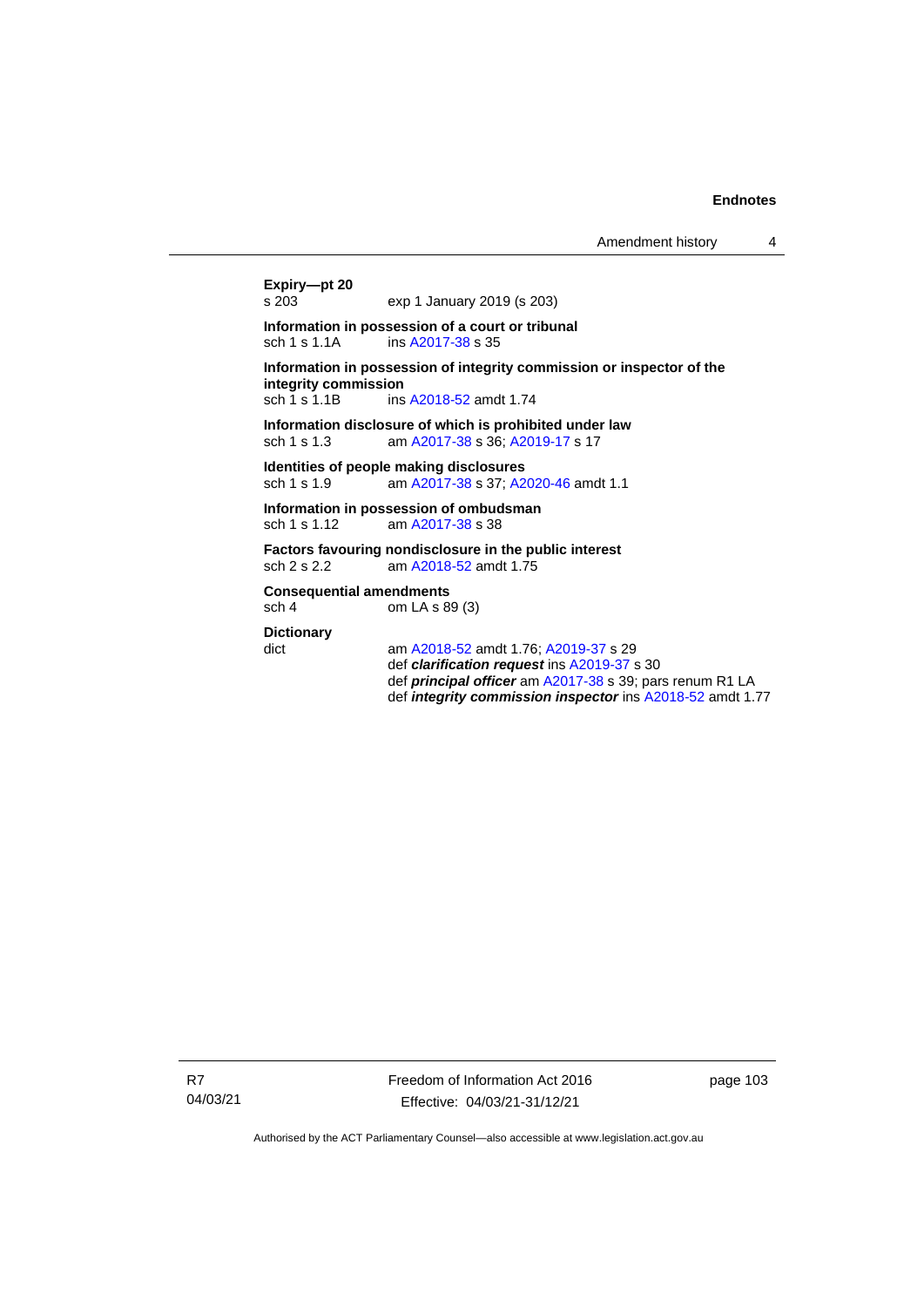**Expiry—pt 20**
s 203 exp 1 January 2019 (s 203)

**Information in possession of a court or tribunal**
sch 1 s 1.1A ins A2017-38 s 35

**Information in possession of integrity commission or inspector of the integrity commission**
sch 1 s 1.1B ins A2018-52 amdt 1.74

**Information disclosure of which is prohibited under law**
sch 1 s 1.3 am A2017-38 s 36; A2019-17 s 17

**Identities of people making disclosures**
sch 1 s 1.9 am A2017-38 s 37; A2020-46 amdt 1.1

**Information in possession of ombudsman**
sch 1 s 1.12 am A2017-38 s 38

**Factors favouring nondisclosure in the public interest**
sch 2 s 2.2 am A2018-52 amdt 1.75

**Consequential amendments**
sch 4 om LA s 89 (3)

**Dictionary**
dict am A2018-52 amdt 1.76; A2019-37 s 29
def ***clarification request*** ins A2019-37 s 30
def ***principal officer*** am A2017-38 s 39; pars renum R1 LA
def ***integrity commission inspector*** ins A2018-52 amdt 1.77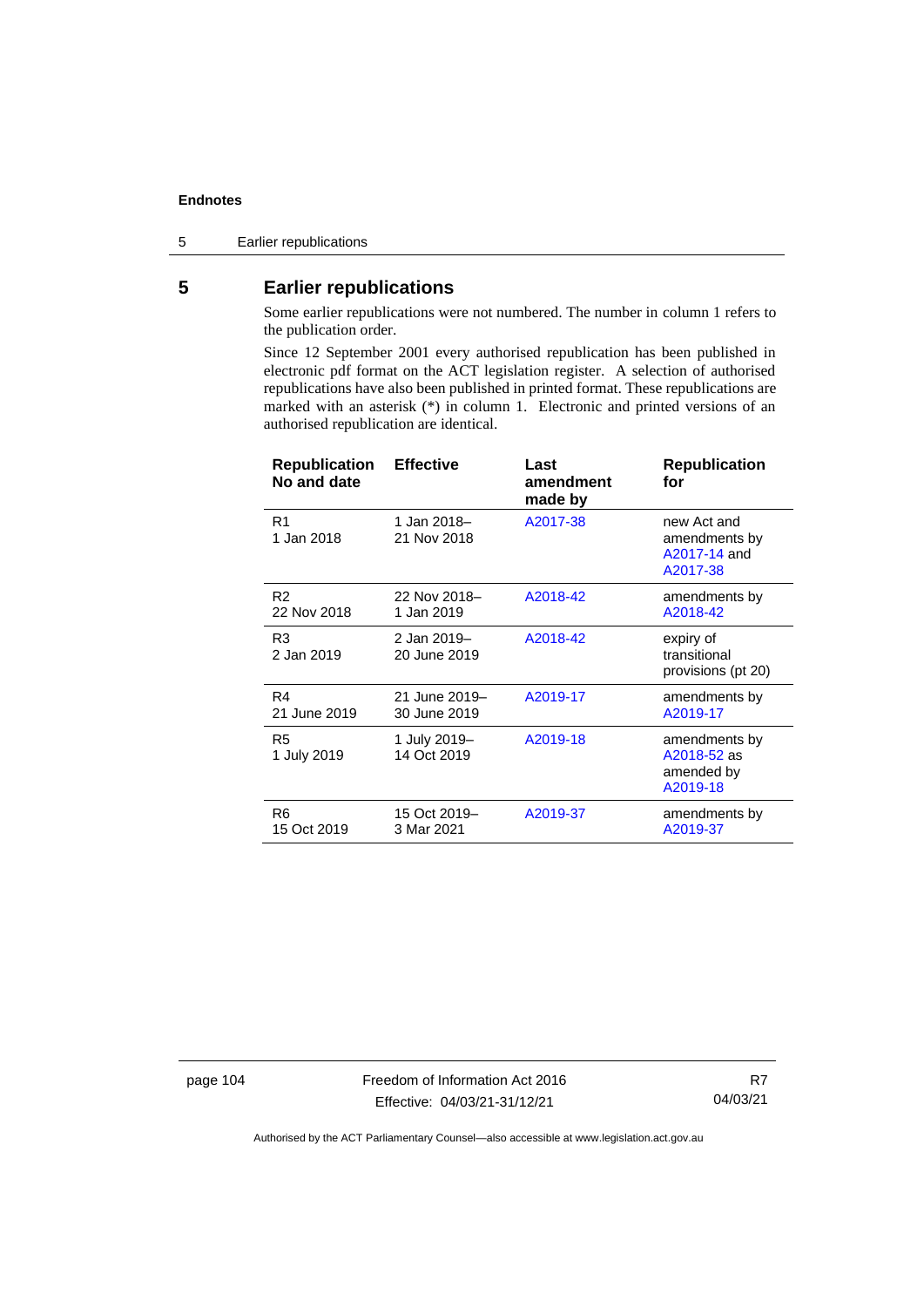## 5 Earlier republications

Some earlier republications were not numbered. The number in column 1 refers to the publication order.

Since 12 September 2001 every authorised republication has been published in electronic pdf format on the ACT legislation register. A selection of authorised republications have also been published in printed format. These republications are marked with an asterisk (*) in column 1. Electronic and printed versions of an authorised republication are identical.

| Republication No and date | Effective | Last amendment made by | Republication for |
|---|---|---|---|
| R1<br>1 Jan 2018 | 1 Jan 2018–<br>21 Nov 2018 | A2017-38 | new Act and amendments by A2017-14 and A2017-38 |
| R2<br>22 Nov 2018 | 22 Nov 2018–<br>1 Jan 2019 | A2018-42 | amendments by A2018-42 |
| R3<br>2 Jan 2019 | 2 Jan 2019–<br>20 June 2019 | A2018-42 | expiry of transitional provisions (pt 20) |
| R4<br>21 June 2019 | 21 June 2019–<br>30 June 2019 | A2019-17 | amendments by A2019-17 |
| R5<br>1 July 2019 | 1 July 2019–<br>14 Oct 2019 | A2019-18 | amendments by A2018-52 as amended by A2019-18 |
| R6<br>15 Oct 2019 | 15 Oct 2019–<br>3 Mar 2021 | A2019-37 | amendments by A2019-37 |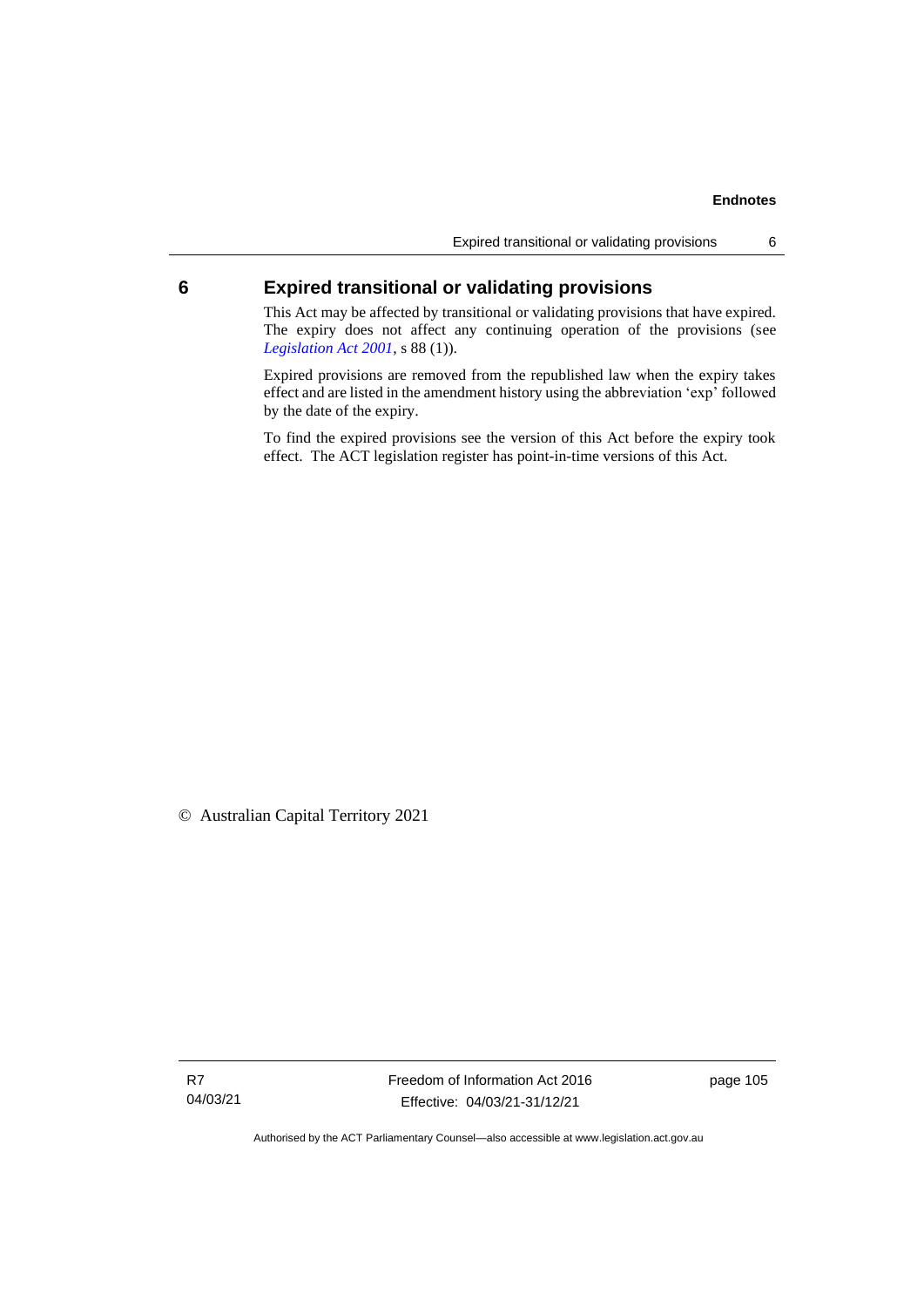## 6 Expired transitional or validating provisions

This Act may be affected by transitional or validating provisions that have expired. The expiry does not affect any continuing operation of the provisions (see *Legislation Act 2001*, s 88 (1)).

Expired provisions are removed from the republished law when the expiry takes effect and are listed in the amendment history using the abbreviation 'exp' followed by the date of the expiry.

To find the expired provisions see the version of this Act before the expiry took effect. The ACT legislation register has point-in-time versions of this Act.

© Australian Capital Territory 2021